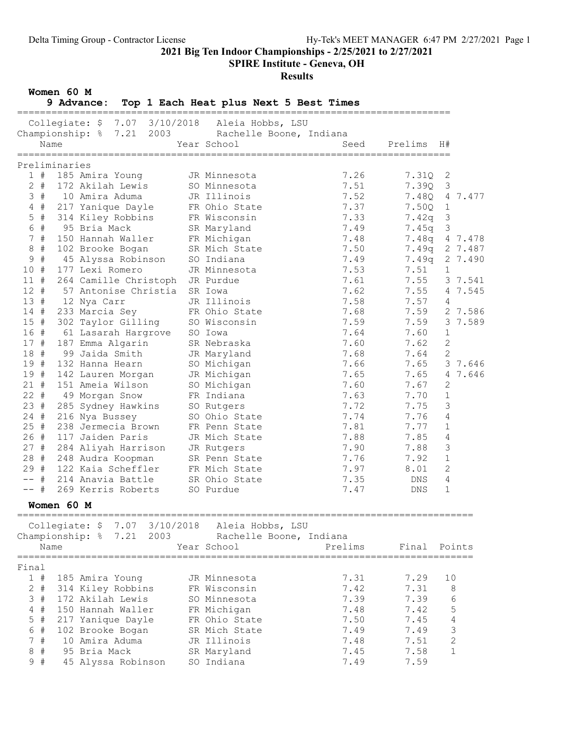# 2021 Big Ten Indoor Championships - 2/25/2021 to 2/27/2021

## SPIRE Institute - Geneva, OH

### Results

**Women 60 M**

**9 Advance: Top 1 Each Heat plus Next 5 Best Times**

Collegiate: $ 7.07 3/10/2018 Aleia Hobbs, LSU
Championship: % 7.21 2003 Rachelle Boone, Indiana

Preliminaries

| Place | Name | Year | School | Seed | Prelims | H# | |
|---|---|---|---|---|---|---|---|
| 1 # | 185 Amira Young | JR | Minnesota | 7.26 | 7.31Q | 2 | |
| 2 # | 172 Akilah Lewis | SO | Minnesota | 7.51 | 7.39Q | 3 | |
| 3 # | 10 Amira Aduma | JR | Illinois | 7.52 | 7.48Q | 4 | 7.477 |
| 4 # | 217 Yanique Dayle | FR | Ohio State | 7.37 | 7.50Q | 1 | |
| 5 # | 314 Kiley Robbins | FR | Wisconsin | 7.33 | 7.42q | 3 | |
| 6 # | 95 Bria Mack | SR | Maryland | 7.49 | 7.45q | 3 | |
| 7 # | 150 Hannah Waller | FR | Michigan | 7.48 | 7.48q | 4 | 7.478 |
| 8 # | 102 Brooke Bogan | SR | Mich State | 7.50 | 7.49q | 2 | 7.487 |
| 9 # | 45 Alyssa Robinson | SO | Indiana | 7.49 | 7.49q | 2 | 7.490 |
| 10 # | 177 Lexi Romero | JR | Minnesota | 7.53 | 7.51 | 1 | |
| 11 # | 264 Camille Christoph | JR | Purdue | 7.61 | 7.55 | 3 | 7.541 |
| 12 # | 57 Antonise Christia | SR | Iowa | 7.62 | 7.55 | 4 | 7.545 |
| 13 # | 12 Nya Carr | JR | Illinois | 7.58 | 7.57 | 4 | |
| 14 # | 233 Marcia Sey | FR | Ohio State | 7.68 | 7.59 | 2 | 7.586 |
| 15 # | 302 Taylor Gilling | SO | Wisconsin | 7.59 | 7.59 | 3 | 7.589 |
| 16 # | 61 Lasarah Hargrove | SO | Iowa | 7.64 | 7.60 | 1 | |
| 17 # | 187 Emma Algarin | SR | Nebraska | 7.60 | 7.62 | 2 | |
| 18 # | 99 Jaida Smith | JR | Maryland | 7.68 | 7.64 | 2 | |
| 19 # | 132 Hanna Hearn | SO | Michigan | 7.66 | 7.65 | 3 | 7.646 |
| 19 # | 142 Lauren Morgan | JR | Michigan | 7.65 | 7.65 | 4 | 7.646 |
| 21 # | 151 Ameia Wilson | SO | Michigan | 7.60 | 7.67 | 2 | |
| 22 # | 49 Morgan Snow | FR | Indiana | 7.63 | 7.70 | 1 | |
| 23 # | 285 Sydney Hawkins | SO | Rutgers | 7.72 | 7.75 | 3 | |
| 24 # | 216 Nya Bussey | SO | Ohio State | 7.74 | 7.76 | 4 | |
| 25 # | 238 Jermecia Brown | FR | Penn State | 7.81 | 7.77 | 1 | |
| 26 # | 117 Jaiden Paris | JR | Mich State | 7.88 | 7.85 | 4 | |
| 27 # | 284 Aliyah Harrison | JR | Rutgers | 7.90 | 7.88 | 3 | |
| 28 # | 248 Audra Koopman | SR | Penn State | 7.76 | 7.92 | 1 | |
| 29 # | 122 Kaia Scheffler | FR | Mich State | 7.97 | 8.01 | 2 | |
| -- # | 214 Anavia Battle | SR | Ohio State | 7.35 | DNS | 4 | |
| -- # | 269 Kerris Roberts | SO | Purdue | 7.47 | DNS | 1 | |

**Women 60 M**

Collegiate: $ 7.07 3/10/2018 Aleia Hobbs, LSU
Championship: % 7.21 2003 Rachelle Boone, Indiana

Final

| Place | Name | Year | School | Prelims | Final | Points |
|---|---|---|---|---|---|---|
| 1 # | 185 Amira Young | JR | Minnesota | 7.31 | 7.29 | 10 |
| 2 # | 314 Kiley Robbins | FR | Wisconsin | 7.42 | 7.31 | 8 |
| 3 # | 172 Akilah Lewis | SO | Minnesota | 7.39 | 7.39 | 6 |
| 4 # | 150 Hannah Waller | FR | Michigan | 7.48 | 7.42 | 5 |
| 5 # | 217 Yanique Dayle | FR | Ohio State | 7.50 | 7.45 | 4 |
| 6 # | 102 Brooke Bogan | SR | Mich State | 7.49 | 7.49 | 3 |
| 7 # | 10 Amira Aduma | JR | Illinois | 7.48 | 7.51 | 2 |
| 8 # | 95 Bria Mack | SR | Maryland | 7.45 | 7.58 | 1 |
| 9 # | 45 Alyssa Robinson | SO | Indiana | 7.49 | 7.59 | |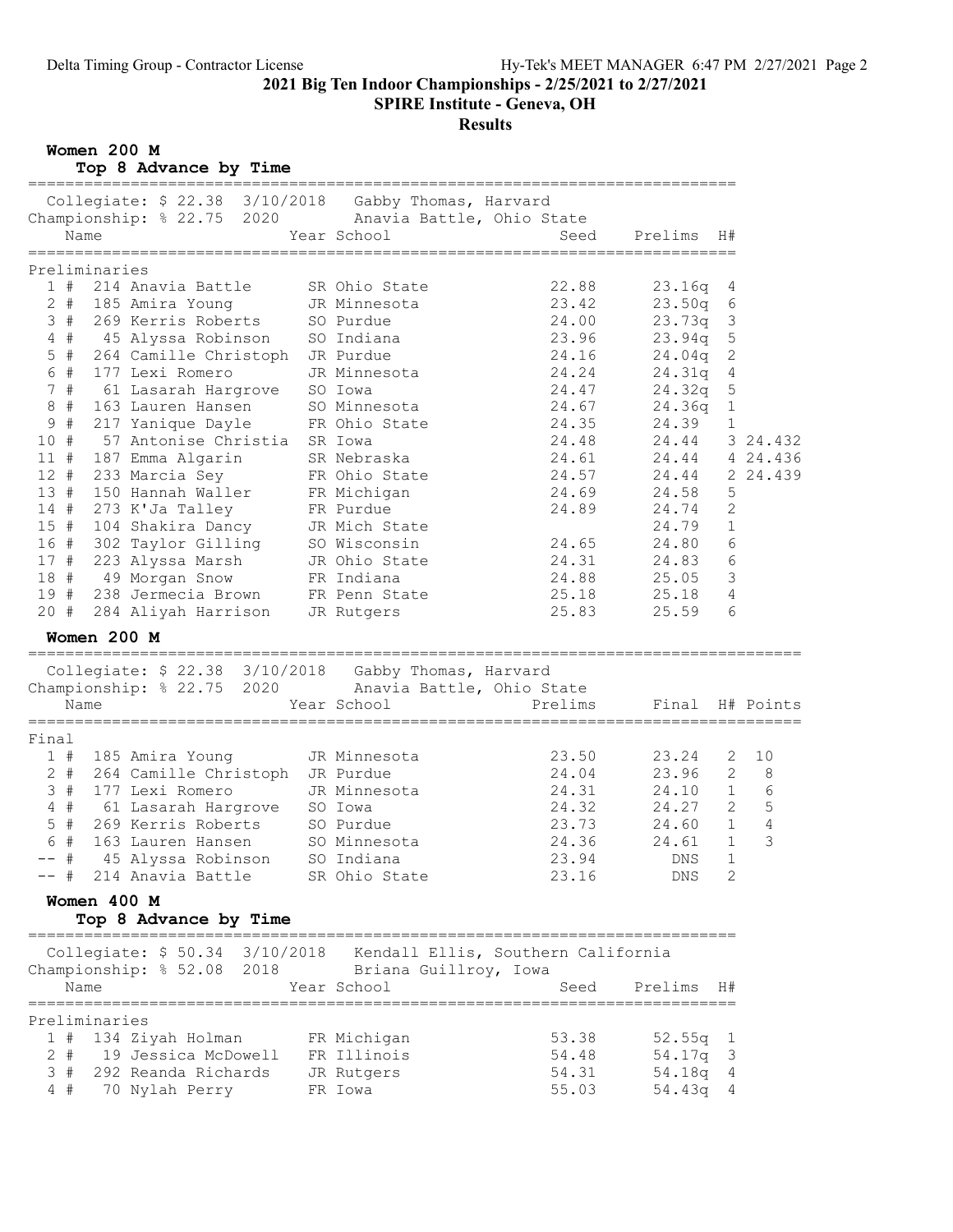# 2021 Big Ten Indoor Championships - 2/25/2021 to 2/27/2021

## SPIRE Institute - Geneva, OH

### Results

**Women 200 M**

**Top 8 Advance by Time**

Collegiate: $ 22.38 3/10/2018 Gabby Thomas, Harvard
Championship: % 22.75 2020 Anavia Battle, Ohio State

| Place | Name | Year | School | Seed | Prelims | H# | |
|---|---|---|---|---|---|---|---|
| **Preliminaries** | | | | | | | |
| 1 # | 214 Anavia Battle | SR | Ohio State | 22.88 | 23.16q | 4 | |
| 2 # | 185 Amira Young | JR | Minnesota | 23.42 | 23.50q | 6 | |
| 3 # | 269 Kerris Roberts | SO | Purdue | 24.00 | 23.73q | 3 | |
| 4 # | 45 Alyssa Robinson | SO | Indiana | 23.96 | 23.94q | 5 | |
| 5 # | 264 Camille Christoph | JR | Purdue | 24.16 | 24.04q | 2 | |
| 6 # | 177 Lexi Romero | JR | Minnesota | 24.24 | 24.31q | 4 | |
| 7 # | 61 Lasarah Hargrove | SO | Iowa | 24.47 | 24.32q | 5 | |
| 8 # | 163 Lauren Hansen | SO | Minnesota | 24.67 | 24.36q | 1 | |
| 9 # | 217 Yanique Dayle | FR | Ohio State | 24.35 | 24.39 | 1 | |
| 10 # | 57 Antonise Christia | SR | Iowa | 24.48 | 24.44 | 3 | 24.432 |
| 11 # | 187 Emma Algarin | SR | Nebraska | 24.61 | 24.44 | 4 | 24.436 |
| 12 # | 233 Marcia Sey | FR | Ohio State | 24.57 | 24.44 | 2 | 24.439 |
| 13 # | 150 Hannah Waller | FR | Michigan | 24.69 | 24.58 | 5 | |
| 14 # | 273 K'Ja Talley | FR | Purdue | 24.89 | 24.74 | 2 | |
| 15 # | 104 Shakira Dancy | JR | Mich State | | 24.79 | 1 | |
| 16 # | 302 Taylor Gilling | SO | Wisconsin | 24.65 | 24.80 | 6 | |
| 17 # | 223 Alyssa Marsh | JR | Ohio State | 24.31 | 24.83 | 6 | |
| 18 # | 49 Morgan Snow | FR | Indiana | 24.88 | 25.05 | 3 | |
| 19 # | 238 Jermecia Brown | FR | Penn State | 25.18 | 25.18 | 4 | |
| 20 # | 284 Aliyah Harrison | JR | Rutgers | 25.83 | 25.59 | 6 | |

**Women 200 M**

Collegiate: $ 22.38 3/10/2018 Gabby Thomas, Harvard
Championship: % 22.75 2020 Anavia Battle, Ohio State

| Place | Name | Year | School | Prelims | Final | H# | Points |
|---|---|---|---|---|---|---|---|
| **Final** | | | | | | | |
| 1 # | 185 Amira Young | JR | Minnesota | 23.50 | 23.24 | 2 | 10 |
| 2 # | 264 Camille Christoph | JR | Purdue | 24.04 | 23.96 | 2 | 8 |
| 3 # | 177 Lexi Romero | JR | Minnesota | 24.31 | 24.10 | 1 | 6 |
| 4 # | 61 Lasarah Hargrove | SO | Iowa | 24.32 | 24.27 | 2 | 5 |
| 5 # | 269 Kerris Roberts | SO | Purdue | 23.73 | 24.60 | 1 | 4 |
| 6 # | 163 Lauren Hansen | SO | Minnesota | 24.36 | 24.61 | 1 | 3 |
| -- # | 45 Alyssa Robinson | SO | Indiana | 23.94 | DNS | 1 | |
| -- # | 214 Anavia Battle | SR | Ohio State | 23.16 | DNS | 2 | |

**Women 400 M**

**Top 8 Advance by Time**

Collegiate: $ 50.34 3/10/2018 Kendall Ellis, Southern California
Championship: % 52.08 2018 Briana Guillroy, Iowa

| Place | Name | Year | School | Seed | Prelims | H# |
|---|---|---|---|---|---|---|
| **Preliminaries** | | | | | | |
| 1 # | 134 Ziyah Holman | FR | Michigan | 53.38 | 52.55q | 1 |
| 2 # | 19 Jessica McDowell | FR | Illinois | 54.48 | 54.17q | 3 |
| 3 # | 292 Reanda Richards | JR | Rutgers | 54.31 | 54.18q | 4 |
| 4 # | 70 Nylah Perry | FR | Iowa | 55.03 | 54.43q | 4 |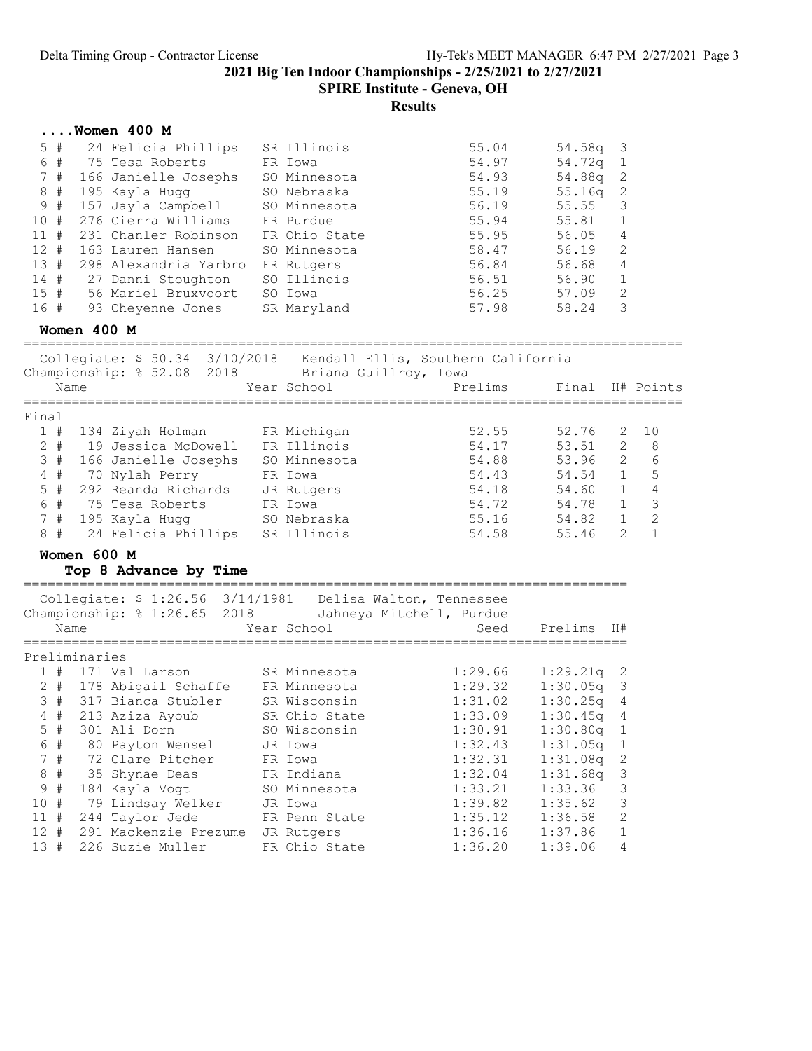## 2021 Big Ten Indoor Championships - 2/25/2021 to 2/27/2021

**SPIRE Institute - Geneva, OH**

**Results**

### ....Women 400 M

| Place | Comp# | Name | Year | School | Seed | Prelims | H# |
|---|---|---|---|---|---|---|---|
| 5 | # 24 | Felicia Phillips | SR | Illinois | 55.04 | 54.58q | 3 |
| 6 | # 75 | Tesa Roberts | FR | Iowa | 54.97 | 54.72q | 1 |
| 7 | # 166 | Janielle Josephs | SO | Minnesota | 54.93 | 54.88q | 2 |
| 8 | # 195 | Kayla Hugg | SO | Nebraska | 55.19 | 55.16q | 2 |
| 9 | # 157 | Jayla Campbell | SO | Minnesota | 56.19 | 55.55 | 3 |
| 10 | # 276 | Cierra Williams | FR | Purdue | 55.94 | 55.81 | 1 |
| 11 | # 231 | Chanler Robinson | FR | Ohio State | 55.95 | 56.05 | 4 |
| 12 | # 163 | Lauren Hansen | SO | Minnesota | 58.47 | 56.19 | 2 |
| 13 | # 298 | Alexandria Yarbro | FR | Rutgers | 56.84 | 56.68 | 4 |
| 14 | # 27 | Danni Stoughton | SO | Illinois | 56.51 | 56.90 | 1 |
| 15 | # 56 | Mariel Bruxvoort | SO | Iowa | 56.25 | 57.09 | 2 |
| 16 | # 93 | Cheyenne Jones | SR | Maryland | 57.98 | 58.24 | 3 |

### Women 400 M

Collegiate: $ 50.34 3/10/2018 Kendall Ellis, Southern California
Championship: % 52.08 2018 Briana Guillroy, Iowa

**Final**

| Place | Comp# | Name | Year | School | Prelims | Final | H# | Points |
|---|---|---|---|---|---|---|---|---|
| 1 | # 134 | Ziyah Holman | FR | Michigan | 52.55 | 52.76 | 2 | 10 |
| 2 | # 19 | Jessica McDowell | FR | Illinois | 54.17 | 53.51 | 2 | 8 |
| 3 | # 166 | Janielle Josephs | SO | Minnesota | 54.88 | 53.96 | 2 | 6 |
| 4 | # 70 | Nylah Perry | FR | Iowa | 54.43 | 54.54 | 1 | 5 |
| 5 | # 292 | Reanda Richards | JR | Rutgers | 54.18 | 54.60 | 1 | 4 |
| 6 | # 75 | Tesa Roberts | FR | Iowa | 54.72 | 54.78 | 1 | 3 |
| 7 | # 195 | Kayla Hugg | SO | Nebraska | 55.16 | 54.82 | 1 | 2 |
| 8 | # 24 | Felicia Phillips | SR | Illinois | 54.58 | 55.46 | 2 | 1 |

### Women 600 M

**Top 8 Advance by Time**

Collegiate: $ 1:26.56 3/14/1981 Delisa Walton, Tennessee
Championship: % 1:26.65 2018 Jahneya Mitchell, Purdue

**Preliminaries**

| Place | Comp# | Name | Year | School | Seed | Prelims | H# |
|---|---|---|---|---|---|---|---|
| 1 | # 171 | Val Larson | SR | Minnesota | 1:29.66 | 1:29.21q | 2 |
| 2 | # 178 | Abigail Schaffe | FR | Minnesota | 1:29.32 | 1:30.05q | 3 |
| 3 | # 317 | Bianca Stubler | SR | Wisconsin | 1:31.02 | 1:30.25q | 4 |
| 4 | # 213 | Aziza Ayoub | SR | Ohio State | 1:33.09 | 1:30.45q | 4 |
| 5 | # 301 | Ali Dorn | SO | Wisconsin | 1:30.91 | 1:30.80q | 1 |
| 6 | # 80 | Payton Wensel | JR | Iowa | 1:32.43 | 1:31.05q | 1 |
| 7 | # 72 | Clare Pitcher | FR | Iowa | 1:32.31 | 1:31.08q | 2 |
| 8 | # 35 | Shynae Deas | FR | Indiana | 1:32.04 | 1:31.68q | 3 |
| 9 | # 184 | Kayla Vogt | SO | Minnesota | 1:33.21 | 1:33.36 | 3 |
| 10 | # 79 | Lindsay Welker | JR | Iowa | 1:39.82 | 1:35.62 | 3 |
| 11 | # 244 | Taylor Jede | FR | Penn State | 1:35.12 | 1:36.58 | 2 |
| 12 | # 291 | Mackenzie Prezume | JR | Rutgers | 1:36.16 | 1:37.86 | 1 |
| 13 | # 226 | Suzie Muller | FR | Ohio State | 1:36.20 | 1:39.06 | 4 |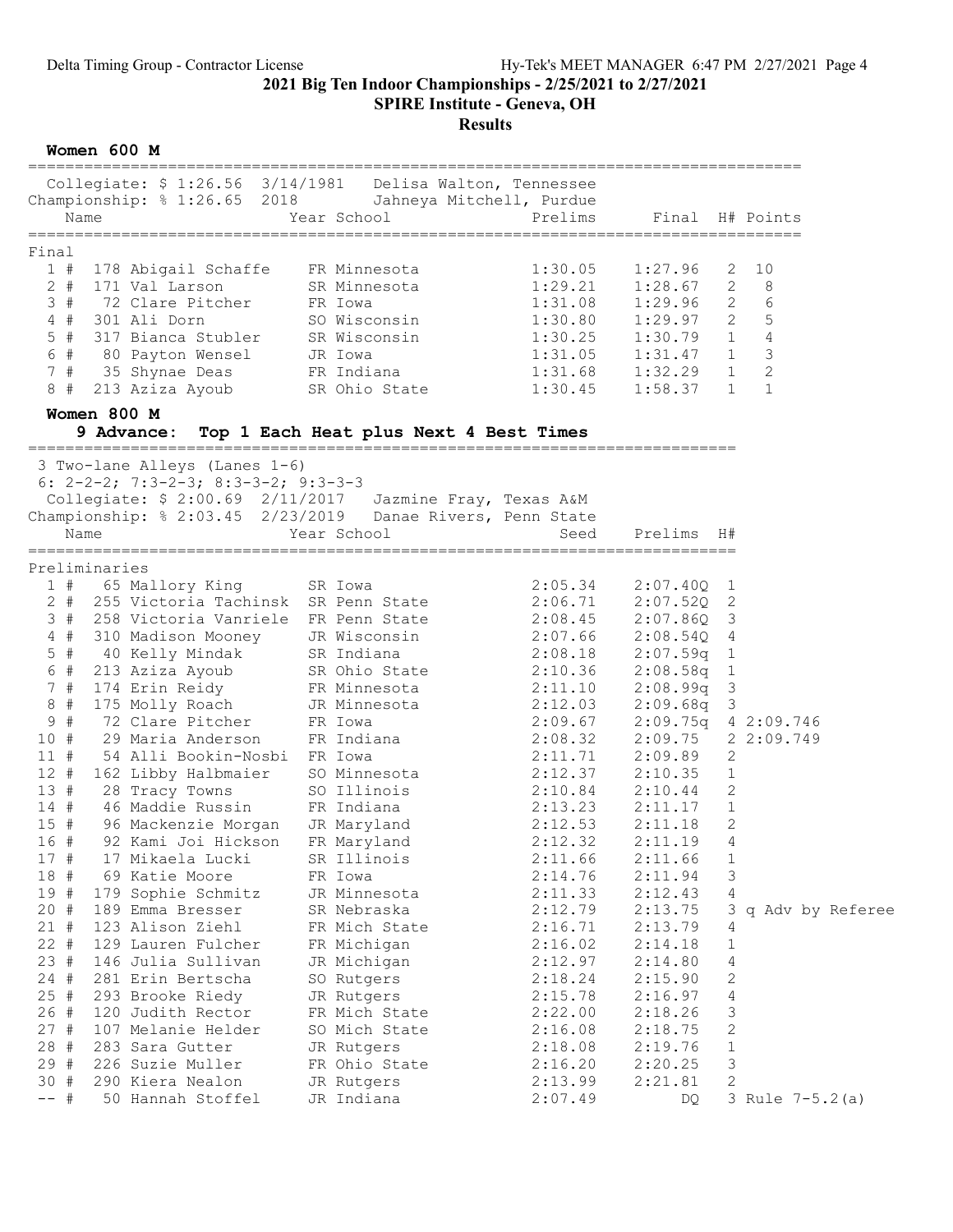2021 Big Ten Indoor Championships - 2/25/2021 to 2/27/2021

SPIRE Institute - Geneva, OH

Results

## Women 600 M

Collegiate: $ 1:26.56 3/14/1981 Delisa Walton, Tennessee
Championship: % 1:26.65 2018 Jahneya Mitchell, Purdue

**Final**

| Place | Name | Year | School | Prelims | Final | H# | Points |
|---|---|---|---|---|---|---|---|
| 1 # | 178 Abigail Schaffe | FR | Minnesota | 1:30.05 | 1:27.96 | 2 | 10 |
| 2 # | 171 Val Larson | SR | Minnesota | 1:29.21 | 1:28.67 | 2 | 8 |
| 3 # | 72 Clare Pitcher | FR | Iowa | 1:31.08 | 1:29.96 | 2 | 6 |
| 4 # | 301 Ali Dorn | SO | Wisconsin | 1:30.80 | 1:29.97 | 2 | 5 |
| 5 # | 317 Bianca Stubler | SR | Wisconsin | 1:30.25 | 1:30.79 | 1 | 4 |
| 6 # | 80 Payton Wensel | JR | Iowa | 1:31.05 | 1:31.47 | 1 | 3 |
| 7 # | 35 Shynae Deas | FR | Indiana | 1:31.68 | 1:32.29 | 1 | 2 |
| 8 # | 213 Aziza Ayoub | SR | Ohio State | 1:30.45 | 1:58.37 | 1 | 1 |

## Women 800 M

**9 Advance: Top 1 Each Heat plus Next 4 Best Times**

3 Two-lane Alleys (Lanes 1-6)
6: 2-2-2; 7:3-2-3; 8:3-3-2; 9:3-3-3
Collegiate: $ 2:00.69 2/11/2017 Jazmine Fray, Texas A&M
Championship: % 2:03.45 2/23/2019 Danae Rivers, Penn State

**Preliminaries**

| Place | Name | Year | School | Seed | Prelims | H# | Notes |
|---|---|---|---|---|---|---|---|
| 1 # | 65 Mallory King | SR | Iowa | 2:05.34 | 2:07.40Q | 1 | |
| 2 # | 255 Victoria Tachinsk | SR | Penn State | 2:06.71 | 2:07.52Q | 2 | |
| 3 # | 258 Victoria Vanriele | FR | Penn State | 2:08.45 | 2:07.86Q | 3 | |
| 4 # | 310 Madison Mooney | JR | Wisconsin | 2:07.66 | 2:08.54Q | 4 | |
| 5 # | 40 Kelly Mindak | SR | Indiana | 2:08.18 | 2:07.59q | 1 | |
| 6 # | 213 Aziza Ayoub | SR | Ohio State | 2:10.36 | 2:08.58q | 1 | |
| 7 # | 174 Erin Reidy | FR | Minnesota | 2:11.10 | 2:08.99q | 3 | |
| 8 # | 175 Molly Roach | JR | Minnesota | 2:12.03 | 2:09.68q | 3 | |
| 9 # | 72 Clare Pitcher | FR | Iowa | 2:09.67 | 2:09.75q | 4 | 2:09.746 |
| 10 # | 29 Maria Anderson | FR | Indiana | 2:08.32 | 2:09.75 | 2 | 2:09.749 |
| 11 # | 54 Alli Bookin-Nosbi | FR | Iowa | 2:11.71 | 2:09.89 | 2 | |
| 12 # | 162 Libby Halbmaier | SO | Minnesota | 2:12.37 | 2:10.35 | 1 | |
| 13 # | 28 Tracy Towns | SO | Illinois | 2:10.84 | 2:10.44 | 2 | |
| 14 # | 46 Maddie Russin | FR | Indiana | 2:13.23 | 2:11.17 | 1 | |
| 15 # | 96 Mackenzie Morgan | JR | Maryland | 2:12.53 | 2:11.18 | 2 | |
| 16 # | 92 Kami Joi Hickson | FR | Maryland | 2:12.32 | 2:11.19 | 4 | |
| 17 # | 17 Mikaela Lucki | SR | Illinois | 2:11.66 | 2:11.66 | 1 | |
| 18 # | 69 Katie Moore | FR | Iowa | 2:14.76 | 2:11.94 | 3 | |
| 19 # | 179 Sophie Schmitz | JR | Minnesota | 2:11.33 | 2:12.43 | 4 | |
| 20 # | 189 Emma Bresser | SR | Nebraska | 2:12.79 | 2:13.75 | 3 | q Adv by Referee |
| 21 # | 123 Alison Ziehl | FR | Mich State | 2:16.71 | 2:13.79 | 4 | |
| 22 # | 129 Lauren Fulcher | FR | Michigan | 2:16.02 | 2:14.18 | 1 | |
| 23 # | 146 Julia Sullivan | JR | Michigan | 2:12.97 | 2:14.80 | 4 | |
| 24 # | 281 Erin Bertscha | SO | Rutgers | 2:18.24 | 2:15.90 | 2 | |
| 25 # | 293 Brooke Riedy | JR | Rutgers | 2:15.78 | 2:16.97 | 4 | |
| 26 # | 120 Judith Rector | FR | Mich State | 2:22.00 | 2:18.26 | 3 | |
| 27 # | 107 Melanie Helder | SO | Mich State | 2:16.08 | 2:18.75 | 2 | |
| 28 # | 283 Sara Gutter | JR | Rutgers | 2:18.08 | 2:19.76 | 1 | |
| 29 # | 226 Suzie Muller | FR | Ohio State | 2:16.20 | 2:20.25 | 3 | |
| 30 # | 290 Kiera Nealon | JR | Rutgers | 2:13.99 | 2:21.81 | 2 | |
| -- # | 50 Hannah Stoffel | JR | Indiana | 2:07.49 | DQ | 3 | Rule 7-5.2(a) |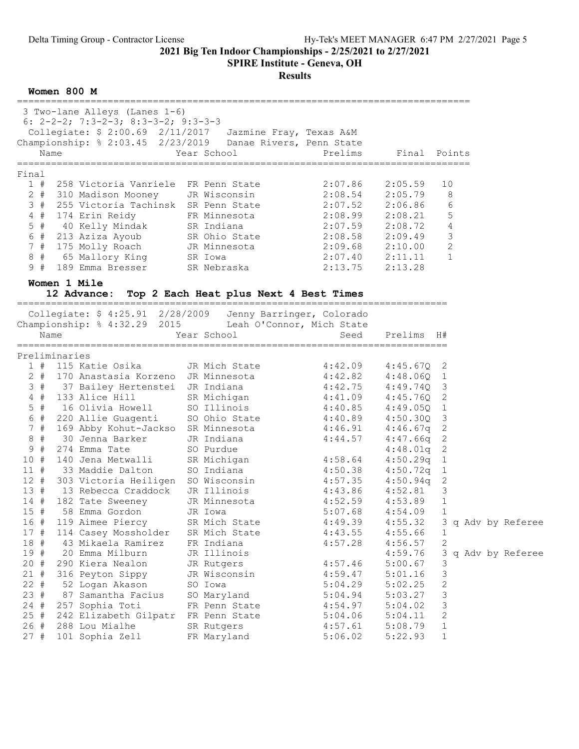## 2021 Big Ten Indoor Championships - 2/25/2021 to 2/27/2021

**SPIRE Institute - Geneva, OH**

**Results**

### Women 800 M

3 Two-lane Alleys (Lanes 1-6)
6: 2-2-2; 7:3-2-3; 8:3-3-2; 9:3-3-3

Collegiate: $ 2:00.69 2/11/2017 Jazmine Fray, Texas A&M
Championship: % 2:03.45 2/23/2019 Danae Rivers, Penn State

**Final**

| Place | # | Name | Year | School | Prelims | Final | Points |
|---|---|---|---|---|---|---|---|
| 1 | 258 | Victoria Vanriele | FR | Penn State | 2:07.86 | 2:05.59 | 10 |
| 2 | 310 | Madison Mooney | JR | Wisconsin | 2:08.54 | 2:05.79 | 8 |
| 3 | 255 | Victoria Tachinsk | SR | Penn State | 2:07.52 | 2:06.86 | 6 |
| 4 | 174 | Erin Reidy | FR | Minnesota | 2:08.99 | 2:08.21 | 5 |
| 5 | 40 | Kelly Mindak | SR | Indiana | 2:07.59 | 2:08.72 | 4 |
| 6 | 213 | Aziza Ayoub | SR | Ohio State | 2:08.58 | 2:09.49 | 3 |
| 7 | 175 | Molly Roach | JR | Minnesota | 2:09.68 | 2:10.00 | 2 |
| 8 | 65 | Mallory King | SR | Iowa | 2:07.40 | 2:11.11 | 1 |
| 9 | 189 | Emma Bresser | SR | Nebraska | 2:13.75 | 2:13.28 | |

### Women 1 Mile

**12 Advance: Top 2 Each Heat plus Next 4 Best Times**

Collegiate: $ 4:25.91 2/28/2009 Jenny Barringer, Colorado
Championship: % 4:32.29 2015 Leah O'Connor, Mich State

**Preliminaries**

| Place | # | Name | Year | School | Seed | Prelims | H# | |
|---|---|---|---|---|---|---|---|---|
| 1 | 115 | Katie Osika | JR | Mich State | 4:42.09 | 4:45.67Q | 2 | |
| 2 | 170 | Anastasia Korzeno | JR | Minnesota | 4:42.82 | 4:48.06Q | 1 | |
| 3 | 37 | Bailey Hertenstei | JR | Indiana | 4:42.75 | 4:49.74Q | 3 | |
| 4 | 133 | Alice Hill | SR | Michigan | 4:41.09 | 4:45.76Q | 2 | |
| 5 | 16 | Olivia Howell | SO | Illinois | 4:40.85 | 4:49.05Q | 1 | |
| 6 | 220 | Allie Guagenti | SO | Ohio State | 4:40.89 | 4:50.30Q | 3 | |
| 7 | 169 | Abby Kohut-Jackso | SR | Minnesota | 4:46.91 | 4:46.67q | 2 | |
| 8 | 30 | Jenna Barker | JR | Indiana | 4:44.57 | 4:47.66q | 2 | |
| 9 | 274 | Emma Tate | SO | Purdue | | 4:48.01q | 2 | |
| 10 | 140 | Jena Metwalli | SR | Michigan | 4:58.64 | 4:50.29q | 1 | |
| 11 | 33 | Maddie Dalton | SO | Indiana | 4:50.38 | 4:50.72q | 1 | |
| 12 | 303 | Victoria Heiligen | SO | Wisconsin | 4:57.35 | 4:50.94q | 2 | |
| 13 | 13 | Rebecca Craddock | JR | Illinois | 4:43.86 | 4:52.81 | 3 | |
| 14 | 182 | Tate Sweeney | JR | Minnesota | 4:52.59 | 4:53.89 | 1 | |
| 15 | 58 | Emma Gordon | JR | Iowa | 5:07.68 | 4:54.09 | 1 | |
| 16 | 119 | Aimee Piercy | SR | Mich State | 4:49.39 | 4:55.32 | 3 | q Adv by Referee |
| 17 | 114 | Casey Mossholder | SR | Mich State | 4:43.55 | 4:55.66 | 1 | |
| 18 | 43 | Mikaela Ramirez | FR | Indiana | 4:57.28 | 4:56.57 | 2 | |
| 19 | 20 | Emma Milburn | JR | Illinois | | 4:59.76 | 3 | q Adv by Referee |
| 20 | 290 | Kiera Nealon | JR | Rutgers | 4:57.46 | 5:00.67 | 3 | |
| 21 | 316 | Peyton Sippy | JR | Wisconsin | 4:59.47 | 5:01.16 | 3 | |
| 22 | 52 | Logan Akason | SO | Iowa | 5:04.29 | 5:02.25 | 2 | |
| 23 | 87 | Samantha Facius | SO | Maryland | 5:04.94 | 5:03.27 | 3 | |
| 24 | 257 | Sophia Toti | FR | Penn State | 4:54.97 | 5:04.02 | 3 | |
| 25 | 242 | Elizabeth Gilpatr | FR | Penn State | 5:04.06 | 5:04.11 | 2 | |
| 26 | 288 | Lou Mialhe | SR | Rutgers | 4:57.61 | 5:08.79 | 1 | |
| 27 | 101 | Sophia Zell | FR | Maryland | 5:06.02 | 5:22.93 | 1 | |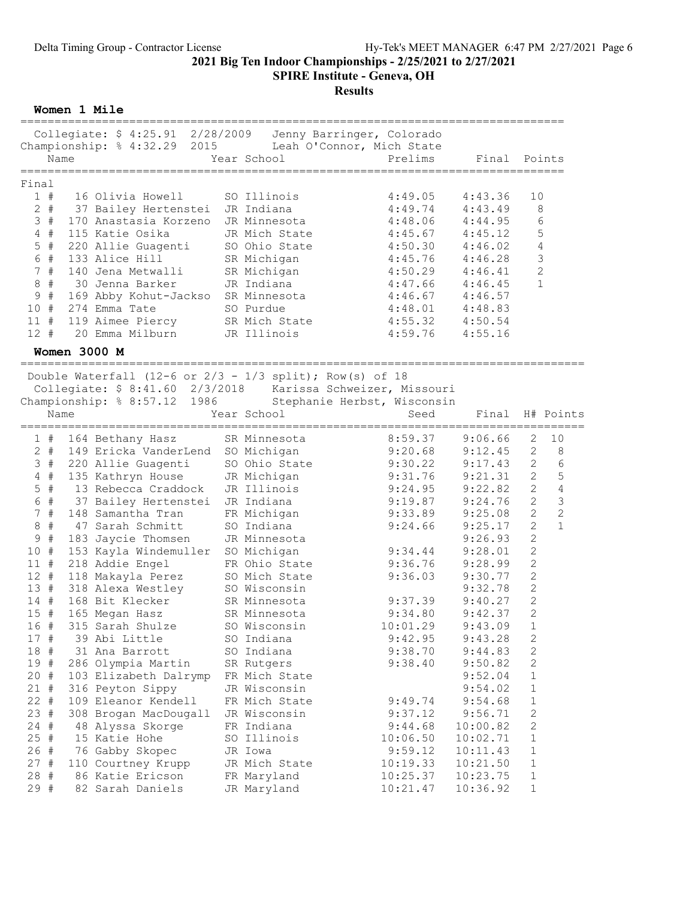## 2021 Big Ten Indoor Championships - 2/25/2021 to 2/27/2021

### SPIRE Institute - Geneva, OH

### Results

**Women 1 Mile**

Collegiate: $ 4:25.91  2/28/2009  Jenny Barringer, Colorado
Championship: % 4:32.29  2015  Leah O'Connor, Mich State

| | Name | Year | School | Prelims | Final | Points |
|---|---|---|---|---|---|---|
| **Final** | | | | | | |
| 1 # | 16 Olivia Howell | SO | Illinois | 4:49.05 | 4:43.36 | 10 |
| 2 # | 37 Bailey Hertenstei | JR | Indiana | 4:49.74 | 4:43.49 | 8 |
| 3 # | 170 Anastasia Korzeno | JR | Minnesota | 4:48.06 | 4:44.95 | 6 |
| 4 # | 115 Katie Osika | JR | Mich State | 4:45.67 | 4:45.12 | 5 |
| 5 # | 220 Allie Guagenti | SO | Ohio State | 4:50.30 | 4:46.02 | 4 |
| 6 # | 133 Alice Hill | SR | Michigan | 4:45.76 | 4:46.28 | 3 |
| 7 # | 140 Jena Metwalli | SR | Michigan | 4:50.29 | 4:46.41 | 2 |
| 8 # | 30 Jenna Barker | JR | Indiana | 4:47.66 | 4:46.45 | 1 |
| 9 # | 169 Abby Kohut-Jackso | SR | Minnesota | 4:46.67 | 4:46.57 | |
| 10 # | 274 Emma Tate | SO | Purdue | 4:48.01 | 4:48.83 | |
| 11 # | 119 Aimee Piercy | SR | Mich State | 4:55.32 | 4:50.54 | |
| 12 # | 20 Emma Milburn | JR | Illinois | 4:59.76 | 4:55.16 | |

**Women 3000 M**

Double Waterfall (12-6 or 2/3 - 1/3 split); Row(s) of 18
Collegiate: $ 8:41.60  2/3/2018  Karissa Schweizer, Missouri
Championship: % 8:57.12  1986  Stephanie Herbst, Wisconsin

| | Name | Year | School | Seed | Final | H# | Points |
|---|---|---|---|---|---|---|---|
| 1 # | 164 Bethany Hasz | SR | Minnesota | 8:59.37 | 9:06.66 | 2 | 10 |
| 2 # | 149 Ericka VanderLend | SO | Michigan | 9:20.68 | 9:12.45 | 2 | 8 |
| 3 # | 220 Allie Guagenti | SO | Ohio State | 9:30.22 | 9:17.43 | 2 | 6 |
| 4 # | 135 Kathryn House | JR | Michigan | 9:31.76 | 9:21.31 | 2 | 5 |
| 5 # | 13 Rebecca Craddock | JR | Illinois | 9:24.95 | 9:22.82 | 2 | 4 |
| 6 # | 37 Bailey Hertenstei | JR | Indiana | 9:19.87 | 9:24.76 | 2 | 3 |
| 7 # | 148 Samantha Tran | FR | Michigan | 9:33.89 | 9:25.08 | 2 | 2 |
| 8 # | 47 Sarah Schmitt | SO | Indiana | 9:24.66 | 9:25.17 | 2 | 1 |
| 9 # | 183 Jaycie Thomsen | JR | Minnesota | | 9:26.93 | 2 | |
| 10 # | 153 Kayla Windemuller | SO | Michigan | 9:34.44 | 9:28.01 | 2 | |
| 11 # | 218 Addie Engel | FR | Ohio State | 9:36.76 | 9:28.99 | 2 | |
| 12 # | 118 Makayla Perez | SO | Mich State | 9:36.03 | 9:30.77 | 2 | |
| 13 # | 318 Alexa Westley | SO | Wisconsin | | 9:32.78 | 2 | |
| 14 # | 168 Bit Klecker | SR | Minnesota | 9:37.39 | 9:40.27 | 2 | |
| 15 # | 165 Megan Hasz | SR | Minnesota | 9:34.80 | 9:42.37 | 2 | |
| 16 # | 315 Sarah Shulze | SO | Wisconsin | 10:01.29 | 9:43.09 | 1 | |
| 17 # | 39 Abi Little | SO | Indiana | 9:42.95 | 9:43.28 | 2 | |
| 18 # | 31 Ana Barrott | SO | Indiana | 9:38.70 | 9:44.83 | 2 | |
| 19 # | 286 Olympia Martin | SR | Rutgers | 9:38.40 | 9:50.82 | 2 | |
| 20 # | 103 Elizabeth Dalrymp | FR | Mich State | | 9:52.04 | 1 | |
| 21 # | 316 Peyton Sippy | JR | Wisconsin | | 9:54.02 | 1 | |
| 22 # | 109 Eleanor Kendell | FR | Mich State | 9:49.74 | 9:54.68 | 1 | |
| 23 # | 308 Brogan MacDougall | JR | Wisconsin | 9:37.12 | 9:56.71 | 2 | |
| 24 # | 48 Alyssa Skorge | FR | Indiana | 9:44.68 | 10:00.82 | 2 | |
| 25 # | 15 Katie Hohe | SO | Illinois | 10:06.50 | 10:02.71 | 1 | |
| 26 # | 76 Gabby Skopec | JR | Iowa | 9:59.12 | 10:11.43 | 1 | |
| 27 # | 110 Courtney Krupp | JR | Mich State | 10:19.33 | 10:21.50 | 1 | |
| 28 # | 86 Katie Ericson | FR | Maryland | 10:25.37 | 10:23.75 | 1 | |
| 29 # | 82 Sarah Daniels | JR | Maryland | 10:21.47 | 10:36.92 | 1 | |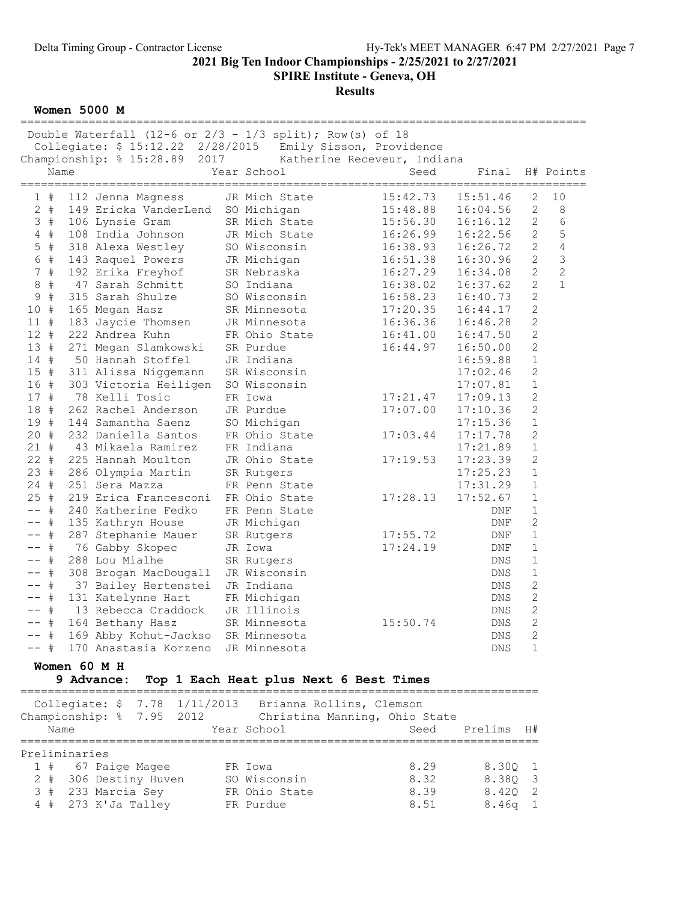## 2021 Big Ten Indoor Championships - 2/25/2021 to 2/27/2021

### SPIRE Institute - Geneva, OH

### Results

**Women 5000 M**

Double Waterfall (12-6 or 2/3 - 1/3 split); Row(s) of 18

Collegiate: $ 15:12.22 2/28/2015 Emily Sisson, Providence

Championship: % 15:28.89 2017 Katherine Receveur, Indiana

| | Name | Year | School | Seed | Final | H# | Points |
|---|---|---|---|---|---|---|---|
| 1 # | 112 Jenna Magness | JR | Mich State | 15:42.73 | 15:51.46 | 2 | 10 |
| 2 # | 149 Ericka VanderLend | SO | Michigan | 15:48.88 | 16:04.56 | 2 | 8 |
| 3 # | 106 Lynsie Gram | SR | Mich State | 15:56.30 | 16:16.12 | 2 | 6 |
| 4 # | 108 India Johnson | JR | Mich State | 16:26.99 | 16:22.56 | 2 | 5 |
| 5 # | 318 Alexa Westley | SO | Wisconsin | 16:38.93 | 16:26.72 | 2 | 4 |
| 6 # | 143 Raquel Powers | JR | Michigan | 16:51.38 | 16:30.96 | 2 | 3 |
| 7 # | 192 Erika Freyhof | SR | Nebraska | 16:27.29 | 16:34.08 | 2 | 2 |
| 8 # | 47 Sarah Schmitt | SO | Indiana | 16:38.02 | 16:37.62 | 2 | 1 |
| 9 # | 315 Sarah Shulze | SO | Wisconsin | 16:58.23 | 16:40.73 | 2 | |
| 10 # | 165 Megan Hasz | SR | Minnesota | 17:20.35 | 16:44.17 | 2 | |
| 11 # | 183 Jaycie Thomsen | JR | Minnesota | 16:36.36 | 16:46.28 | 2 | |
| 12 # | 222 Andrea Kuhn | FR | Ohio State | 16:41.00 | 16:47.50 | 2 | |
| 13 # | 271 Megan Slamkowski | SR | Purdue | 16:44.97 | 16:50.00 | 2 | |
| 14 # | 50 Hannah Stoffel | JR | Indiana | | 16:59.88 | 1 | |
| 15 # | 311 Alissa Niggemann | SR | Wisconsin | | 17:02.46 | 2 | |
| 16 # | 303 Victoria Heiligen | SO | Wisconsin | | 17:07.81 | 1 | |
| 17 # | 78 Kelli Tosic | FR | Iowa | 17:21.47 | 17:09.13 | 2 | |
| 18 # | 262 Rachel Anderson | JR | Purdue | 17:07.00 | 17:10.36 | 2 | |
| 19 # | 144 Samantha Saenz | SO | Michigan | | 17:15.36 | 1 | |
| 20 # | 232 Daniella Santos | FR | Ohio State | 17:03.44 | 17:17.78 | 2 | |
| 21 # | 43 Mikaela Ramirez | FR | Indiana | | 17:21.89 | 1 | |
| 22 # | 225 Hannah Moulton | JR | Ohio State | 17:19.53 | 17:23.39 | 2 | |
| 23 # | 286 Olympia Martin | SR | Rutgers | | 17:25.23 | 1 | |
| 24 # | 251 Sera Mazza | FR | Penn State | | 17:31.29 | 1 | |
| 25 # | 219 Erica Francesconi | FR | Ohio State | 17:28.13 | 17:52.67 | 1 | |
| -- # | 240 Katherine Fedko | FR | Penn State | | DNF | 1 | |
| -- # | 135 Kathryn House | JR | Michigan | | DNF | 2 | |
| -- # | 287 Stephanie Mauer | SR | Rutgers | 17:55.72 | DNF | 1 | |
| -- # | 76 Gabby Skopec | JR | Iowa | 17:24.19 | DNF | 1 | |
| -- # | 288 Lou Mialhe | SR | Rutgers | | DNS | 1 | |
| -- # | 308 Brogan MacDougall | JR | Wisconsin | | DNS | 1 | |
| -- # | 37 Bailey Hertenstei | JR | Indiana | | DNS | 2 | |
| -- # | 131 Katelynne Hart | FR | Michigan | | DNS | 2 | |
| -- # | 13 Rebecca Craddock | JR | Illinois | | DNS | 2 | |
| -- # | 164 Bethany Hasz | SR | Minnesota | 15:50.74 | DNS | 2 | |
| -- # | 169 Abby Kohut-Jackso | SR | Minnesota | | DNS | 2 | |
| -- # | 170 Anastasia Korzeno | JR | Minnesota | | DNS | 1 | |

**Women 60 M H**

**9 Advance: Top 1 Each Heat plus Next 6 Best Times**

Collegiate: $ 7.78 1/11/2013 Brianna Rollins, Clemson

Championship: % 7.95 2012 Christina Manning, Ohio State

Preliminaries

| | Name | Year | School | Seed | Prelims | H# |
|---|---|---|---|---|---|---|
| 1 # | 67 Paige Magee | FR | Iowa | 8.29 | 8.30Q | 1 |
| 2 # | 306 Destiny Huven | SO | Wisconsin | 8.32 | 8.38Q | 3 |
| 3 # | 233 Marcia Sey | FR | Ohio State | 8.39 | 8.42Q | 2 |
| 4 # | 273 K'Ja Talley | FR | Purdue | 8.51 | 8.46q | 1 |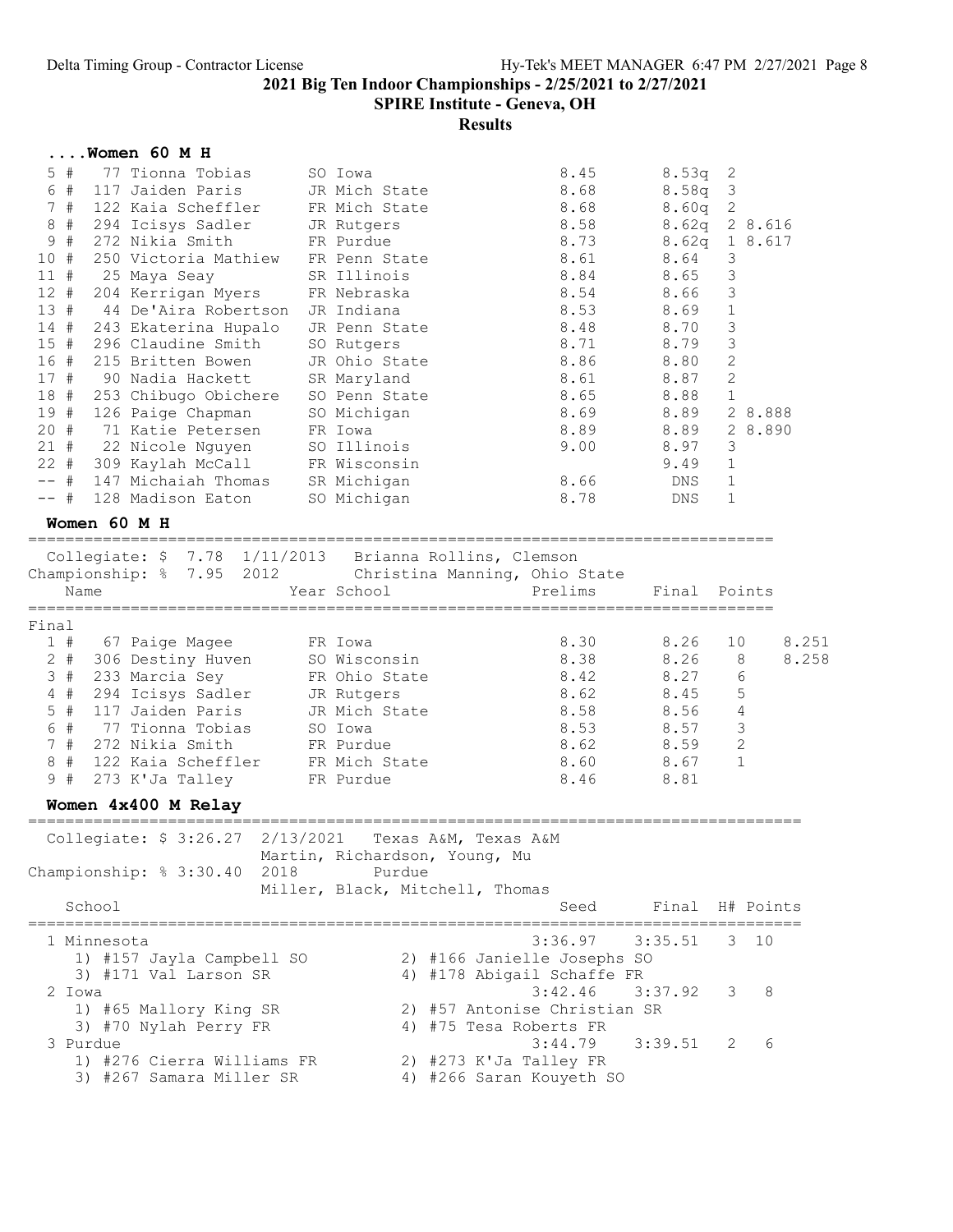**2021 Big Ten Indoor Championships - 2/25/2021 to 2/27/2021**

**SPIRE Institute - Geneva, OH**

**Results**

### ....Women 60 M H

| Place | # | Name | Year | School | Prelims | Final | H# | Tiebreak |
|---|---|---|---|---|---|---|---|---|
| 5 | # 77 | Tionna Tobias | SO | Iowa | 8.45 | 8.53q | 2 | |
| 6 | # 117 | Jaiden Paris | JR | Mich State | 8.68 | 8.58q | 3 | |
| 7 | # 122 | Kaia Scheffler | FR | Mich State | 8.68 | 8.60q | 2 | |
| 8 | # 294 | Icisys Sadler | JR | Rutgers | 8.58 | 8.62q | 2 | 8.616 |
| 9 | # 272 | Nikia Smith | FR | Purdue | 8.73 | 8.62q | 1 | 8.617 |
| 10 | # 250 | Victoria Mathiew | FR | Penn State | 8.61 | 8.64 | 3 | |
| 11 | # 25 | Maya Seay | SR | Illinois | 8.84 | 8.65 | 3 | |
| 12 | # 204 | Kerrigan Myers | FR | Nebraska | 8.54 | 8.66 | 3 | |
| 13 | # 44 | De'Aira Robertson | JR | Indiana | 8.53 | 8.69 | 1 | |
| 14 | # 243 | Ekaterina Hupalo | JR | Penn State | 8.48 | 8.70 | 3 | |
| 15 | # 296 | Claudine Smith | SO | Rutgers | 8.71 | 8.79 | 3 | |
| 16 | # 215 | Britten Bowen | JR | Ohio State | 8.86 | 8.80 | 2 | |
| 17 | # 90 | Nadia Hackett | SR | Maryland | 8.61 | 8.87 | 2 | |
| 18 | # 253 | Chibugo Obichere | SO | Penn State | 8.65 | 8.88 | 1 | |
| 19 | # 126 | Paige Chapman | SO | Michigan | 8.69 | 8.89 | 2 | 8.888 |
| 20 | # 71 | Katie Petersen | FR | Iowa | 8.89 | 8.89 | 2 | 8.890 |
| 21 | # 22 | Nicole Nguyen | SO | Illinois | 9.00 | 8.97 | 3 | |
| 22 | # 309 | Kaylah McCall | FR | Wisconsin | | 9.49 | 1 | |
| -- | # 147 | Michaiah Thomas | SR | Michigan | 8.66 | DNS | 1 | |
| -- | # 128 | Madison Eaton | SO | Michigan | 8.78 | DNS | 1 | |

### Women 60 M H

Collegiate: $ 7.78 1/11/2013 Brianna Rollins, Clemson
Championship: % 7.95 2012 Christina Manning, Ohio State

**Final**

| Place | # | Name | Year | School | Prelims | Final | Points | Tiebreak |
|---|---|---|---|---|---|---|---|---|
| 1 | # 67 | Paige Magee | FR | Iowa | 8.30 | 8.26 | 10 | 8.251 |
| 2 | # 306 | Destiny Huven | SO | Wisconsin | 8.38 | 8.26 | 8 | 8.258 |
| 3 | # 233 | Marcia Sey | FR | Ohio State | 8.42 | 8.27 | 6 | |
| 4 | # 294 | Icisys Sadler | JR | Rutgers | 8.62 | 8.45 | 5 | |
| 5 | # 117 | Jaiden Paris | JR | Mich State | 8.58 | 8.56 | 4 | |
| 6 | # 77 | Tionna Tobias | SO | Iowa | 8.53 | 8.57 | 3 | |
| 7 | # 272 | Nikia Smith | FR | Purdue | 8.62 | 8.59 | 2 | |
| 8 | # 122 | Kaia Scheffler | FR | Mich State | 8.60 | 8.67 | 1 | |
| 9 | # 273 | K'Ja Talley | FR | Purdue | 8.46 | 8.81 | | |

### Women 4x400 M Relay

Collegiate: $ 3:26.27 2/13/2021 Texas A&M, Texas A&M
Martin, Richardson, Young, Mu
Championship: % 3:30.40 2018 Purdue
Miller, Black, Mitchell, Thomas

| Place | School | Seed | Final | H# | Points |
|---|---|---|---|---|---|
| 1 | Minnesota | 3:36.97 | 3:35.51 | 3 | 10 |
| | 1) #157 Jayla Campbell SO, 2) #166 Janielle Josephs SO, 3) #171 Val Larson SR, 4) #178 Abigail Schaffe FR | | | | |
| 2 | Iowa | 3:42.46 | 3:37.92 | 3 | 8 |
| | 1) #65 Mallory King SR, 2) #57 Antonise Christian SR, 3) #70 Nylah Perry FR, 4) #75 Tesa Roberts FR | | | | |
| 3 | Purdue | 3:44.79 | 3:39.51 | 2 | 6 |
| | 1) #276 Cierra Williams FR, 2) #273 K'Ja Talley FR, 3) #267 Samara Miller SR, 4) #266 Saran Kouyeth SO | | | | |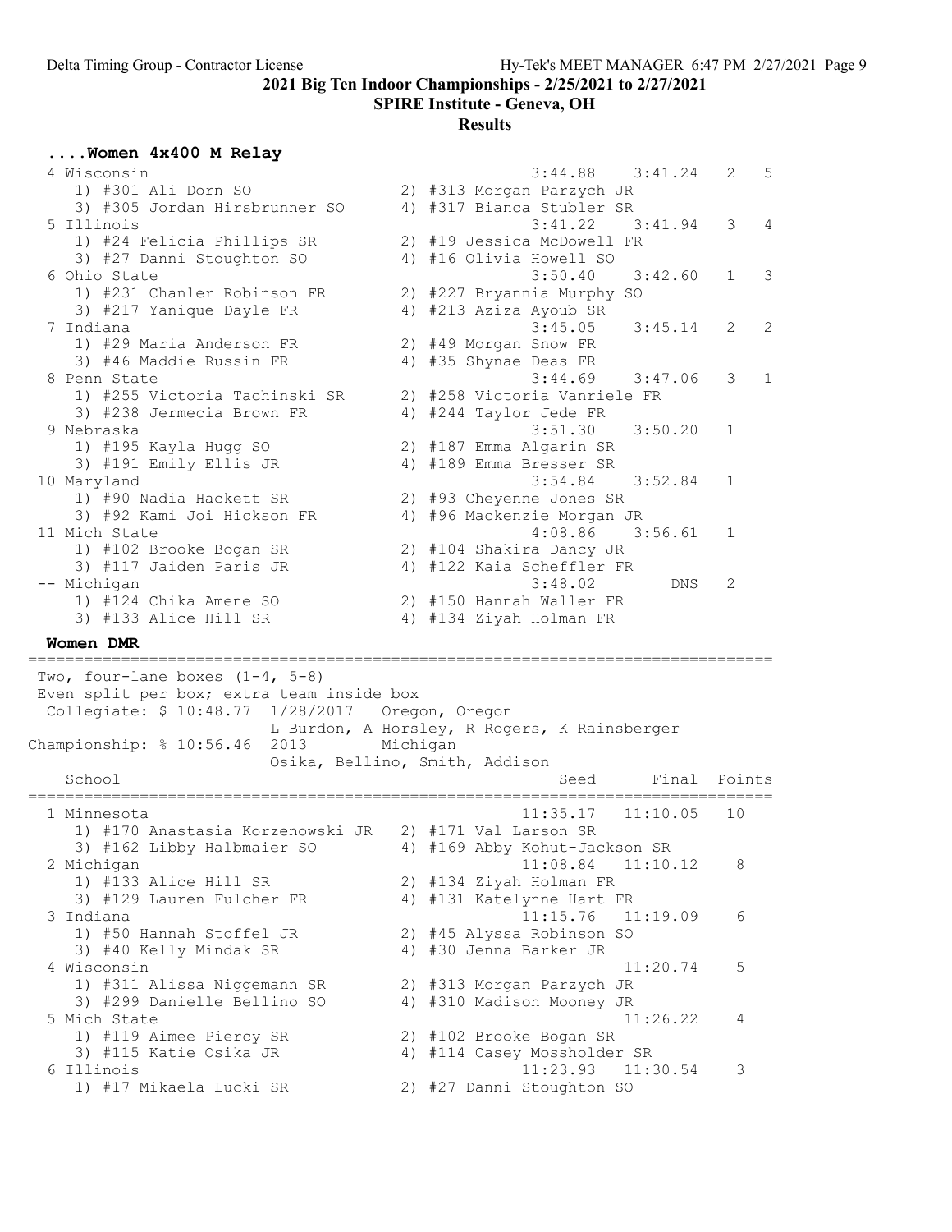## ....Women 4x400 M Relay

| Place | School | Seed | Final | H# | Points |
|---|---|---|---|---|---|
| 4 | Wisconsin | 3:44.88 | 3:41.24 | 2 | 5 |
| | 1) #301 Ali Dorn SO 2) #313 Morgan Parzych JR 3) #305 Jordan Hirsbrunner SO 4) #317 Bianca Stubler SR | | | | |
| 5 | Illinois | 3:41.22 | 3:41.94 | 3 | 4 |
| | 1) #24 Felicia Phillips SR 2) #19 Jessica McDowell FR 3) #27 Danni Stoughton SO 4) #16 Olivia Howell SO | | | | |
| 6 | Ohio State | 3:50.40 | 3:42.60 | 1 | 3 |
| | 1) #231 Chanler Robinson FR 2) #227 Bryannia Murphy SO 3) #217 Yanique Dayle FR 4) #213 Aziza Ayoub SR | | | | |
| 7 | Indiana | 3:45.05 | 3:45.14 | 2 | 2 |
| | 1) #29 Maria Anderson FR 2) #49 Morgan Snow FR 3) #46 Maddie Russin FR 4) #35 Shynae Deas FR | | | | |
| 8 | Penn State | 3:44.69 | 3:47.06 | 3 | 1 |
| | 1) #255 Victoria Tachinski SR 2) #258 Victoria Vanriele FR 3) #238 Jermecia Brown FR 4) #244 Taylor Jede FR | | | | |
| 9 | Nebraska | 3:51.30 | 3:50.20 | 1 | |
| | 1) #195 Kayla Hugg SO 2) #187 Emma Algarin SR 3) #191 Emily Ellis JR 4) #189 Emma Bresser SR | | | | |
| 10 | Maryland | 3:54.84 | 3:52.84 | 1 | |
| | 1) #90 Nadia Hackett SR 2) #93 Cheyenne Jones SR 3) #92 Kami Joi Hickson FR 4) #96 Mackenzie Morgan JR | | | | |
| 11 | Mich State | 4:08.86 | 3:56.61 | 1 | |
| | 1) #102 Brooke Bogan SR 2) #104 Shakira Dancy JR 3) #117 Jaiden Paris JR 4) #122 Kaia Scheffler FR | | | | |
| -- | Michigan | 3:48.02 | DNS | 2 | |
| | 1) #124 Chika Amene SO 2) #150 Hannah Waller FR 3) #133 Alice Hill SR 4) #134 Ziyah Holman FR | | | | |

## Women DMR

Two, four-lane boxes (1-4, 5-8)
Even split per box; extra team inside box

Collegiate: $ 10:48.77 1/28/2017 Oregon, Oregon
L Burdon, A Horsley, R Rogers, K Rainsberger

Championship: % 10:56.46 2013 Michigan
Osika, Bellino, Smith, Addison

| Place | School | Seed | Final | Points |
|---|---|---|---|---|
| 1 | Minnesota | 11:35.17 | 11:10.05 | 10 |
| | 1) #170 Anastasia Korzenowski JR 2) #171 Val Larson SR 3) #162 Libby Halbmaier SO 4) #169 Abby Kohut-Jackson SR | | | |
| 2 | Michigan | 11:08.84 | 11:10.12 | 8 |
| | 1) #133 Alice Hill SR 2) #134 Ziyah Holman FR 3) #129 Lauren Fulcher FR 4) #131 Katelynne Hart FR | | | |
| 3 | Indiana | 11:15.76 | 11:19.09 | 6 |
| | 1) #50 Hannah Stoffel JR 2) #45 Alyssa Robinson SO 3) #40 Kelly Mindak SR 4) #30 Jenna Barker JR | | | |
| 4 | Wisconsin | | 11:20.74 | 5 |
| | 1) #311 Alissa Niggemann SR 2) #313 Morgan Parzych JR 3) #299 Danielle Bellino SO 4) #310 Madison Mooney JR | | | |
| 5 | Mich State | | 11:26.22 | 4 |
| | 1) #119 Aimee Piercy SR 2) #102 Brooke Bogan SR 3) #115 Katie Osika JR 4) #114 Casey Mossholder SR | | | |
| 6 | Illinois | 11:23.93 | 11:30.54 | 3 |
| | 1) #17 Mikaela Lucki SR 2) #27 Danni Stoughton SO | | | |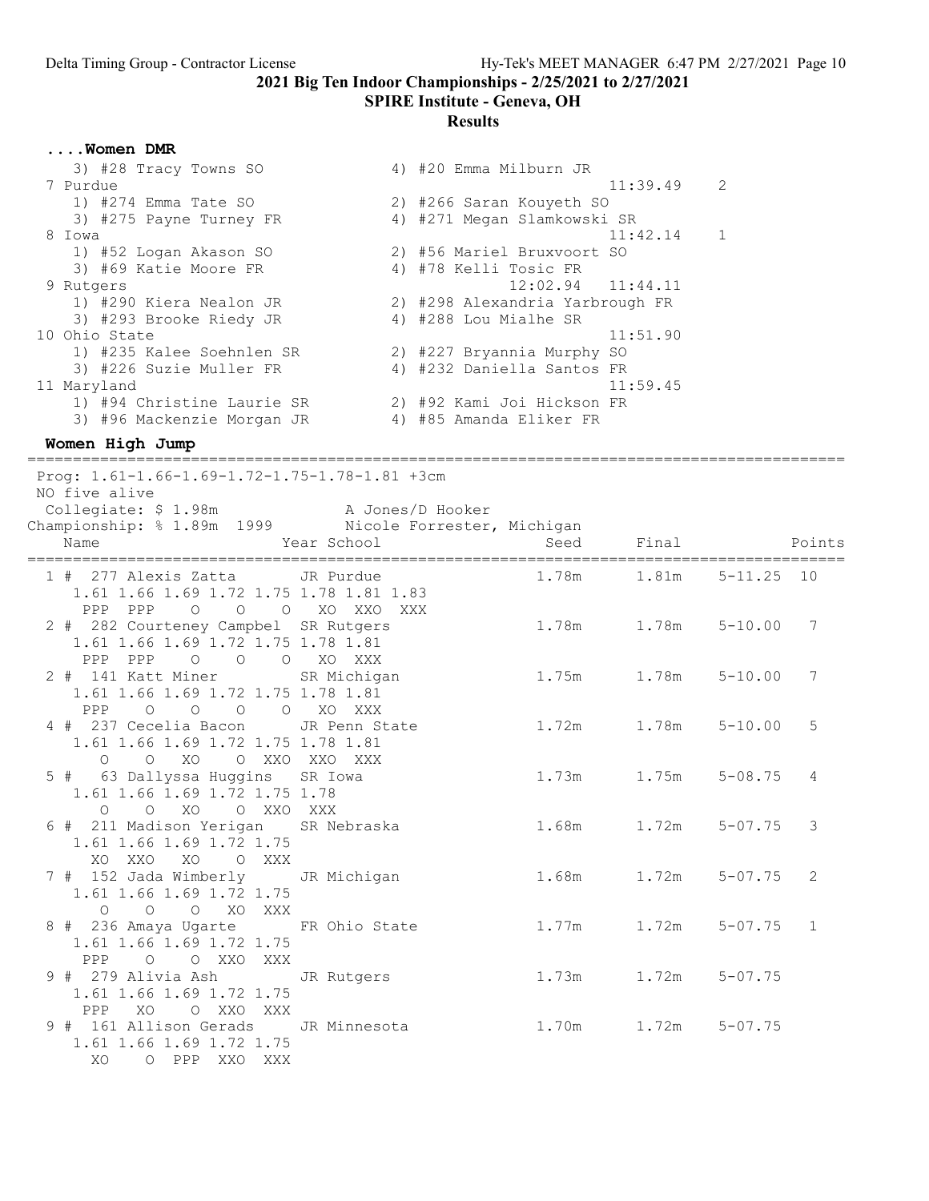## 2021 Big Ten Indoor Championships - 2/25/2021 to 2/27/2021

**SPIRE Institute - Geneva, OH**

**Results**

### ....Women DMR

```
    3) #28 Tracy Towns SO              4) #20 Emma Milburn JR
  7 Purdue                                                 11:39.49    2
    1) #274 Emma Tate SO               2) #266 Saran Kouyeth SO
    3) #275 Payne Turney FR            4) #271 Megan Slamkowski SR
  8 Iowa                                                   11:42.14    1
    1) #52 Logan Akason SO             2) #56 Mariel Bruxvoort SO
    3) #69 Katie Moore FR              4) #78 Kelli Tosic FR
  9 Rutgers                                      12:02.94  11:44.11
    1) #290 Kiera Nealon JR            2) #298 Alexandria Yarbrough FR
    3) #293 Brooke Riedy JR            4) #288 Lou Mialhe SR
 10 Ohio State                                             11:51.90
    1) #235 Kalee Soehnlen SR          2) #227 Bryannia Murphy SO
    3) #226 Suzie Muller FR            4) #232 Daniella Santos FR
 11 Maryland                                               11:59.45
    1) #94 Christine Laurie SR         2) #92 Kami Joi Hickson FR
    3) #96 Mackenzie Morgan JR         4) #85 Amanda Eliker FR
```

### Women High Jump

```
=============================================================================================
 Prog: 1.61-1.66-1.69-1.72-1.75-1.78-1.81 +3cm
 NO five alive
  Collegiate: $ 1.98m            A Jones/D Hooker
Championship: % 1.89m  1999      Nicole Forrester, Michigan
    Name                    Year School                 Seed      Final                Points
=============================================================================================
  1 #  277 Alexis Zatta       JR Purdue                1.78m      1.81m    5-11.25  10
     1.61 1.66 1.69 1.72 1.75 1.78 1.81 1.83
      PPP  PPP    O    O    O   XO  XXO  XXX
  2 #  282 Courteney Campbel  SR Rutgers               1.78m      1.78m    5-10.00   7
     1.61 1.66 1.69 1.72 1.75 1.78 1.81
      PPP  PPP    O    O    O   XO  XXX
  2 #  141 Katt Miner         SR Michigan              1.75m      1.78m    5-10.00   7
     1.61 1.66 1.69 1.72 1.75 1.78 1.81
      PPP    O    O    O    O   XO  XXX
  4 #  237 Cecelia Bacon      JR Penn State            1.72m      1.78m    5-10.00   5
     1.61 1.66 1.69 1.72 1.75 1.78 1.81
        O    O   XO    O  XXO  XXO  XXX
  5 #   63 Dallyssa Huggins   SR Iowa                  1.73m      1.75m    5-08.75   4
     1.61 1.66 1.69 1.72 1.75 1.78
        O    O   XO    O  XXO  XXX
  6 #  211 Madison Yerigan    SR Nebraska              1.68m      1.72m    5-07.75   3
     1.61 1.66 1.69 1.72 1.75
       XO  XXO   XO    O  XXX
  7 #  152 Jada Wimberly      JR Michigan              1.68m      1.72m    5-07.75   2
     1.61 1.66 1.69 1.72 1.75
        O    O    O   XO  XXX
  8 #  236 Amaya Ugarte       FR Ohio State            1.77m      1.72m    5-07.75   1
     1.61 1.66 1.69 1.72 1.75
      PPP    O    O  XXO  XXX
  9 #  279 Alivia Ash         JR Rutgers               1.73m      1.72m    5-07.75
     1.61 1.66 1.69 1.72 1.75
      PPP   XO    O  XXO  XXX
  9 #  161 Allison Gerads     JR Minnesota             1.70m      1.72m    5-07.75
     1.61 1.66 1.69 1.72 1.75
       XO    O  PPP  XXO  XXX
```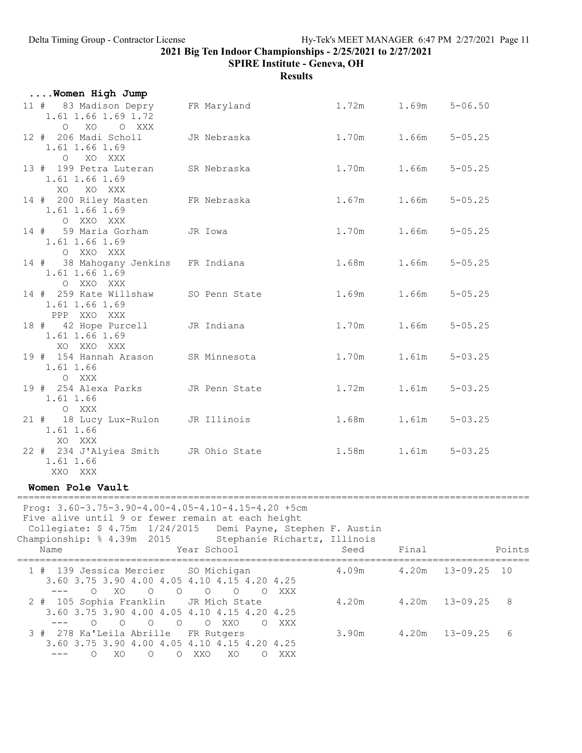## ....Women High Jump

```
11 #   83 Madison Depry      FR Maryland                  1.72m      1.69m    5-06.50
    1.61 1.66 1.69 1.72
      O   XO    O  XXX
12 #  206 Madi Scholl        JR Nebraska                  1.70m      1.66m    5-05.25
    1.61 1.66 1.69
      O   XO  XXX
13 #  199 Petra Luteran     SR Nebraska                  1.70m      1.66m    5-05.25
    1.61 1.66 1.69
     XO   XO  XXX
14 #  200 Riley Masten      FR Nebraska                  1.67m      1.66m    5-05.25
    1.61 1.66 1.69
      O  XXO  XXX
14 #   59 Maria Gorham      JR Iowa                      1.70m      1.66m    5-05.25
    1.61 1.66 1.69
      O  XXO  XXX
14 #   38 Mahogany Jenkins  FR Indiana                   1.68m      1.66m    5-05.25
    1.61 1.66 1.69
      O  XXO  XXX
14 #  259 Kate Willshaw     SO Penn State                1.69m      1.66m    5-05.25
    1.61 1.66 1.69
    PPP  XXO  XXX
18 #   42 Hope Purcell      JR Indiana                   1.70m      1.66m    5-05.25
    1.61 1.66 1.69
     XO  XXO  XXX
19 #  154 Hannah Arason     SR Minnesota                 1.70m      1.61m    5-03.25
    1.61 1.66
      O  XXX
19 #  254 Alexa Parks       JR Penn State                1.72m      1.61m    5-03.25
    1.61 1.66
      O  XXX
21 #   18 Lucy Lux-Rulon    JR Illinois                  1.68m      1.61m    5-03.25
    1.61 1.66
     XO  XXX
22 #  234 J'Alyiea Smith    JR Ohio State                1.58m      1.61m    5-03.25
    1.61 1.66
    XXO  XXX
```

## Women Pole Vault

```
==========================================================================================
 Prog: 3.60-3.75-3.90-4.00-4.05-4.10-4.15-4.20 +5cm
 Five alive until 9 or fewer remain at each height
  Collegiate: $ 4.75m  1/24/2015   Demi Payne, Stephen F. Austin
Championship: % 4.39m  2015        Stephanie Richartz, Illinois
    Name                    Year School                 Seed     Final             Points
==========================================================================================
  1 #  139 Jessica Mercier    SO Michigan              4.09m     4.20m   13-09.25  10
     3.60 3.75 3.90 4.00 4.05 4.10 4.15 4.20 4.25
      ---    O   XO    O    O    O    O    O  XXX
  2 #  105 Sophia Franklin    JR Mich State            4.20m     4.20m   13-09.25   8
     3.60 3.75 3.90 4.00 4.05 4.10 4.15 4.20 4.25
      ---    O    O    O    O    O  XXO    O  XXX
  3 #  278 Ka'Leila Abrille   FR Rutgers               3.90m     4.20m   13-09.25   6
     3.60 3.75 3.90 4.00 4.05 4.10 4.15 4.20 4.25
      ---    O   XO    O    O  XXO   XO    O  XXX
```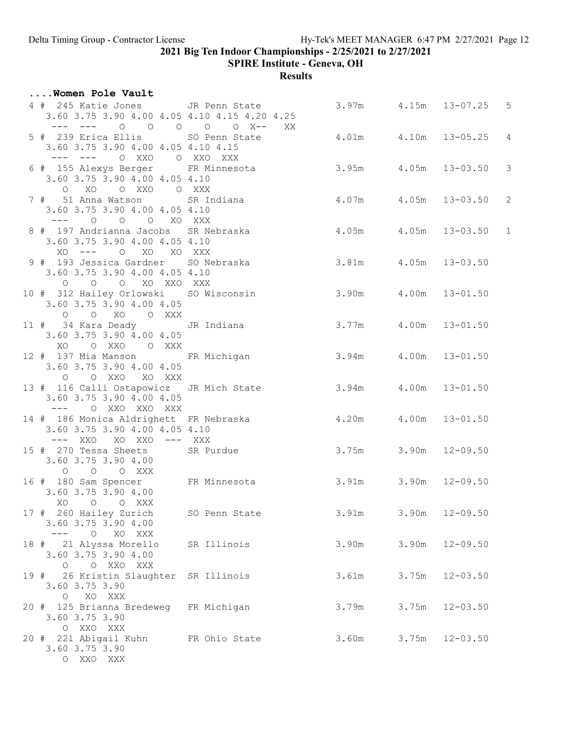2021 Big Ten Indoor Championships - 2/25/2021 to 2/27/2021

SPIRE Institute - Geneva, OH

**Results**

```
....Women Pole Vault
  4 #  245 Katie Jones        JR Penn State            3.97m      4.15m   13-07.25   5
    3.60 3.75 3.90 4.00 4.05 4.10 4.15 4.20 4.25
     ---  ---    O    O    O    O    O X--   XX
  5 #  239 Erica Ellis        SO Penn State            4.01m      4.10m   13-05.25   4
    3.60 3.75 3.90 4.00 4.05 4.10 4.15
     ---  ---    O  XXO    O  XXO  XXX
  6 #  155 Alexys Berger      FR Minnesota             3.95m      4.05m   13-03.50   3
    3.60 3.75 3.90 4.00 4.05 4.10
       O   XO    O  XXO    O  XXX
  7 #   51 Anna Watson        SR Indiana               4.07m      4.05m   13-03.50   2
    3.60 3.75 3.90 4.00 4.05 4.10
     ---    O    O    O   XO  XXX
  8 #  197 Andrianna Jacobs   SR Nebraska              4.05m      4.05m   13-03.50   1
    3.60 3.75 3.90 4.00 4.05 4.10
      XO  ---    O   XO   XO  XXX
  9 #  193 Jessica Gardner    SO Nebraska              3.81m      4.05m   13-03.50
    3.60 3.75 3.90 4.00 4.05 4.10
       O    O    O   XO  XXO  XXX
 10 #  312 Hailey Orlowski    SO Wisconsin             3.90m      4.00m   13-01.50
    3.60 3.75 3.90 4.00 4.05
       O    O   XO    O  XXX
 11 #   34 Kara Deady         JR Indiana               3.77m      4.00m   13-01.50
    3.60 3.75 3.90 4.00 4.05
      XO    O  XXO    O  XXX
 12 #  137 Mia Manson         FR Michigan              3.94m      4.00m   13-01.50
    3.60 3.75 3.90 4.00 4.05
       O    O  XXO   XO  XXX
 13 #  116 Calli Ostapowicz   JR Mich State            3.94m      4.00m   13-01.50
    3.60 3.75 3.90 4.00 4.05
     ---    O  XXO  XXO  XXX
 14 #  186 Monica Aldrighett  FR Nebraska              4.20m      4.00m   13-01.50
    3.60 3.75 3.90 4.00 4.05 4.10
     ---  XXO   XO  XXO  ---  XXX
 15 #  270 Tessa Sheets       SR Purdue                3.75m      3.90m   12-09.50
    3.60 3.75 3.90 4.00
       O    O    O  XXX
 16 #  180 Sam Spencer        FR Minnesota             3.91m      3.90m   12-09.50
    3.60 3.75 3.90 4.00
      XO    O    O  XXX
 17 #  260 Hailey Zurich      SO Penn State            3.91m      3.90m   12-09.50
    3.60 3.75 3.90 4.00
     ---    O   XO  XXX
 18 #   21 Alyssa Morello     SR Illinois              3.90m      3.90m   12-09.50
    3.60 3.75 3.90 4.00
       O    O  XXO  XXX
 19 #   26 Kristin Slaughter  SR Illinois              3.61m      3.75m   12-03.50
    3.60 3.75 3.90
       O   XO  XXX
 20 #  125 Brianna Bredeweg   FR Michigan              3.79m      3.75m   12-03.50
    3.60 3.75 3.90
       O  XXO  XXX
 20 #  221 Abigail Kuhn       FR Ohio State            3.60m      3.75m   12-03.50
    3.60 3.75 3.90
       O  XXO  XXX
```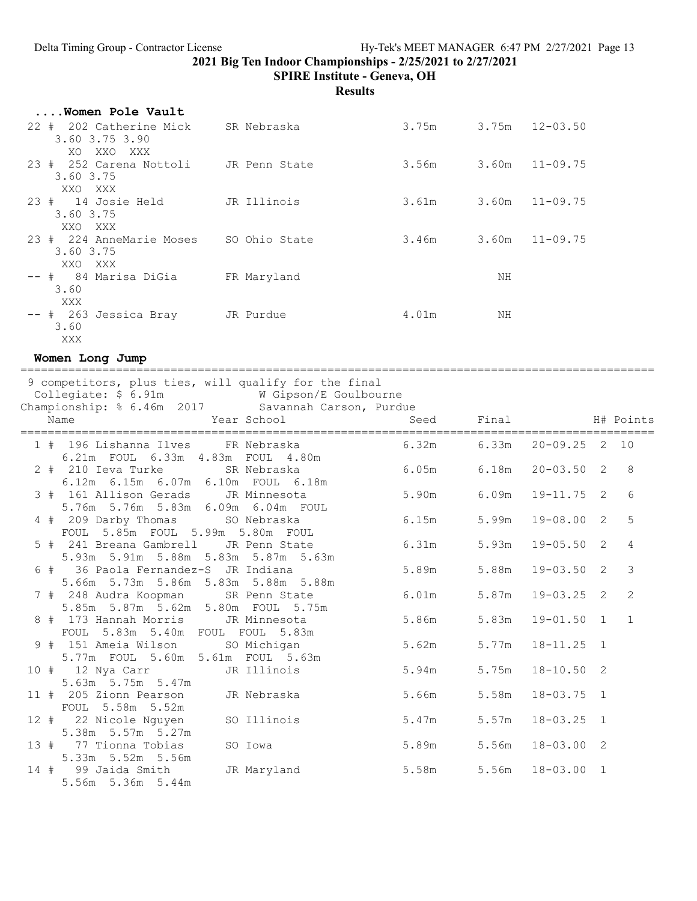2021 Big Ten Indoor Championships - 2/25/2021 to 2/27/2021

SPIRE Institute - Geneva, OH

**Results**

### ....Women Pole Vault

| Place | Name | Year | School | Seed | Final | |
|---|---|---|---|---|---|---|
| 22 # | 202 Catherine Mick | SR | Nebraska | 3.75m | 3.75m | 12-03.50 |
| | 3.60 3.75 3.90 | | | | | |
| | XO XXO XXX | | | | | |
| 23 # | 252 Carena Nottoli | JR | Penn State | 3.56m | 3.60m | 11-09.75 |
| | 3.60 3.75 | | | | | |
| | XXO XXX | | | | | |
| 23 # | 14 Josie Held | JR | Illinois | 3.61m | 3.60m | 11-09.75 |
| | 3.60 3.75 | | | | | |
| | XXO XXX | | | | | |
| 23 # | 224 AnneMarie Moses | SO | Ohio State | 3.46m | 3.60m | 11-09.75 |
| | 3.60 3.75 | | | | | |
| | XXO XXX | | | | | |
| -- # | 84 Marisa DiGia | FR | Maryland | | NH | |
| | 3.60 | | | | | |
| | XXX | | | | | |
| -- # | 263 Jessica Bray | JR | Purdue | 4.01m | NH | |
| | 3.60 | | | | | |
| | XXX | | | | | |

### Women Long Jump

9 competitors, plus ties, will qualify for the final

Collegiate: $ 6.91m W Gipson/E Goulbourne

Championship: % 6.46m 2017 Savannah Carson, Purdue

| Place | Name | Year | School | Seed | Final | | H# | Points |
|---|---|---|---|---|---|---|---|---|
| 1 # | 196 Lishanna Ilves | FR | Nebraska | 6.32m | 6.33m | 20-09.25 | 2 | 10 |
| | 6.21m FOUL 6.33m 4.83m FOUL 4.80m | | | | | | | |
| 2 # | 210 Ieva Turke | SR | Nebraska | 6.05m | 6.18m | 20-03.50 | 2 | 8 |
| | 6.12m 6.15m 6.07m 6.10m FOUL 6.18m | | | | | | | |
| 3 # | 161 Allison Gerads | JR | Minnesota | 5.90m | 6.09m | 19-11.75 | 2 | 6 |
| | 5.76m 5.76m 5.83m 6.09m 6.04m FOUL | | | | | | | |
| 4 # | 209 Darby Thomas | SO | Nebraska | 6.15m | 5.99m | 19-08.00 | 2 | 5 |
| | FOUL 5.85m FOUL 5.99m 5.80m FOUL | | | | | | | |
| 5 # | 241 Breana Gambrell | JR | Penn State | 6.31m | 5.93m | 19-05.50 | 2 | 4 |
| | 5.93m 5.91m 5.88m 5.83m 5.87m 5.63m | | | | | | | |
| 6 # | 36 Paola Fernandez-S | JR | Indiana | 5.89m | 5.88m | 19-03.50 | 2 | 3 |
| | 5.66m 5.73m 5.86m 5.83m 5.88m 5.88m | | | | | | | |
| 7 # | 248 Audra Koopman | SR | Penn State | 6.01m | 5.87m | 19-03.25 | 2 | 2 |
| | 5.85m 5.87m 5.62m 5.80m FOUL 5.75m | | | | | | | |
| 8 # | 173 Hannah Morris | JR | Minnesota | 5.86m | 5.83m | 19-01.50 | 1 | 1 |
| | FOUL 5.83m 5.40m FOUL FOUL 5.83m | | | | | | | |
| 9 # | 151 Ameia Wilson | SO | Michigan | 5.62m | 5.77m | 18-11.25 | 1 | |
| | 5.77m FOUL 5.60m 5.61m FOUL 5.63m | | | | | | | |
| 10 # | 12 Nya Carr | JR | Illinois | 5.94m | 5.75m | 18-10.50 | 2 | |
| | 5.63m 5.75m 5.47m | | | | | | | |
| 11 # | 205 Zionn Pearson | JR | Nebraska | 5.66m | 5.58m | 18-03.75 | 1 | |
| | FOUL 5.58m 5.52m | | | | | | | |
| 12 # | 22 Nicole Nguyen | SO | Illinois | 5.47m | 5.57m | 18-03.25 | 1 | |
| | 5.38m 5.57m 5.27m | | | | | | | |
| 13 # | 77 Tionna Tobias | SO | Iowa | 5.89m | 5.56m | 18-03.00 | 2 | |
| | 5.33m 5.52m 5.56m | | | | | | | |
| 14 # | 99 Jaida Smith | JR | Maryland | 5.58m | 5.56m | 18-03.00 | 1 | |
| | 5.56m 5.36m 5.44m | | | | | | | |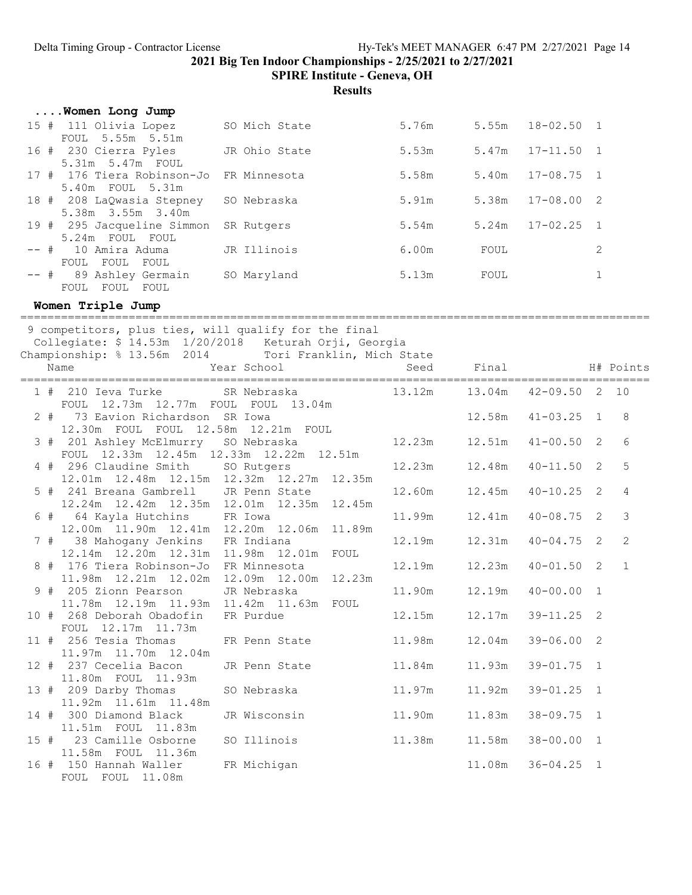2021 Big Ten Indoor Championships - 2/25/2021 to 2/27/2021

SPIRE Institute - Geneva, OH

**Results**

### ....Women Long Jump

| Place | Name | Year | School | Seed | Final | | H# | Points |
|---|---|---|---|---|---|---|---|---|
| 15 # | 111 Olivia Lopez | SO | Mich State | 5.76m | 5.55m | 18-02.50 | 1 | |
| | FOUL 5.55m 5.51m | | | | | | | |
| 16 # | 230 Cierra Pyles | JR | Ohio State | 5.53m | 5.47m | 17-11.50 | 1 | |
| | 5.31m 5.47m FOUL | | | | | | | |
| 17 # | 176 Tiera Robinson-Jo | FR | Minnesota | 5.58m | 5.40m | 17-08.75 | 1 | |
| | 5.40m FOUL 5.31m | | | | | | | |
| 18 # | 208 LaQwasia Stepney | SO | Nebraska | 5.91m | 5.38m | 17-08.00 | 2 | |
| | 5.38m 3.55m 3.40m | | | | | | | |
| 19 # | 295 Jacqueline Simmon | SR | Rutgers | 5.54m | 5.24m | 17-02.25 | 1 | |
| | 5.24m FOUL FOUL | | | | | | | |
| -- # | 10 Amira Aduma | JR | Illinois | 6.00m | FOUL | | 2 | |
| | FOUL FOUL FOUL | | | | | | | |
| -- # | 89 Ashley Germain | SO | Maryland | 5.13m | FOUL | | 1 | |
| | FOUL FOUL FOUL | | | | | | | |

### Women Triple Jump

9 competitors, plus ties, will qualify for the final

Collegiate: $ 14.53m 1/20/2018 Keturah Orji, Georgia

Championship: % 13.56m 2014 Tori Franklin, Mich State

| Place | Name | Year | School | Seed | Final | | H# | Points |
|---|---|---|---|---|---|---|---|---|
| 1 # | 210 Ieva Turke | SR | Nebraska | 13.12m | 13.04m | 42-09.50 | 2 | 10 |
| | FOUL 12.73m 12.77m FOUL FOUL 13.04m | | | | | | | |
| 2 # | 73 Eavion Richardson | SR | Iowa | | 12.58m | 41-03.25 | 1 | 8 |
| | 12.30m FOUL FOUL 12.58m 12.21m FOUL | | | | | | | |
| 3 # | 201 Ashley McElmurry | SO | Nebraska | 12.23m | 12.51m | 41-00.50 | 2 | 6 |
| | FOUL 12.33m 12.45m 12.33m 12.22m 12.51m | | | | | | | |
| 4 # | 296 Claudine Smith | SO | Rutgers | 12.23m | 12.48m | 40-11.50 | 2 | 5 |
| | 12.01m 12.48m 12.15m 12.32m 12.27m 12.35m | | | | | | | |
| 5 # | 241 Breana Gambrell | JR | Penn State | 12.60m | 12.45m | 40-10.25 | 2 | 4 |
| | 12.24m 12.42m 12.35m 12.01m 12.35m 12.45m | | | | | | | |
| 6 # | 64 Kayla Hutchins | FR | Iowa | 11.99m | 12.41m | 40-08.75 | 2 | 3 |
| | 12.00m 11.90m 12.41m 12.20m 12.06m 11.89m | | | | | | | |
| 7 # | 38 Mahogany Jenkins | FR | Indiana | 12.19m | 12.31m | 40-04.75 | 2 | 2 |
| | 12.14m 12.20m 12.31m 11.98m 12.01m FOUL | | | | | | | |
| 8 # | 176 Tiera Robinson-Jo | FR | Minnesota | 12.19m | 12.23m | 40-01.50 | 2 | 1 |
| | 11.98m 12.21m 12.02m 12.09m 12.00m 12.23m | | | | | | | |
| 9 # | 205 Zionn Pearson | JR | Nebraska | 11.90m | 12.19m | 40-00.00 | 1 | |
| | 11.78m 12.19m 11.93m 11.42m 11.63m FOUL | | | | | | | |
| 10 # | 268 Deborah Obadofin | FR | Purdue | 12.15m | 12.17m | 39-11.25 | 2 | |
| | FOUL 12.17m 11.73m | | | | | | | |
| 11 # | 256 Tesia Thomas | FR | Penn State | 11.98m | 12.04m | 39-06.00 | 2 | |
| | 11.97m 11.70m 12.04m | | | | | | | |
| 12 # | 237 Cecelia Bacon | JR | Penn State | 11.84m | 11.93m | 39-01.75 | 1 | |
| | 11.80m FOUL 11.93m | | | | | | | |
| 13 # | 209 Darby Thomas | SO | Nebraska | 11.97m | 11.92m | 39-01.25 | 1 | |
| | 11.92m 11.61m 11.48m | | | | | | | |
| 14 # | 300 Diamond Black | JR | Wisconsin | 11.90m | 11.83m | 38-09.75 | 1 | |
| | 11.51m FOUL 11.83m | | | | | | | |
| 15 # | 23 Camille Osborne | SO | Illinois | 11.38m | 11.58m | 38-00.00 | 1 | |
| | 11.58m FOUL 11.36m | | | | | | | |
| 16 # | 150 Hannah Waller | FR | Michigan | | 11.08m | 36-04.25 | 1 | |
| | FOUL FOUL 11.08m | | | | | | | |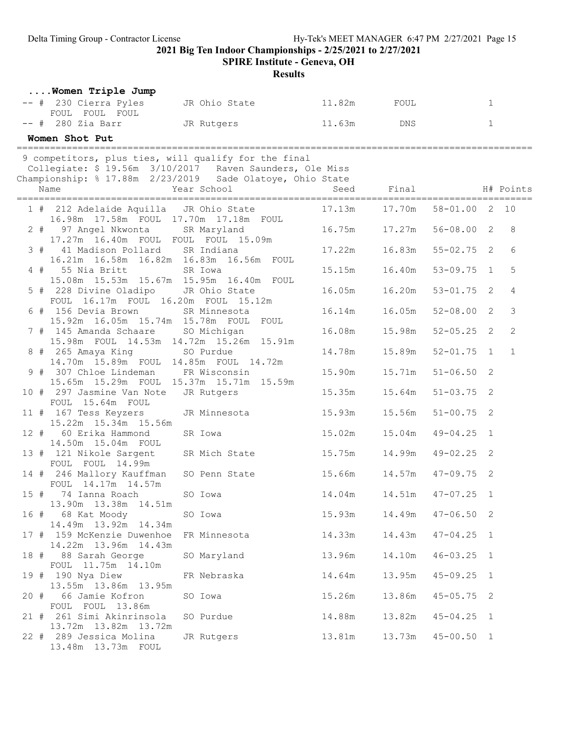## ....Women Triple Jump

| Place | Name | Year | School | Seed | Final | H# |
|---|---|---|---|---|---|---|
| -- # | 230 Cierra Pyles | JR | Ohio State | 11.82m | FOUL | 1 |
| | FOUL FOUL FOUL | | | | | |
| -- # | 280 Zia Barr | JR | Rutgers | 11.63m | DNS | 1 |

## Women Shot Put

9 competitors, plus ties, will qualify for the final
Collegiate: $ 19.56m 3/10/2017 Raven Saunders, Ole Miss
Championship: % 17.88m 2/23/2019 Sade Olatoye, Ohio State

| Place | Name | Year | School | Seed | Final | | H# | Points |
|---|---|---|---|---|---|---|---|---|
| 1 # | 212 Adelaide Aquilla | JR | Ohio State | 17.13m | 17.70m | 58-01.00 | 2 | 10 |
| | 16.98m 17.58m FOUL 17.70m 17.18m FOUL | | | | | | | |
| 2 # | 97 Angel Nkwonta | SR | Maryland | 16.75m | 17.27m | 56-08.00 | 2 | 8 |
| | 17.27m 16.40m FOUL FOUL FOUL 15.09m | | | | | | | |
| 3 # | 41 Madison Pollard | SR | Indiana | 17.22m | 16.83m | 55-02.75 | 2 | 6 |
| | 16.21m 16.58m 16.82m 16.83m 16.56m FOUL | | | | | | | |
| 4 # | 55 Nia Britt | SR | Iowa | 15.15m | 16.40m | 53-09.75 | 1 | 5 |
| | 15.08m 15.53m 15.67m 15.95m 16.40m FOUL | | | | | | | |
| 5 # | 228 Divine Oladipo | JR | Ohio State | 16.05m | 16.20m | 53-01.75 | 2 | 4 |
| | FOUL 16.17m FOUL 16.20m FOUL 15.12m | | | | | | | |
| 6 # | 156 Devia Brown | SR | Minnesota | 16.14m | 16.05m | 52-08.00 | 2 | 3 |
| | 15.92m 16.05m 15.74m 15.78m FOUL FOUL | | | | | | | |
| 7 # | 145 Amanda Schaare | SO | Michigan | 16.08m | 15.98m | 52-05.25 | 2 | 2 |
| | 15.98m FOUL 14.53m 14.72m 15.26m 15.91m | | | | | | | |
| 8 # | 265 Amaya King | SO | Purdue | 14.78m | 15.89m | 52-01.75 | 1 | 1 |
| | 14.70m 15.89m FOUL 14.85m FOUL 14.72m | | | | | | | |
| 9 # | 307 Chloe Lindeman | FR | Wisconsin | 15.90m | 15.71m | 51-06.50 | 2 | |
| | 15.65m 15.29m FOUL 15.37m 15.71m 15.59m | | | | | | | |
| 10 # | 297 Jasmine Van Note | JR | Rutgers | 15.35m | 15.64m | 51-03.75 | 2 | |
| | FOUL 15.64m FOUL | | | | | | | |
| 11 # | 167 Tess Keyzers | JR | Minnesota | 15.93m | 15.56m | 51-00.75 | 2 | |
| | 15.22m 15.34m 15.56m | | | | | | | |
| 12 # | 60 Erika Hammond | SR | Iowa | 15.02m | 15.04m | 49-04.25 | 1 | |
| | 14.50m 15.04m FOUL | | | | | | | |
| 13 # | 121 Nikole Sargent | SR | Mich State | 15.75m | 14.99m | 49-02.25 | 2 | |
| | FOUL FOUL 14.99m | | | | | | | |
| 14 # | 246 Mallory Kauffman | SO | Penn State | 15.66m | 14.57m | 47-09.75 | 2 | |
| | FOUL 14.17m 14.57m | | | | | | | |
| 15 # | 74 Ianna Roach | SO | Iowa | 14.04m | 14.51m | 47-07.25 | 1 | |
| | 13.90m 13.38m 14.51m | | | | | | | |
| 16 # | 68 Kat Moody | SO | Iowa | 15.93m | 14.49m | 47-06.50 | 2 | |
| | 14.49m 13.92m 14.34m | | | | | | | |
| 17 # | 159 McKenzie Duwenhoe | FR | Minnesota | 14.33m | 14.43m | 47-04.25 | 1 | |
| | 14.22m 13.96m 14.43m | | | | | | | |
| 18 # | 88 Sarah George | SO | Maryland | 13.96m | 14.10m | 46-03.25 | 1 | |
| | FOUL 11.75m 14.10m | | | | | | | |
| 19 # | 190 Nya Diew | FR | Nebraska | 14.64m | 13.95m | 45-09.25 | 1 | |
| | 13.55m 13.86m 13.95m | | | | | | | |
| 20 # | 66 Jamie Kofron | SO | Iowa | 15.26m | 13.86m | 45-05.75 | 2 | |
| | FOUL FOUL 13.86m | | | | | | | |
| 21 # | 261 Simi Akinrinsola | SO | Purdue | 14.88m | 13.82m | 45-04.25 | 1 | |
| | 13.72m 13.82m 13.72m | | | | | | | |
| 22 # | 289 Jessica Molina | JR | Rutgers | 13.81m | 13.73m | 45-00.50 | 1 | |
| | 13.48m 13.73m FOUL | | | | | | | |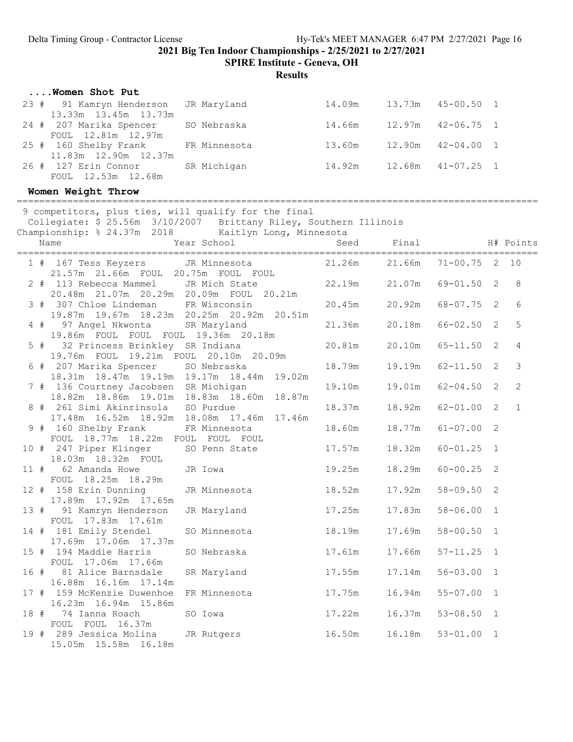## ....Women Shot Put

| Place | # | Name | Year | School | Seed | Final | | H# | Points |
|---|---|---|---|---|---|---|---|---|---|
| 23 | 91 | Kamryn Henderson | JR | Maryland | 14.09m | 13.73m | 45-00.50 | 1 | |
| | | 13.33m 13.45m 13.73m | | | | | | | |
| 24 | 207 | Marika Spencer | SO | Nebraska | 14.66m | 12.97m | 42-06.75 | 1 | |
| | | FOUL 12.81m 12.97m | | | | | | | |
| 25 | 160 | Shelby Frank | FR | Minnesota | 13.60m | 12.90m | 42-04.00 | 1 | |
| | | 11.83m 12.90m 12.37m | | | | | | | |
| 26 | 127 | Erin Connor | SR | Michigan | 14.92m | 12.68m | 41-07.25 | 1 | |
| | | FOUL 12.53m 12.68m | | | | | | | |

## Women Weight Throw

9 competitors, plus ties, will qualify for the final
Collegiate: $ 25.56m 3/10/2007 Brittany Riley, Southern Illinois
Championship: % 24.37m 2018 Kaitlyn Long, Minnesota

| Place | # | Name | Year | School | Seed | Final | | H# | Points |
|---|---|---|---|---|---|---|---|---|---|
| 1 | 167 | Tess Keyzers | JR | Minnesota | 21.26m | 21.66m | 71-00.75 | 2 | 10 |
| | | 21.57m 21.66m FOUL 20.75m FOUL FOUL | | | | | | | |
| 2 | 113 | Rebecca Mammel | JR | Mich State | 22.19m | 21.07m | 69-01.50 | 2 | 8 |
| | | 20.48m 21.07m 20.29m 20.09m FOUL 20.21m | | | | | | | |
| 3 | 307 | Chloe Lindeman | FR | Wisconsin | 20.45m | 20.92m | 68-07.75 | 2 | 6 |
| | | 19.87m 19.67m 18.23m 20.25m 20.92m 20.51m | | | | | | | |
| 4 | 97 | Angel Nkwonta | SR | Maryland | 21.36m | 20.18m | 66-02.50 | 2 | 5 |
| | | 19.86m FOUL FOUL FOUL 19.36m 20.18m | | | | | | | |
| 5 | 32 | Princess Brinkley | SR | Indiana | 20.81m | 20.10m | 65-11.50 | 2 | 4 |
| | | 19.76m FOUL 19.21m FOUL 20.10m 20.09m | | | | | | | |
| 6 | 207 | Marika Spencer | SO | Nebraska | 18.79m | 19.19m | 62-11.50 | 2 | 3 |
| | | 18.31m 18.47m 19.19m 19.17m 18.44m 19.02m | | | | | | | |
| 7 | 136 | Courtney Jacobsen | SR | Michigan | 19.10m | 19.01m | 62-04.50 | 2 | 2 |
| | | 18.82m 18.86m 19.01m 18.83m 18.60m 18.87m | | | | | | | |
| 8 | 261 | Simi Akinrinsola | SO | Purdue | 18.37m | 18.92m | 62-01.00 | 2 | 1 |
| | | 17.48m 16.52m 18.92m 18.08m 17.46m 17.46m | | | | | | | |
| 9 | 160 | Shelby Frank | FR | Minnesota | 18.60m | 18.77m | 61-07.00 | 2 | |
| | | FOUL 18.77m 18.22m FOUL FOUL FOUL | | | | | | | |
| 10 | 247 | Piper Klinger | SO | Penn State | 17.57m | 18.32m | 60-01.25 | 1 | |
| | | 18.03m 18.32m FOUL | | | | | | | |
| 11 | 62 | Amanda Howe | JR | Iowa | 19.25m | 18.29m | 60-00.25 | 2 | |
| | | FOUL 18.25m 18.29m | | | | | | | |
| 12 | 158 | Erin Dunning | JR | Minnesota | 18.52m | 17.92m | 58-09.50 | 2 | |
| | | 17.89m 17.92m 17.65m | | | | | | | |
| 13 | 91 | Kamryn Henderson | JR | Maryland | 17.25m | 17.83m | 58-06.00 | 1 | |
| | | FOUL 17.83m 17.61m | | | | | | | |
| 14 | 181 | Emily Stendel | SO | Minnesota | 18.19m | 17.69m | 58-00.50 | 1 | |
| | | 17.69m 17.06m 17.37m | | | | | | | |
| 15 | 194 | Maddie Harris | SO | Nebraska | 17.61m | 17.66m | 57-11.25 | 1 | |
| | | FOUL 17.06m 17.66m | | | | | | | |
| 16 | 81 | Alice Barnsdale | SR | Maryland | 17.55m | 17.14m | 56-03.00 | 1 | |
| | | 16.88m 16.16m 17.14m | | | | | | | |
| 17 | 159 | McKenzie Duwenhoe | FR | Minnesota | 17.75m | 16.94m | 55-07.00 | 1 | |
| | | 16.23m 16.94m 15.86m | | | | | | | |
| 18 | 74 | Ianna Roach | SO | Iowa | 17.22m | 16.37m | 53-08.50 | 1 | |
| | | FOUL FOUL 16.37m | | | | | | | |
| 19 | 289 | Jessica Molina | JR | Rutgers | 16.50m | 16.18m | 53-01.00 | 1 | |
| | | 15.05m 15.58m 16.18m | | | | | | | |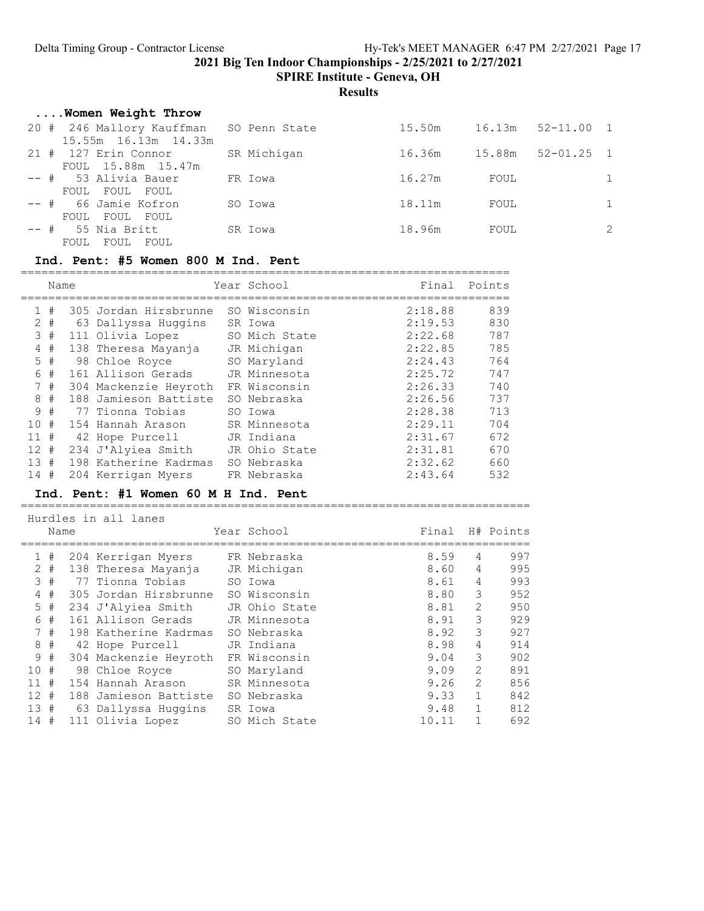## ....Women Weight Throw

| Place | # | Comp# | Name | Year | School | Prelims | Final | Imperial | H# |
|---|---|---|---|---|---|---|---|---|---|
| 20 | # | 246 | Mallory Kauffman | SO | Penn State | 15.50m | 16.13m | 52-11.00 | 1 |
| | | | 15.55m 16.13m 14.33m | | | | | | |
| 21 | # | 127 | Erin Connor | SR | Michigan | 16.36m | 15.88m | 52-01.25 | 1 |
| | | | FOUL 15.88m 15.47m | | | | | | |
| -- | # | 53 | Alivia Bauer | FR | Iowa | 16.27m | FOUL | | 1 |
| | | | FOUL FOUL FOUL | | | | | | |
| -- | # | 66 | Jamie Kofron | SO | Iowa | 18.11m | FOUL | | 1 |
| | | | FOUL FOUL FOUL | | | | | | |
| -- | # | 55 | Nia Britt | SR | Iowa | 18.96m | FOUL | | 2 |
| | | | FOUL FOUL FOUL | | | | | | |

## Ind. Pent: #5 Women 800 M Ind. Pent

| Place | Name | Year | School | Final | Points |
|---|---|---|---|---|---|
| 1 # | 305 Jordan Hirsbrunne | SO | Wisconsin | 2:18.88 | 839 |
| 2 # | 63 Dallyssa Huggins | SR | Iowa | 2:19.53 | 830 |
| 3 # | 111 Olivia Lopez | SO | Mich State | 2:22.68 | 787 |
| 4 # | 138 Theresa Mayanja | JR | Michigan | 2:22.85 | 785 |
| 5 # | 98 Chloe Royce | SO | Maryland | 2:24.43 | 764 |
| 6 # | 161 Allison Gerads | JR | Minnesota | 2:25.72 | 747 |
| 7 # | 304 Mackenzie Heyroth | FR | Wisconsin | 2:26.33 | 740 |
| 8 # | 188 Jamieson Battiste | SO | Nebraska | 2:26.56 | 737 |
| 9 # | 77 Tionna Tobias | SO | Iowa | 2:28.38 | 713 |
| 10 # | 154 Hannah Arason | SR | Minnesota | 2:29.11 | 704 |
| 11 # | 42 Hope Purcell | JR | Indiana | 2:31.67 | 672 |
| 12 # | 234 J'Alyiea Smith | JR | Ohio State | 2:31.81 | 670 |
| 13 # | 198 Katherine Kadrmas | SO | Nebraska | 2:32.62 | 660 |
| 14 # | 204 Kerrigan Myers | FR | Nebraska | 2:43.64 | 532 |

## Ind. Pent: #1 Women 60 M H Ind. Pent

Hurdles in all lanes

| Place | Name | Year | School | Final | H# | Points |
|---|---|---|---|---|---|---|
| 1 # | 204 Kerrigan Myers | FR | Nebraska | 8.59 | 4 | 997 |
| 2 # | 138 Theresa Mayanja | JR | Michigan | 8.60 | 4 | 995 |
| 3 # | 77 Tionna Tobias | SO | Iowa | 8.61 | 4 | 993 |
| 4 # | 305 Jordan Hirsbrunne | SO | Wisconsin | 8.80 | 3 | 952 |
| 5 # | 234 J'Alyiea Smith | JR | Ohio State | 8.81 | 2 | 950 |
| 6 # | 161 Allison Gerads | JR | Minnesota | 8.91 | 3 | 929 |
| 7 # | 198 Katherine Kadrmas | SO | Nebraska | 8.92 | 3 | 927 |
| 8 # | 42 Hope Purcell | JR | Indiana | 8.98 | 4 | 914 |
| 9 # | 304 Mackenzie Heyroth | FR | Wisconsin | 9.04 | 3 | 902 |
| 10 # | 98 Chloe Royce | SO | Maryland | 9.09 | 2 | 891 |
| 11 # | 154 Hannah Arason | SR | Minnesota | 9.26 | 2 | 856 |
| 12 # | 188 Jamieson Battiste | SO | Nebraska | 9.33 | 1 | 842 |
| 13 # | 63 Dallyssa Huggins | SR | Iowa | 9.48 | 1 | 812 |
| 14 # | 111 Olivia Lopez | SO | Mich State | 10.11 | 1 | 692 |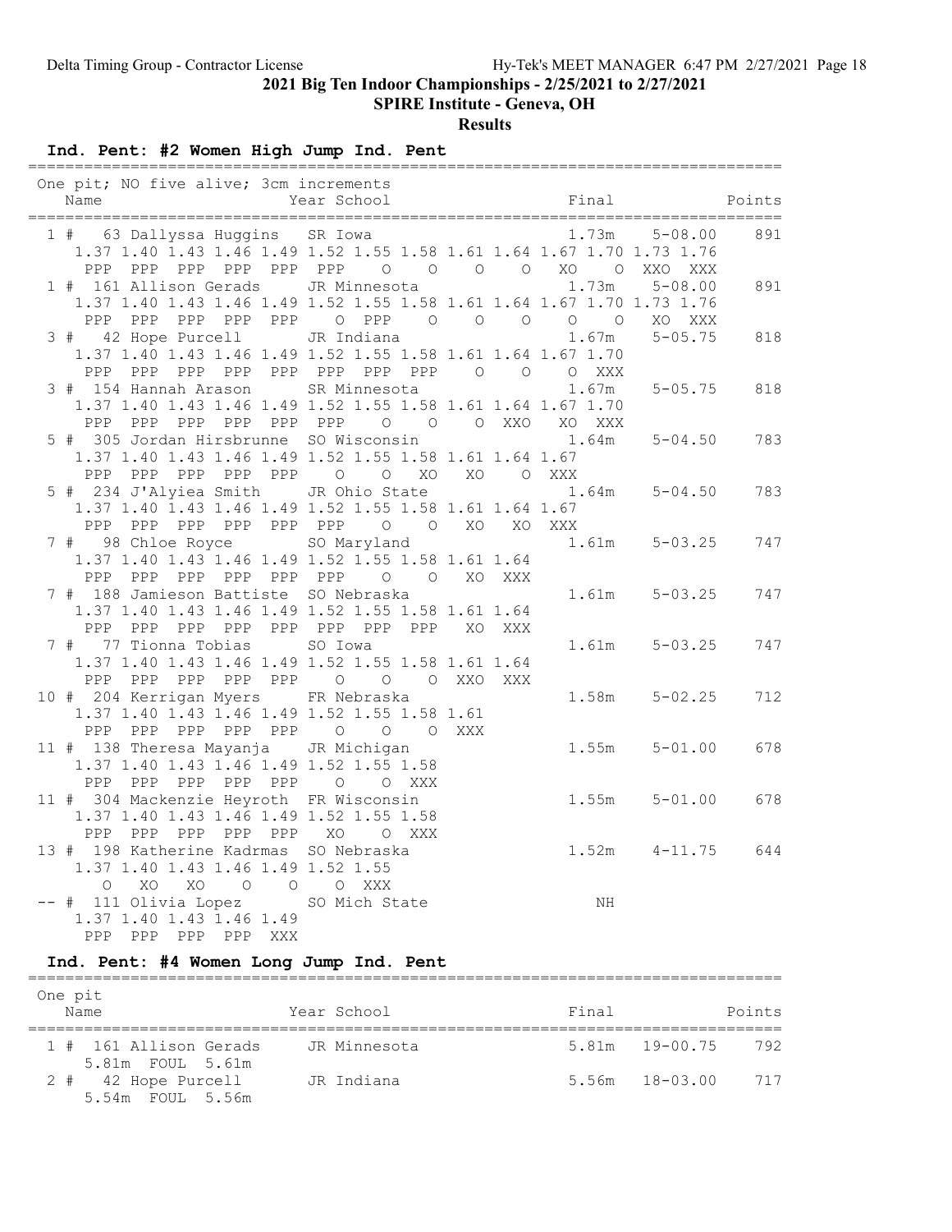Delta Timing Group - Contractor License Hy-Tek's MEET MANAGER 6:47 PM 2/27/2021

## 2021 Big Ten Indoor Championships - 2/25/2021 to 2/27/2021

### SPIRE Institute - Geneva, OH

### Results

#### Ind. Pent: #2 Women High Jump Ind. Pent

```
===================================================================================
 One pit; NO five alive; 3cm increments
    Name                    Year School                  Final              Points
===================================================================================
  1 #   63 Dallyssa Huggins   SR Iowa                    1.73m    5-08.00    891
      1.37 1.40 1.43 1.46 1.49 1.52 1.55 1.58 1.61 1.64 1.67 1.70 1.73 1.76
       PPP  PPP  PPP  PPP  PPP  PPP    O    O    O    O   XO    O  XXO  XXX
  1 #  161 Allison Gerads     JR Minnesota               1.73m    5-08.00    891
      1.37 1.40 1.43 1.46 1.49 1.52 1.55 1.58 1.61 1.64 1.67 1.70 1.73 1.76
       PPP  PPP  PPP  PPP  PPP    O  PPP    O    O    O    O    O   XO  XXX
  3 #   42 Hope Purcell       JR Indiana                 1.67m    5-05.75    818
      1.37 1.40 1.43 1.46 1.49 1.52 1.55 1.58 1.61 1.64 1.67 1.70
       PPP  PPP  PPP  PPP  PPP  PPP  PPP  PPP    O    O    O  XXX
  3 #  154 Hannah Arason      SR Minnesota               1.67m    5-05.75    818
      1.37 1.40 1.43 1.46 1.49 1.52 1.55 1.58 1.61 1.64 1.67 1.70
       PPP  PPP  PPP  PPP  PPP  PPP    O    O    O  XXO   XO  XXX
  5 #  305 Jordan Hirsbrunne  SO Wisconsin               1.64m    5-04.50    783
      1.37 1.40 1.43 1.46 1.49 1.52 1.55 1.58 1.61 1.64 1.67
       PPP  PPP  PPP  PPP  PPP    O    O   XO   XO    O  XXX
  5 #  234 J'Alyiea Smith     JR Ohio State              1.64m    5-04.50    783
      1.37 1.40 1.43 1.46 1.49 1.52 1.55 1.58 1.61 1.64 1.67
       PPP  PPP  PPP  PPP  PPP  PPP    O    O   XO   XO  XXX
  7 #   98 Chloe Royce        SO Maryland                1.61m    5-03.25    747
      1.37 1.40 1.43 1.46 1.49 1.52 1.55 1.58 1.61 1.64
       PPP  PPP  PPP  PPP  PPP  PPP    O    O   XO  XXX
  7 #  188 Jamieson Battiste  SO Nebraska                1.61m    5-03.25    747
      1.37 1.40 1.43 1.46 1.49 1.52 1.55 1.58 1.61 1.64
       PPP  PPP  PPP  PPP  PPP  PPP  PPP  PPP   XO  XXX
  7 #   77 Tionna Tobias      SO Iowa                    1.61m    5-03.25    747
      1.37 1.40 1.43 1.46 1.49 1.52 1.55 1.58 1.61 1.64
       PPP  PPP  PPP  PPP  PPP    O    O    O  XXO  XXX
 10 #  204 Kerrigan Myers     FR Nebraska                1.58m    5-02.25    712
      1.37 1.40 1.43 1.46 1.49 1.52 1.55 1.58 1.61
       PPP  PPP  PPP  PPP  PPP    O    O    O  XXX
 11 #  138 Theresa Mayanja    JR Michigan                1.55m    5-01.00    678
      1.37 1.40 1.43 1.46 1.49 1.52 1.55 1.58
       PPP  PPP  PPP  PPP  PPP    O    O  XXX
 11 #  304 Mackenzie Heyroth  FR Wisconsin               1.55m    5-01.00    678
      1.37 1.40 1.43 1.46 1.49 1.52 1.55 1.58
       PPP  PPP  PPP  PPP  PPP   XO    O  XXX
 13 #  198 Katherine Kadrmas  SO Nebraska                1.52m    4-11.75    644
      1.37 1.40 1.43 1.46 1.49 1.52 1.55
         O   XO   XO    O    O    O  XXX
 -- #  111 Olivia Lopez       SO Mich State                 NH
      1.37 1.40 1.43 1.46 1.49
       PPP  PPP  PPP  PPP  XXX
```

#### Ind. Pent: #4 Women Long Jump Ind. Pent

```
===================================================================================
 One pit
    Name                    Year School                  Final              Points
===================================================================================
  1 #  161 Allison Gerads     JR Minnesota               5.81m   19-00.75    792
      5.81m  FOUL  5.61m
  2 #   42 Hope Purcell       JR Indiana                 5.56m   18-03.00    717
      5.54m  FOUL  5.56m
```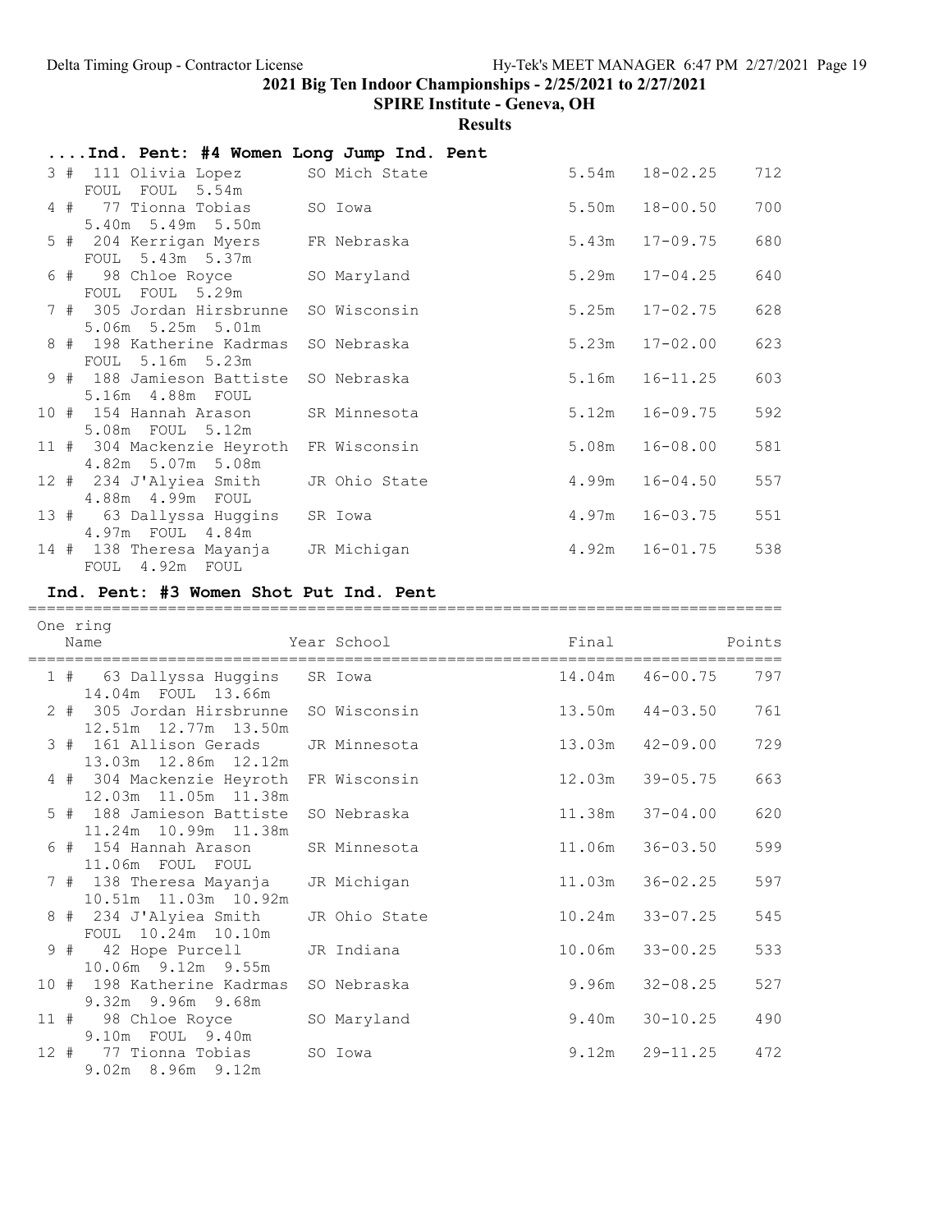2021 Big Ten Indoor Championships - 2/25/2021 to 2/27/2021

SPIRE Institute - Geneva, OH

**Results**

### ....Ind. Pent: #4 Women Long Jump Ind. Pent

| Place | Name | Year | School | Final | | Points |
|---|---|---|---|---|---|---|
| 3 # | 111 Olivia Lopez | SO | Mich State | 5.54m | 18-02.25 | 712 |
| | FOUL FOUL 5.54m | | | | | |
| 4 # | 77 Tionna Tobias | SO | Iowa | 5.50m | 18-00.50 | 700 |
| | 5.40m 5.49m 5.50m | | | | | |
| 5 # | 204 Kerrigan Myers | FR | Nebraska | 5.43m | 17-09.75 | 680 |
| | FOUL 5.43m 5.37m | | | | | |
| 6 # | 98 Chloe Royce | SO | Maryland | 5.29m | 17-04.25 | 640 |
| | FOUL FOUL 5.29m | | | | | |
| 7 # | 305 Jordan Hirsbrunne | SO | Wisconsin | 5.25m | 17-02.75 | 628 |
| | 5.06m 5.25m 5.01m | | | | | |
| 8 # | 198 Katherine Kadrmas | SO | Nebraska | 5.23m | 17-02.00 | 623 |
| | FOUL 5.16m 5.23m | | | | | |
| 9 # | 188 Jamieson Battiste | SO | Nebraska | 5.16m | 16-11.25 | 603 |
| | 5.16m 4.88m FOUL | | | | | |
| 10 # | 154 Hannah Arason | SR | Minnesota | 5.12m | 16-09.75 | 592 |
| | 5.08m FOUL 5.12m | | | | | |
| 11 # | 304 Mackenzie Heyroth | FR | Wisconsin | 5.08m | 16-08.00 | 581 |
| | 4.82m 5.07m 5.08m | | | | | |
| 12 # | 234 J'Alyiea Smith | JR | Ohio State | 4.99m | 16-04.50 | 557 |
| | 4.88m 4.99m FOUL | | | | | |
| 13 # | 63 Dallyssa Huggins | SR | Iowa | 4.97m | 16-03.75 | 551 |
| | 4.97m FOUL 4.84m | | | | | |
| 14 # | 138 Theresa Mayanja | JR | Michigan | 4.92m | 16-01.75 | 538 |
| | FOUL 4.92m FOUL | | | | | |

### Ind. Pent: #3 Women Shot Put Ind. Pent

One ring

| Place | Name | Year | School | Final | | Points |
|---|---|---|---|---|---|---|
| 1 # | 63 Dallyssa Huggins | SR | Iowa | 14.04m | 46-00.75 | 797 |
| | 14.04m FOUL 13.66m | | | | | |
| 2 # | 305 Jordan Hirsbrunne | SO | Wisconsin | 13.50m | 44-03.50 | 761 |
| | 12.51m 12.77m 13.50m | | | | | |
| 3 # | 161 Allison Gerads | JR | Minnesota | 13.03m | 42-09.00 | 729 |
| | 13.03m 12.86m 12.12m | | | | | |
| 4 # | 304 Mackenzie Heyroth | FR | Wisconsin | 12.03m | 39-05.75 | 663 |
| | 12.03m 11.05m 11.38m | | | | | |
| 5 # | 188 Jamieson Battiste | SO | Nebraska | 11.38m | 37-04.00 | 620 |
| | 11.24m 10.99m 11.38m | | | | | |
| 6 # | 154 Hannah Arason | SR | Minnesota | 11.06m | 36-03.50 | 599 |
| | 11.06m FOUL FOUL | | | | | |
| 7 # | 138 Theresa Mayanja | JR | Michigan | 11.03m | 36-02.25 | 597 |
| | 10.51m 11.03m 10.92m | | | | | |
| 8 # | 234 J'Alyiea Smith | JR | Ohio State | 10.24m | 33-07.25 | 545 |
| | FOUL 10.24m 10.10m | | | | | |
| 9 # | 42 Hope Purcell | JR | Indiana | 10.06m | 33-00.25 | 533 |
| | 10.06m 9.12m 9.55m | | | | | |
| 10 # | 198 Katherine Kadrmas | SO | Nebraska | 9.96m | 32-08.25 | 527 |
| | 9.32m 9.96m 9.68m | | | | | |
| 11 # | 98 Chloe Royce | SO | Maryland | 9.40m | 30-10.25 | 490 |
| | 9.10m FOUL 9.40m | | | | | |
| 12 # | 77 Tionna Tobias | SO | Iowa | 9.12m | 29-11.25 | 472 |
| | 9.02m 8.96m 9.12m | | | | | |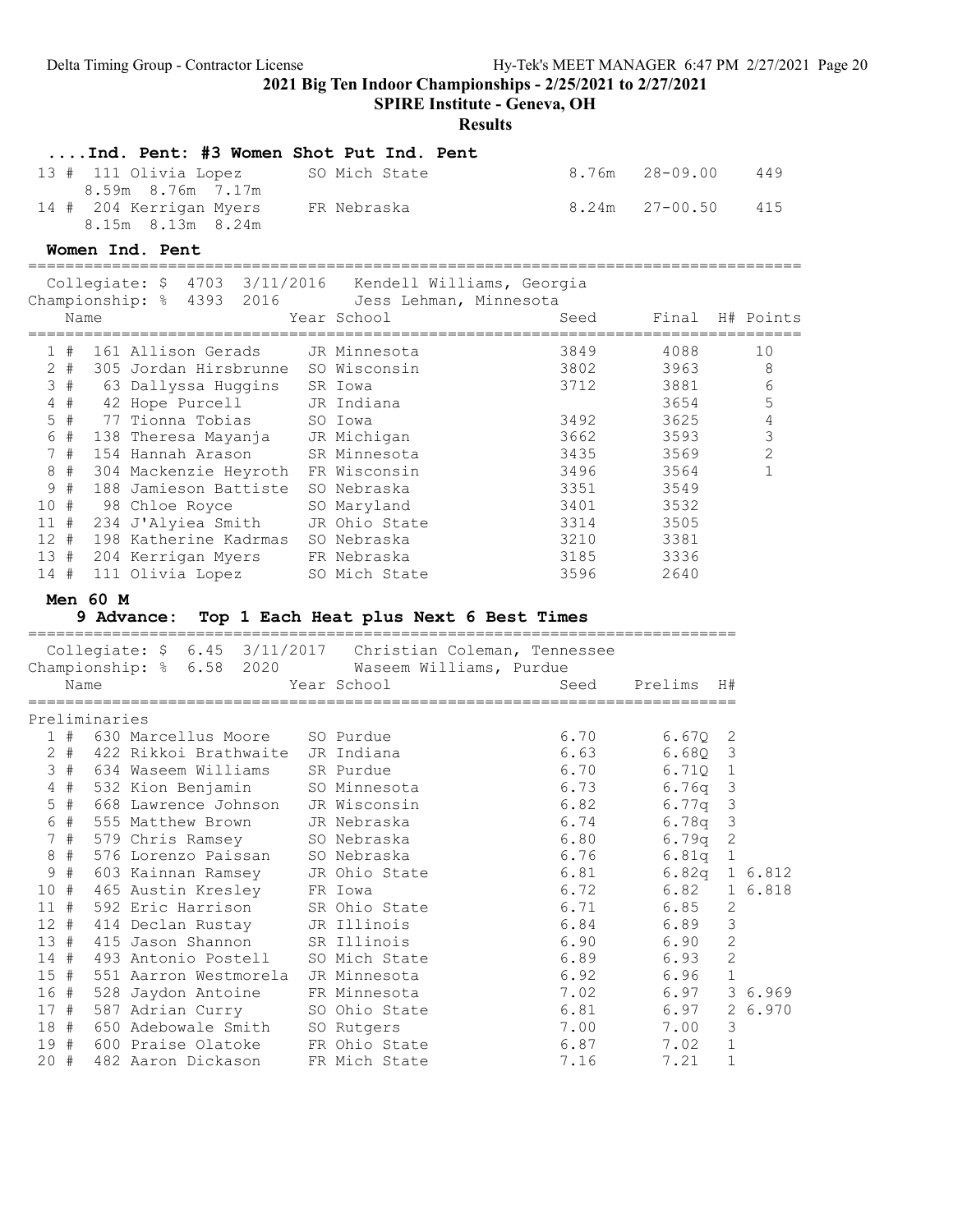2021 Big Ten Indoor Championships - 2/25/2021 to 2/27/2021

SPIRE Institute - Geneva, OH

Results

### ....Ind. Pent: #3 Women Shot Put Ind. Pent

| Place | # | Comp# | Name | Year | School | Mark | Imperial | Points |
|---|---|---|---|---|---|---|---|---|
| 13 | # | 111 | Olivia Lopez | SO | Mich State | 8.76m | 28-09.00 | 449 |
| | | | 8.59m 8.76m 7.17m | | | | | |
| 14 | # | 204 | Kerrigan Myers | FR | Nebraska | 8.24m | 27-00.50 | 415 |
| | | | 8.15m 8.13m 8.24m | | | | | |

### Women Ind. Pent

Collegiate: $ 4703 3/11/2016 Kendell Williams, Georgia
Championship: % 4393 2016 Jess Lehman, Minnesota

| Place | # | Comp# | Name | Year | School | Seed | Final | H# | Points |
|---|---|---|---|---|---|---|---|---|---|
| 1 | # | 161 | Allison Gerads | JR | Minnesota | 3849 | 4088 | | 10 |
| 2 | # | 305 | Jordan Hirsbrunne | SO | Wisconsin | 3802 | 3963 | | 8 |
| 3 | # | 63 | Dallyssa Huggins | SR | Iowa | 3712 | 3881 | | 6 |
| 4 | # | 42 | Hope Purcell | JR | Indiana | | 3654 | | 5 |
| 5 | # | 77 | Tionna Tobias | SO | Iowa | 3492 | 3625 | | 4 |
| 6 | # | 138 | Theresa Mayanja | JR | Michigan | 3662 | 3593 | | 3 |
| 7 | # | 154 | Hannah Arason | SR | Minnesota | 3435 | 3569 | | 2 |
| 8 | # | 304 | Mackenzie Heyroth | FR | Wisconsin | 3496 | 3564 | | 1 |
| 9 | # | 188 | Jamieson Battiste | SO | Nebraska | 3351 | 3549 | | |
| 10 | # | 98 | Chloe Royce | SO | Maryland | 3401 | 3532 | | |
| 11 | # | 234 | J'Alyiea Smith | JR | Ohio State | 3314 | 3505 | | |
| 12 | # | 198 | Katherine Kadrmas | SO | Nebraska | 3210 | 3381 | | |
| 13 | # | 204 | Kerrigan Myers | FR | Nebraska | 3185 | 3336 | | |
| 14 | # | 111 | Olivia Lopez | SO | Mich State | 3596 | 2640 | | |

### Men 60 M

**9 Advance: Top 1 Each Heat plus Next 6 Best Times**

Collegiate: $ 6.45 3/11/2017 Christian Coleman, Tennessee
Championship: % 6.58 2020 Waseem Williams, Purdue

Preliminaries

| Place | # | Comp# | Name | Year | School | Seed | Prelims | H# | |
|---|---|---|---|---|---|---|---|---|---|
| 1 | # | 630 | Marcellus Moore | SO | Purdue | 6.70 | 6.67Q | 2 | |
| 2 | # | 422 | Rikkoi Brathwaite | JR | Indiana | 6.63 | 6.68Q | 3 | |
| 3 | # | 634 | Waseem Williams | SR | Purdue | 6.70 | 6.71Q | 1 | |
| 4 | # | 532 | Kion Benjamin | SO | Minnesota | 6.73 | 6.76q | 3 | |
| 5 | # | 668 | Lawrence Johnson | JR | Wisconsin | 6.82 | 6.77q | 3 | |
| 6 | # | 555 | Matthew Brown | JR | Nebraska | 6.74 | 6.78q | 3 | |
| 7 | # | 579 | Chris Ramsey | SO | Nebraska | 6.80 | 6.79q | 2 | |
| 8 | # | 576 | Lorenzo Paissan | SO | Nebraska | 6.76 | 6.81q | 1 | |
| 9 | # | 603 | Kainnan Ramsey | JR | Ohio State | 6.81 | 6.82q | 1 | 6.812 |
| 10 | # | 465 | Austin Kresley | FR | Iowa | 6.72 | 6.82 | 1 | 6.818 |
| 11 | # | 592 | Eric Harrison | SR | Ohio State | 6.71 | 6.85 | 2 | |
| 12 | # | 414 | Declan Rustay | JR | Illinois | 6.84 | 6.89 | 3 | |
| 13 | # | 415 | Jason Shannon | SR | Illinois | 6.90 | 6.90 | 2 | |
| 14 | # | 493 | Antonio Postell | SO | Mich State | 6.89 | 6.93 | 2 | |
| 15 | # | 551 | Aarron Westmorela | JR | Minnesota | 6.92 | 6.96 | 1 | |
| 16 | # | 528 | Jaydon Antoine | FR | Minnesota | 7.02 | 6.97 | 3 | 6.969 |
| 17 | # | 587 | Adrian Curry | SO | Ohio State | 6.81 | 6.97 | 2 | 6.970 |
| 18 | # | 650 | Adebowale Smith | SO | Rutgers | 7.00 | 7.00 | 3 | |
| 19 | # | 600 | Praise Olatoke | FR | Ohio State | 6.87 | 7.02 | 1 | |
| 20 | # | 482 | Aaron Dickason | FR | Mich State | 7.16 | 7.21 | 1 | |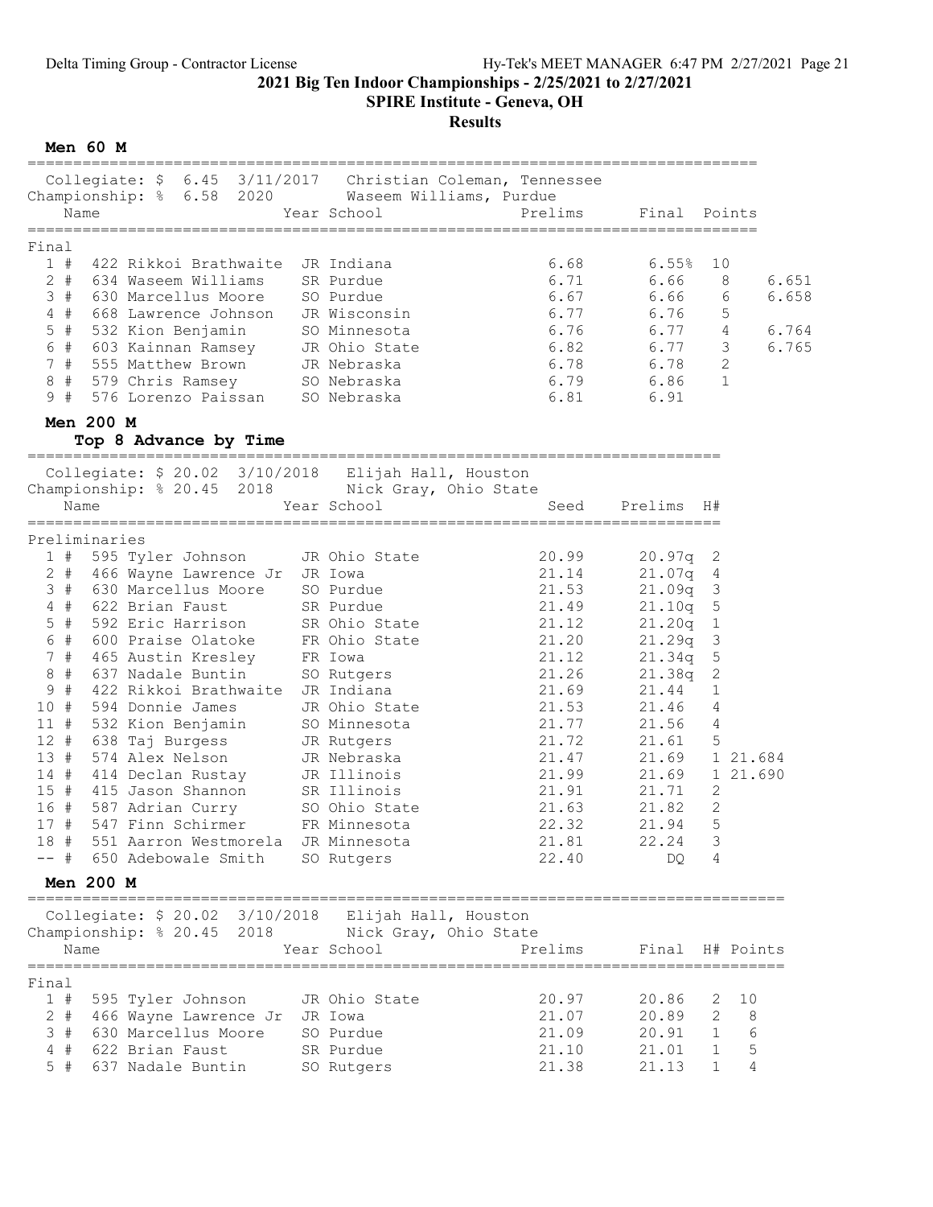**2021 Big Ten Indoor Championships - 2/25/2021 to 2/27/2021**

**SPIRE Institute - Geneva, OH**

**Results**

## Men 60 M

Collegiate: $ 6.45 3/11/2017 Christian Coleman, Tennessee
Championship: % 6.58 2020 Waseem Williams, Purdue

**Final**

| Place | # | Name | Year | School | Prelims | Final | Points | |
|---|---|---|---|---|---|---|---|---|
| 1 | 422 | Rikkoi Brathwaite | JR | Indiana | 6.68 | 6.55% | 10 | |
| 2 | 634 | Waseem Williams | SR | Purdue | 6.71 | 6.66 | 8 | 6.651 |
| 3 | 630 | Marcellus Moore | SO | Purdue | 6.67 | 6.66 | 6 | 6.658 |
| 4 | 668 | Lawrence Johnson | JR | Wisconsin | 6.77 | 6.76 | 5 | |
| 5 | 532 | Kion Benjamin | SO | Minnesota | 6.76 | 6.77 | 4 | 6.764 |
| 6 | 603 | Kainnan Ramsey | JR | Ohio State | 6.82 | 6.77 | 3 | 6.765 |
| 7 | 555 | Matthew Brown | JR | Nebraska | 6.78 | 6.78 | 2 | |
| 8 | 579 | Chris Ramsey | SO | Nebraska | 6.79 | 6.86 | 1 | |
| 9 | 576 | Lorenzo Paissan | SO | Nebraska | 6.81 | 6.91 | | |

## Men 200 M

### Top 8 Advance by Time

Collegiate: $ 20.02 3/10/2018 Elijah Hall, Houston
Championship: % 20.45 2018 Nick Gray, Ohio State

**Preliminaries**

| Place | # | Name | Year | School | Seed | Prelims | H# | |
|---|---|---|---|---|---|---|---|---|
| 1 | 595 | Tyler Johnson | JR | Ohio State | 20.99 | 20.97q | 2 | |
| 2 | 466 | Wayne Lawrence Jr | JR | Iowa | 21.14 | 21.07q | 4 | |
| 3 | 630 | Marcellus Moore | SO | Purdue | 21.53 | 21.09q | 3 | |
| 4 | 622 | Brian Faust | SR | Purdue | 21.49 | 21.10q | 5 | |
| 5 | 592 | Eric Harrison | SR | Ohio State | 21.12 | 21.20q | 1 | |
| 6 | 600 | Praise Olatoke | FR | Ohio State | 21.20 | 21.29q | 3 | |
| 7 | 465 | Austin Kresley | FR | Iowa | 21.12 | 21.34q | 5 | |
| 8 | 637 | Nadale Buntin | SO | Rutgers | 21.26 | 21.38q | 2 | |
| 9 | 422 | Rikkoi Brathwaite | JR | Indiana | 21.69 | 21.44 | 1 | |
| 10 | 594 | Donnie James | JR | Ohio State | 21.53 | 21.46 | 4 | |
| 11 | 532 | Kion Benjamin | SO | Minnesota | 21.77 | 21.56 | 4 | |
| 12 | 638 | Taj Burgess | JR | Rutgers | 21.72 | 21.61 | 5 | |
| 13 | 574 | Alex Nelson | JR | Nebraska | 21.47 | 21.69 | 1 | 21.684 |
| 14 | 414 | Declan Rustay | JR | Illinois | 21.99 | 21.69 | 1 | 21.690 |
| 15 | 415 | Jason Shannon | SR | Illinois | 21.91 | 21.71 | 2 | |
| 16 | 587 | Adrian Curry | SO | Ohio State | 21.63 | 21.82 | 2 | |
| 17 | 547 | Finn Schirmer | FR | Minnesota | 22.32 | 21.94 | 5 | |
| 18 | 551 | Aarron Westmorela | JR | Minnesota | 21.81 | 22.24 | 3 | |
| -- | 650 | Adebowale Smith | SO | Rutgers | 22.40 | DQ | 4 | |

## Men 200 M

Collegiate: $ 20.02 3/10/2018 Elijah Hall, Houston
Championship: % 20.45 2018 Nick Gray, Ohio State

**Final**

| Place | # | Name | Year | School | Prelims | Final | H# | Points |
|---|---|---|---|---|---|---|---|---|
| 1 | 595 | Tyler Johnson | JR | Ohio State | 20.97 | 20.86 | 2 | 10 |
| 2 | 466 | Wayne Lawrence Jr | JR | Iowa | 21.07 | 20.89 | 2 | 8 |
| 3 | 630 | Marcellus Moore | SO | Purdue | 21.09 | 20.91 | 1 | 6 |
| 4 | 622 | Brian Faust | SR | Purdue | 21.10 | 21.01 | 1 | 5 |
| 5 | 637 | Nadale Buntin | SO | Rutgers | 21.38 | 21.13 | 1 | 4 |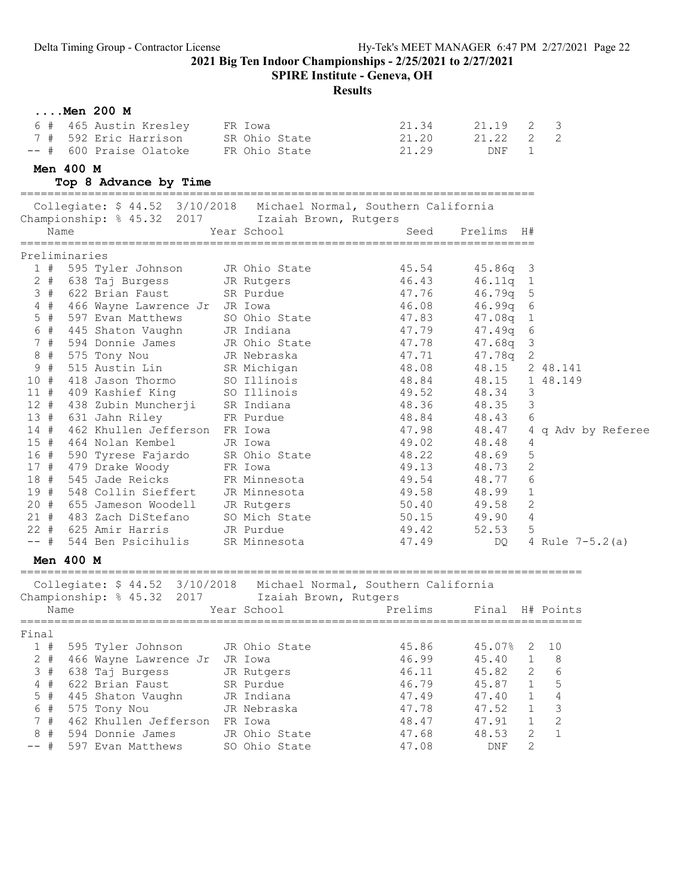2021 Big Ten Indoor Championships - 2/25/2021 to 2/27/2021

SPIRE Institute - Geneva, OH

Results

### ....Men 200 M

| Place | Name | Year | School | Prelims | Final | H# | Points |
|---|---|---|---|---|---|---|---|
| 6 # | 465 Austin Kresley | FR | Iowa | 21.34 | 21.19 | 2 | 3 |
| 7 # | 592 Eric Harrison | SR | Ohio State | 21.20 | 21.22 | 2 | 2 |
| -- # | 600 Praise Olatoke | FR | Ohio State | 21.29 | DNF | 1 | |

### Men 400 M

**Top 8 Advance by Time**

Collegiate: $ 44.52 3/10/2018 Michael Normal, Southern California
Championship: % 45.32 2017 Izaiah Brown, Rutgers

Preliminaries

| Place | Name | Year | School | Seed | Prelims | H# | Notes |
|---|---|---|---|---|---|---|---|
| 1 # | 595 Tyler Johnson | JR | Ohio State | 45.54 | 45.86q | 3 | |
| 2 # | 638 Taj Burgess | JR | Rutgers | 46.43 | 46.11q | 1 | |
| 3 # | 622 Brian Faust | SR | Purdue | 47.76 | 46.79q | 5 | |
| 4 # | 466 Wayne Lawrence Jr | JR | Iowa | 46.08 | 46.99q | 6 | |
| 5 # | 597 Evan Matthews | SO | Ohio State | 47.83 | 47.08q | 1 | |
| 6 # | 445 Shaton Vaughn | JR | Indiana | 47.79 | 47.49q | 6 | |
| 7 # | 594 Donnie James | JR | Ohio State | 47.78 | 47.68q | 3 | |
| 8 # | 575 Tony Nou | JR | Nebraska | 47.71 | 47.78q | 2 | |
| 9 # | 515 Austin Lin | SR | Michigan | 48.08 | 48.15 | 2 | 48.141 |
| 10 # | 418 Jason Thormo | SO | Illinois | 48.84 | 48.15 | 1 | 48.149 |
| 11 # | 409 Kashief King | SO | Illinois | 49.52 | 48.34 | 3 | |
| 12 # | 438 Zubin Muncherji | SR | Indiana | 48.36 | 48.35 | 3 | |
| 13 # | 631 Jahn Riley | FR | Purdue | 48.84 | 48.43 | 6 | |
| 14 # | 462 Khullen Jefferson | FR | Iowa | 47.98 | 48.47 | 4 | q Adv by Referee |
| 15 # | 464 Nolan Kembel | JR | Iowa | 49.02 | 48.48 | 4 | |
| 16 # | 590 Tyrese Fajardo | SR | Ohio State | 48.22 | 48.69 | 5 | |
| 17 # | 479 Drake Woody | FR | Iowa | 49.13 | 48.73 | 2 | |
| 18 # | 545 Jade Reicks | FR | Minnesota | 49.54 | 48.77 | 6 | |
| 19 # | 548 Collin Sieffert | JR | Minnesota | 49.58 | 48.99 | 1 | |
| 20 # | 655 Jameson Woodell | JR | Rutgers | 50.40 | 49.58 | 2 | |
| 21 # | 483 Zach DiStefano | SO | Mich State | 50.15 | 49.90 | 4 | |
| 22 # | 625 Amir Harris | JR | Purdue | 49.42 | 52.53 | 5 | |
| -- # | 544 Ben Psicihulis | SR | Minnesota | 47.49 | DQ | 4 | Rule 7-5.2(a) |

### Men 400 M

Collegiate: $ 44.52 3/10/2018 Michael Normal, Southern California
Championship: % 45.32 2017 Izaiah Brown, Rutgers

Final

| Place | Name | Year | School | Prelims | Final | H# | Points |
|---|---|---|---|---|---|---|---|
| 1 # | 595 Tyler Johnson | JR | Ohio State | 45.86 | 45.07% | 2 | 10 |
| 2 # | 466 Wayne Lawrence Jr | JR | Iowa | 46.99 | 45.40 | 1 | 8 |
| 3 # | 638 Taj Burgess | JR | Rutgers | 46.11 | 45.82 | 2 | 6 |
| 4 # | 622 Brian Faust | SR | Purdue | 46.79 | 45.87 | 1 | 5 |
| 5 # | 445 Shaton Vaughn | JR | Indiana | 47.49 | 47.40 | 1 | 4 |
| 6 # | 575 Tony Nou | JR | Nebraska | 47.78 | 47.52 | 1 | 3 |
| 7 # | 462 Khullen Jefferson | FR | Iowa | 48.47 | 47.91 | 1 | 2 |
| 8 # | 594 Donnie James | JR | Ohio State | 47.68 | 48.53 | 2 | 1 |
| -- # | 597 Evan Matthews | SO | Ohio State | 47.08 | DNF | 2 | |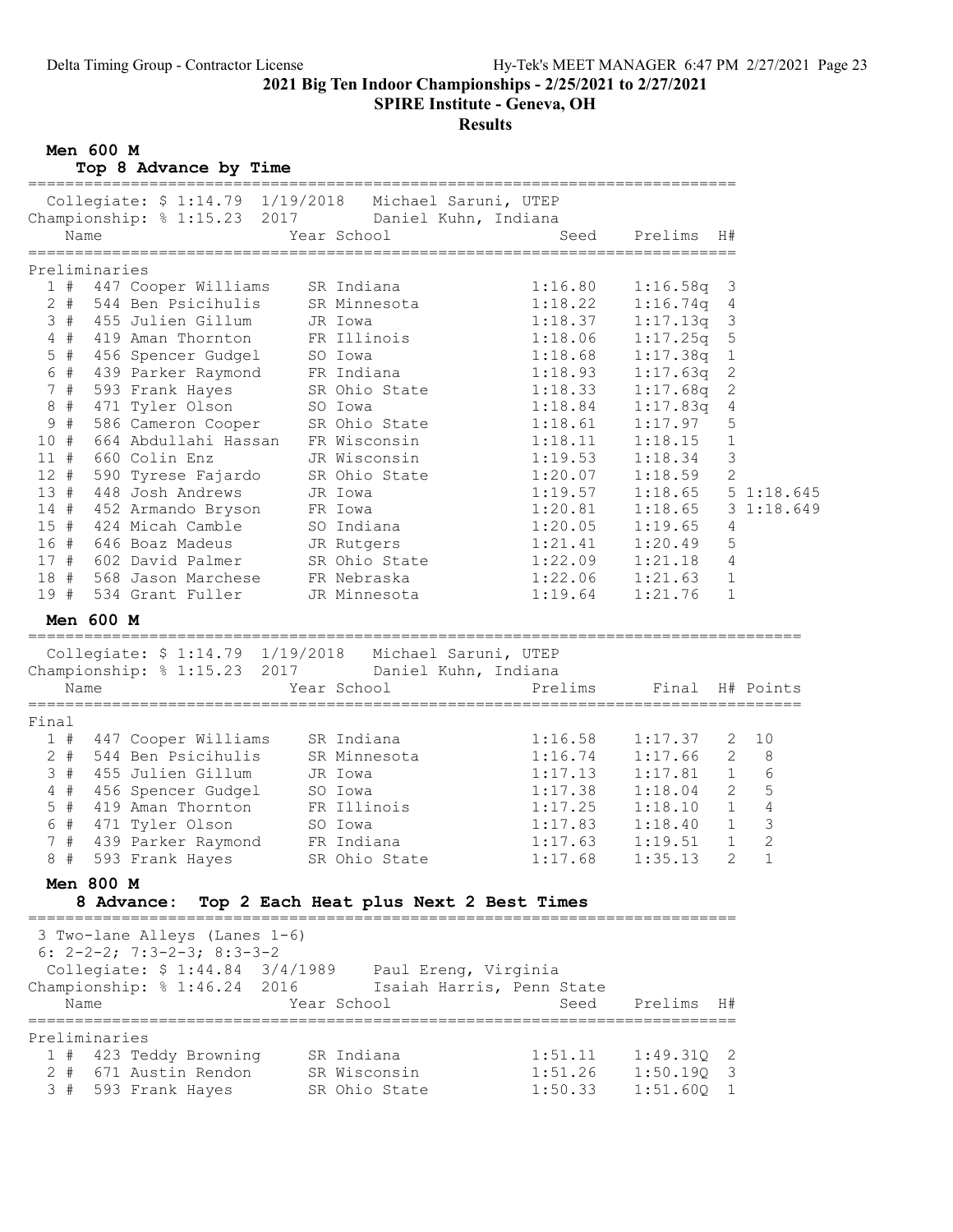**2021 Big Ten Indoor Championships - 2/25/2021 to 2/27/2021**

**SPIRE Institute - Geneva, OH**

**Results**

## Men 600 M

### Top 8 Advance by Time

Collegiate: $ 1:14.79 1/19/2018 Michael Saruni, UTEP
Championship: % 1:15.23 2017 Daniel Kuhn, Indiana

**Preliminaries**

| Place | # | Name | Year | School | Seed | Prelims | H# | |
|---|---|---|---|---|---|---|---|---|
| 1 | # 447 | Cooper Williams | SR | Indiana | 1:16.80 | 1:16.58q | 3 | |
| 2 | # 544 | Ben Psicihulis | SR | Minnesota | 1:18.22 | 1:16.74q | 4 | |
| 3 | # 455 | Julien Gillum | JR | Iowa | 1:18.37 | 1:17.13q | 3 | |
| 4 | # 419 | Aman Thornton | FR | Illinois | 1:18.06 | 1:17.25q | 5 | |
| 5 | # 456 | Spencer Gudgel | SO | Iowa | 1:18.68 | 1:17.38q | 1 | |
| 6 | # 439 | Parker Raymond | FR | Indiana | 1:18.93 | 1:17.63q | 2 | |
| 7 | # 593 | Frank Hayes | SR | Ohio State | 1:18.33 | 1:17.68q | 2 | |
| 8 | # 471 | Tyler Olson | SO | Iowa | 1:18.84 | 1:17.83q | 4 | |
| 9 | # 586 | Cameron Cooper | SR | Ohio State | 1:18.61 | 1:17.97 | 5 | |
| 10 | # 664 | Abdullahi Hassan | FR | Wisconsin | 1:18.11 | 1:18.15 | 1 | |
| 11 | # 660 | Colin Enz | JR | Wisconsin | 1:19.53 | 1:18.34 | 3 | |
| 12 | # 590 | Tyrese Fajardo | SR | Ohio State | 1:20.07 | 1:18.59 | 2 | |
| 13 | # 448 | Josh Andrews | JR | Iowa | 1:19.57 | 1:18.65 | 5 | 1:18.645 |
| 14 | # 452 | Armando Bryson | FR | Iowa | 1:20.81 | 1:18.65 | 3 | 1:18.649 |
| 15 | # 424 | Micah Camble | SO | Indiana | 1:20.05 | 1:19.65 | 4 | |
| 16 | # 646 | Boaz Madeus | JR | Rutgers | 1:21.41 | 1:20.49 | 5 | |
| 17 | # 602 | David Palmer | SR | Ohio State | 1:22.09 | 1:21.18 | 4 | |
| 18 | # 568 | Jason Marchese | FR | Nebraska | 1:22.06 | 1:21.63 | 1 | |
| 19 | # 534 | Grant Fuller | JR | Minnesota | 1:19.64 | 1:21.76 | 1 | |

## Men 600 M

Collegiate: $ 1:14.79 1/19/2018 Michael Saruni, UTEP
Championship: % 1:15.23 2017 Daniel Kuhn, Indiana

**Final**

| Place | # | Name | Year | School | Prelims | Final | H# | Points |
|---|---|---|---|---|---|---|---|---|
| 1 | # 447 | Cooper Williams | SR | Indiana | 1:16.58 | 1:17.37 | 2 | 10 |
| 2 | # 544 | Ben Psicihulis | SR | Minnesota | 1:16.74 | 1:17.66 | 2 | 8 |
| 3 | # 455 | Julien Gillum | JR | Iowa | 1:17.13 | 1:17.81 | 1 | 6 |
| 4 | # 456 | Spencer Gudgel | SO | Iowa | 1:17.38 | 1:18.04 | 2 | 5 |
| 5 | # 419 | Aman Thornton | FR | Illinois | 1:17.25 | 1:18.10 | 1 | 4 |
| 6 | # 471 | Tyler Olson | SO | Iowa | 1:17.83 | 1:18.40 | 1 | 3 |
| 7 | # 439 | Parker Raymond | FR | Indiana | 1:17.63 | 1:19.51 | 1 | 2 |
| 8 | # 593 | Frank Hayes | SR | Ohio State | 1:17.68 | 1:35.13 | 2 | 1 |

## Men 800 M

### 8 Advance: Top 2 Each Heat plus Next 2 Best Times

3 Two-lane Alleys (Lanes 1-6)
6: 2-2-2; 7:3-2-3; 8:3-3-2
Collegiate: $ 1:44.84 3/4/1989 Paul Ereng, Virginia
Championship: % 1:46.24 2016 Isaiah Harris, Penn State

**Preliminaries**

| Place | # | Name | Year | School | Seed | Prelims | H# |
|---|---|---|---|---|---|---|---|
| 1 | # 423 | Teddy Browning | SR | Indiana | 1:51.11 | 1:49.31Q | 2 |
| 2 | # 671 | Austin Rendon | SR | Wisconsin | 1:51.26 | 1:50.19Q | 3 |
| 3 | # 593 | Frank Hayes | SR | Ohio State | 1:50.33 | 1:51.60Q | 1 |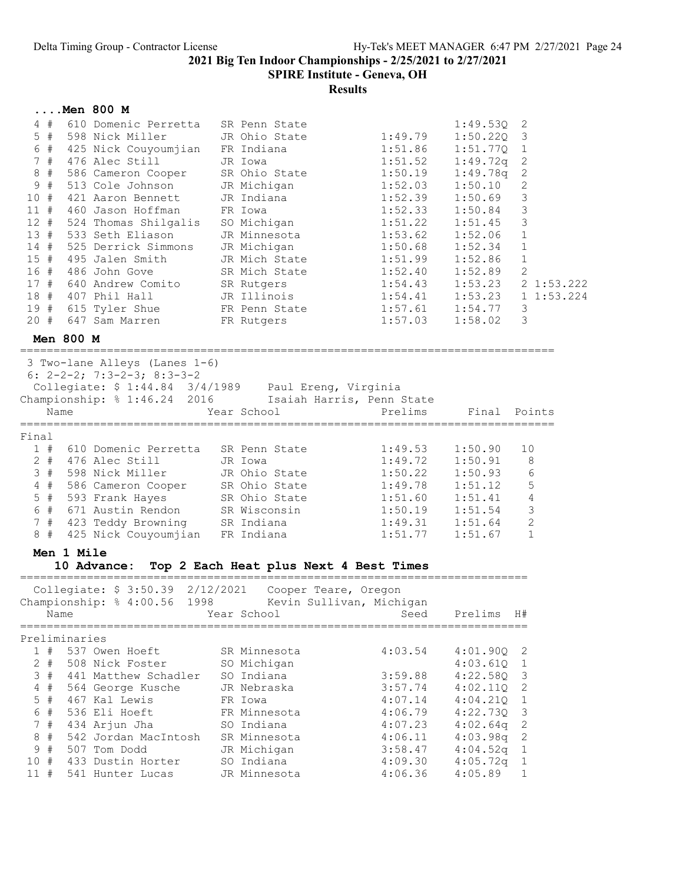2021 Big Ten Indoor Championships - 2/25/2021 to 2/27/2021

SPIRE Institute - Geneva, OH

Results

## ....Men 800 M

| Place | Name | Year School | Prelims | Final | H# | |
|---|---|---|---|---|---|---|
| 4 # | 610 Domenic Perretta | SR Penn State | | 1:49.53Q | 2 | |
| 5 # | 598 Nick Miller | JR Ohio State | 1:49.79 | 1:50.22Q | 3 | |
| 6 # | 425 Nick Couyoumjian | FR Indiana | 1:51.86 | 1:51.77Q | 1 | |
| 7 # | 476 Alec Still | JR Iowa | 1:51.52 | 1:49.72q | 2 | |
| 8 # | 586 Cameron Cooper | SR Ohio State | 1:50.19 | 1:49.78q | 2 | |
| 9 # | 513 Cole Johnson | JR Michigan | 1:52.03 | 1:50.10 | 2 | |
| 10 # | 421 Aaron Bennett | JR Indiana | 1:52.39 | 1:50.69 | 3 | |
| 11 # | 460 Jason Hoffman | FR Iowa | 1:52.33 | 1:50.84 | 3 | |
| 12 # | 524 Thomas Shilgalis | SO Michigan | 1:51.22 | 1:51.45 | 3 | |
| 13 # | 533 Seth Eliason | JR Minnesota | 1:53.62 | 1:52.06 | 1 | |
| 14 # | 525 Derrick Simmons | JR Michigan | 1:50.68 | 1:52.34 | 1 | |
| 15 # | 495 Jalen Smith | JR Mich State | 1:51.99 | 1:52.86 | 1 | |
| 16 # | 486 John Gove | SR Mich State | 1:52.40 | 1:52.89 | 2 | |
| 17 # | 640 Andrew Comito | SR Rutgers | 1:54.43 | 1:53.23 | 2 | 1:53.222 |
| 18 # | 407 Phil Hall | JR Illinois | 1:54.41 | 1:53.23 | 1 | 1:53.224 |
| 19 # | 615 Tyler Shue | FR Penn State | 1:57.61 | 1:54.77 | 3 | |
| 20 # | 647 Sam Marren | FR Rutgers | 1:57.03 | 1:58.02 | 3 | |

## Men 800 M

3 Two-lane Alleys (Lanes 1-6)
6: 2-2-2; 7:3-2-3; 8:3-3-2

Collegiate: $ 1:44.84 3/4/1989 Paul Ereng, Virginia
Championship: % 1:46.24 2016 Isaiah Harris, Penn State

Final

| Place | Name | Year School | Prelims | Final | Points |
|---|---|---|---|---|---|
| 1 # | 610 Domenic Perretta | SR Penn State | 1:49.53 | 1:50.90 | 10 |
| 2 # | 476 Alec Still | JR Iowa | 1:49.72 | 1:50.91 | 8 |
| 3 # | 598 Nick Miller | JR Ohio State | 1:50.22 | 1:50.93 | 6 |
| 4 # | 586 Cameron Cooper | SR Ohio State | 1:49.78 | 1:51.12 | 5 |
| 5 # | 593 Frank Hayes | SR Ohio State | 1:51.60 | 1:51.41 | 4 |
| 6 # | 671 Austin Rendon | SR Wisconsin | 1:50.19 | 1:51.54 | 3 |
| 7 # | 423 Teddy Browning | SR Indiana | 1:49.31 | 1:51.64 | 2 |
| 8 # | 425 Nick Couyoumjian | FR Indiana | 1:51.77 | 1:51.67 | 1 |

## Men 1 Mile

### 10 Advance: Top 2 Each Heat plus Next 4 Best Times

Collegiate: $ 3:50.39 2/12/2021 Cooper Teare, Oregon
Championship: % 4:00.56 1998 Kevin Sullivan, Michigan

Preliminaries

| Place | Name | Year School | Seed | Prelims | H# |
|---|---|---|---|---|---|
| 1 # | 537 Owen Hoeft | SR Minnesota | 4:03.54 | 4:01.90Q | 2 |
| 2 # | 508 Nick Foster | SO Michigan | | 4:03.61Q | 1 |
| 3 # | 441 Matthew Schadler | SO Indiana | 3:59.88 | 4:22.58Q | 3 |
| 4 # | 564 George Kusche | JR Nebraska | 3:57.74 | 4:02.11Q | 2 |
| 5 # | 467 Kal Lewis | FR Iowa | 4:07.14 | 4:04.21Q | 1 |
| 6 # | 536 Eli Hoeft | FR Minnesota | 4:06.79 | 4:22.73Q | 3 |
| 7 # | 434 Arjun Jha | SO Indiana | 4:07.23 | 4:02.64q | 2 |
| 8 # | 542 Jordan MacIntosh | SR Minnesota | 4:06.11 | 4:03.98q | 2 |
| 9 # | 507 Tom Dodd | JR Michigan | 3:58.47 | 4:04.52q | 1 |
| 10 # | 433 Dustin Horter | SO Indiana | 4:09.30 | 4:05.72q | 1 |
| 11 # | 541 Hunter Lucas | JR Minnesota | 4:06.36 | 4:05.89 | 1 |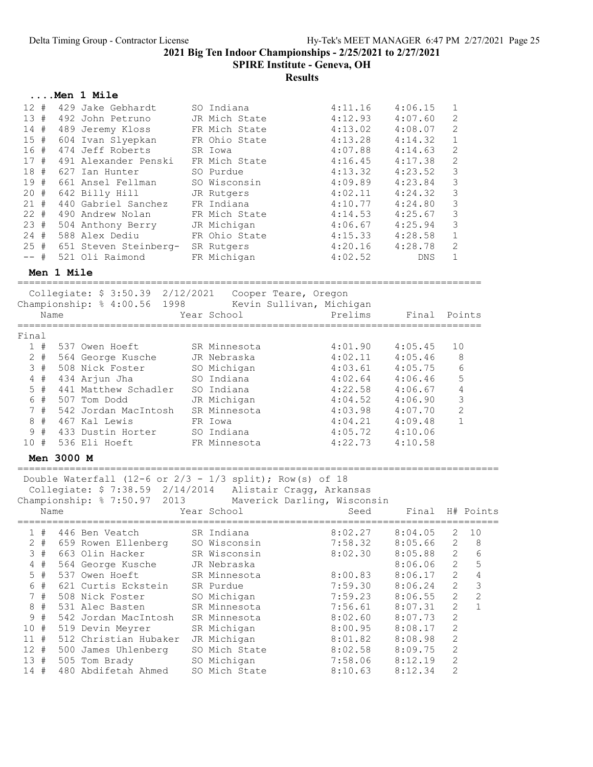2021 Big Ten Indoor Championships - 2/25/2021 to 2/27/2021

SPIRE Institute - Geneva, OH

**Results**

### ....Men 1 Mile

| Place | | Name | Year School | Prelims | Final | H# |
|---|---|---|---|---|---|---|
| 12 | # | 429 Jake Gebhardt | SO Indiana | 4:11.16 | 4:06.15 | 1 |
| 13 | # | 492 John Petruno | JR Mich State | 4:12.93 | 4:07.60 | 2 |
| 14 | # | 489 Jeremy Kloss | FR Mich State | 4:13.02 | 4:08.07 | 2 |
| 15 | # | 604 Ivan Slyepkan | FR Ohio State | 4:13.28 | 4:14.32 | 1 |
| 16 | # | 474 Jeff Roberts | SR Iowa | 4:07.88 | 4:14.63 | 2 |
| 17 | # | 491 Alexander Penski | FR Mich State | 4:16.45 | 4:17.38 | 2 |
| 18 | # | 627 Ian Hunter | SO Purdue | 4:13.32 | 4:23.52 | 3 |
| 19 | # | 661 Ansel Fellman | SO Wisconsin | 4:09.89 | 4:23.84 | 3 |
| 20 | # | 642 Billy Hill | JR Rutgers | 4:02.11 | 4:24.32 | 3 |
| 21 | # | 440 Gabriel Sanchez | FR Indiana | 4:10.77 | 4:24.80 | 3 |
| 22 | # | 490 Andrew Nolan | FR Mich State | 4:14.53 | 4:25.67 | 3 |
| 23 | # | 504 Anthony Berry | JR Michigan | 4:06.67 | 4:25.94 | 3 |
| 24 | # | 588 Alex Dediu | FR Ohio State | 4:15.33 | 4:28.58 | 1 |
| 25 | # | 651 Steven Steinberg- | SR Rutgers | 4:20.16 | 4:28.78 | 2 |
| -- | # | 521 Oli Raimond | FR Michigan | 4:02.52 | DNS | 1 |

### Men 1 Mile

Collegiate: $ 3:50.39 2/12/2021 Cooper Teare, Oregon
Championship: % 4:00.56 1998 Kevin Sullivan, Michigan

**Final**

| Place | | Name | Year School | Prelims | Final | Points |
|---|---|---|---|---|---|---|
| 1 | # | 537 Owen Hoeft | SR Minnesota | 4:01.90 | 4:05.45 | 10 |
| 2 | # | 564 George Kusche | JR Nebraska | 4:02.11 | 4:05.46 | 8 |
| 3 | # | 508 Nick Foster | SO Michigan | 4:03.61 | 4:05.75 | 6 |
| 4 | # | 434 Arjun Jha | SO Indiana | 4:02.64 | 4:06.46 | 5 |
| 5 | # | 441 Matthew Schadler | SO Indiana | 4:22.58 | 4:06.67 | 4 |
| 6 | # | 507 Tom Dodd | JR Michigan | 4:04.52 | 4:06.90 | 3 |
| 7 | # | 542 Jordan MacIntosh | SR Minnesota | 4:03.98 | 4:07.70 | 2 |
| 8 | # | 467 Kal Lewis | FR Iowa | 4:04.21 | 4:09.48 | 1 |
| 9 | # | 433 Dustin Horter | SO Indiana | 4:05.72 | 4:10.06 | |
| 10 | # | 536 Eli Hoeft | FR Minnesota | 4:22.73 | 4:10.58 | |

### Men 3000 M

Double Waterfall (12-6 or 2/3 - 1/3 split); Row(s) of 18
Collegiate: $ 7:38.59 2/14/2014 Alistair Cragg, Arkansas
Championship: % 7:50.97 2013 Maverick Darling, Wisconsin

| Place | | Name | Year School | Seed | Final | H# | Points |
|---|---|---|---|---|---|---|---|
| 1 | # | 446 Ben Veatch | SR Indiana | 8:02.27 | 8:04.05 | 2 | 10 |
| 2 | # | 659 Rowen Ellenberg | SO Wisconsin | 7:58.32 | 8:05.66 | 2 | 8 |
| 3 | # | 663 Olin Hacker | SR Wisconsin | 8:02.30 | 8:05.88 | 2 | 6 |
| 4 | # | 564 George Kusche | JR Nebraska | | 8:06.06 | 2 | 5 |
| 5 | # | 537 Owen Hoeft | SR Minnesota | 8:00.83 | 8:06.17 | 2 | 4 |
| 6 | # | 621 Curtis Eckstein | SR Purdue | 7:59.30 | 8:06.24 | 2 | 3 |
| 7 | # | 508 Nick Foster | SO Michigan | 7:59.23 | 8:06.55 | 2 | 2 |
| 8 | # | 531 Alec Basten | SR Minnesota | 7:56.61 | 8:07.31 | 2 | 1 |
| 9 | # | 542 Jordan MacIntosh | SR Minnesota | 8:02.60 | 8:07.73 | 2 | |
| 10 | # | 519 Devin Meyrer | SR Michigan | 8:00.95 | 8:08.17 | 2 | |
| 11 | # | 512 Christian Hubaker | JR Michigan | 8:01.82 | 8:08.98 | 2 | |
| 12 | # | 500 James Uhlenberg | SO Mich State | 8:02.58 | 8:09.75 | 2 | |
| 13 | # | 505 Tom Brady | SO Michigan | 7:58.06 | 8:12.19 | 2 | |
| 14 | # | 480 Abdifetah Ahmed | SO Mich State | 8:10.63 | 8:12.34 | 2 | |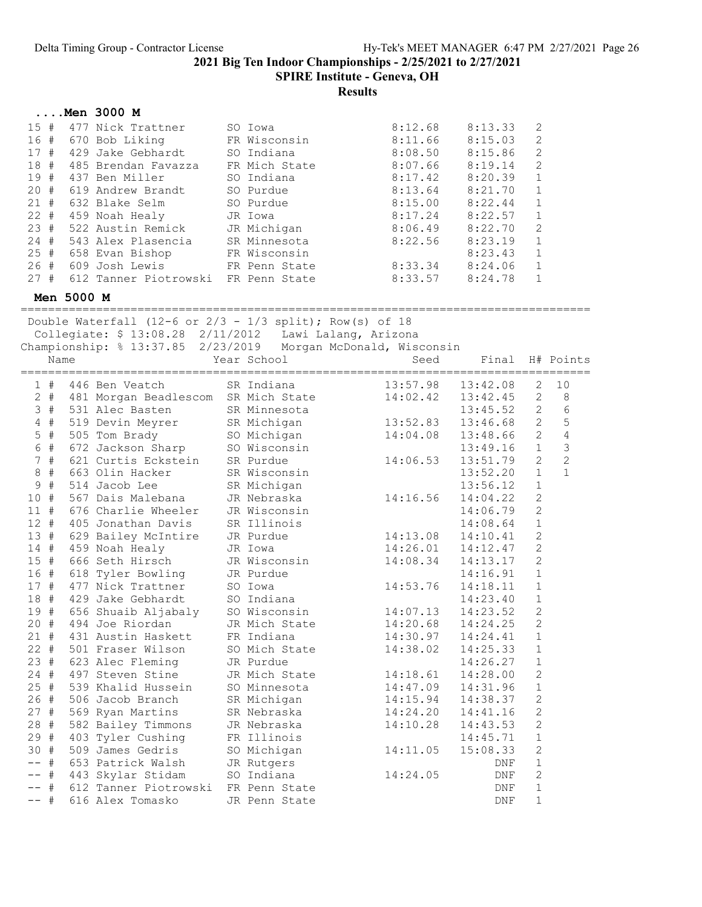## ....Men 3000 M

| Place | Name | Year | School | Seed | Final | H# |
|---|---|---|---|---|---|---|
| 15 # | 477 Nick Trattner | SO | Iowa | 8:12.68 | 8:13.33 | 2 |
| 16 # | 670 Bob Liking | FR | Wisconsin | 8:11.66 | 8:15.03 | 2 |
| 17 # | 429 Jake Gebhardt | SO | Indiana | 8:08.50 | 8:15.86 | 2 |
| 18 # | 485 Brendan Favazza | FR | Mich State | 8:07.66 | 8:19.14 | 2 |
| 19 # | 437 Ben Miller | SO | Indiana | 8:17.42 | 8:20.39 | 1 |
| 20 # | 619 Andrew Brandt | SO | Purdue | 8:13.64 | 8:21.70 | 1 |
| 21 # | 632 Blake Selm | SO | Purdue | 8:15.00 | 8:22.44 | 1 |
| 22 # | 459 Noah Healy | JR | Iowa | 8:17.24 | 8:22.57 | 1 |
| 23 # | 522 Austin Remick | JR | Michigan | 8:06.49 | 8:22.70 | 2 |
| 24 # | 543 Alex Plasencia | SR | Minnesota | 8:22.56 | 8:23.19 | 1 |
| 25 # | 658 Evan Bishop | FR | Wisconsin | | 8:23.43 | 1 |
| 26 # | 609 Josh Lewis | FR | Penn State | 8:33.34 | 8:24.06 | 1 |
| 27 # | 612 Tanner Piotrowski | FR | Penn State | 8:33.57 | 8:24.78 | 1 |

## Men 5000 M

Double Waterfall (12-6 or 2/3 - 1/3 split); Row(s) of 18

Collegiate: $ 13:08.28 2/11/2012 Lawi Lalang, Arizona

Championship: % 13:37.85 2/23/2019 Morgan McDonald, Wisconsin

| Place | Name | Year | School | Seed | Final | H# | Points |
|---|---|---|---|---|---|---|---|
| 1 # | 446 Ben Veatch | SR | Indiana | 13:57.98 | 13:42.08 | 2 | 10 |
| 2 # | 481 Morgan Beadlescom | SR | Mich State | 14:02.42 | 13:42.45 | 2 | 8 |
| 3 # | 531 Alec Basten | SR | Minnesota | | 13:45.52 | 2 | 6 |
| 4 # | 519 Devin Meyrer | SR | Michigan | 13:52.83 | 13:46.68 | 2 | 5 |
| 5 # | 505 Tom Brady | SO | Michigan | 14:04.08 | 13:48.66 | 2 | 4 |
| 6 # | 672 Jackson Sharp | SO | Wisconsin | | 13:49.16 | 1 | 3 |
| 7 # | 621 Curtis Eckstein | SR | Purdue | 14:06.53 | 13:51.79 | 2 | 2 |
| 8 # | 663 Olin Hacker | SR | Wisconsin | | 13:52.20 | 1 | 1 |
| 9 # | 514 Jacob Lee | SR | Michigan | | 13:56.12 | 1 | |
| 10 # | 567 Dais Malebana | JR | Nebraska | 14:16.56 | 14:04.22 | 2 | |
| 11 # | 676 Charlie Wheeler | JR | Wisconsin | | 14:06.79 | 2 | |
| 12 # | 405 Jonathan Davis | SR | Illinois | | 14:08.64 | 1 | |
| 13 # | 629 Bailey McIntire | JR | Purdue | 14:13.08 | 14:10.41 | 2 | |
| 14 # | 459 Noah Healy | JR | Iowa | 14:26.01 | 14:12.47 | 2 | |
| 15 # | 666 Seth Hirsch | JR | Wisconsin | 14:08.34 | 14:13.17 | 2 | |
| 16 # | 618 Tyler Bowling | JR | Purdue | | 14:16.91 | 1 | |
| 17 # | 477 Nick Trattner | SO | Iowa | 14:53.76 | 14:18.11 | 1 | |
| 18 # | 429 Jake Gebhardt | SO | Indiana | | 14:23.40 | 1 | |
| 19 # | 656 Shuaib Aljabaly | SO | Wisconsin | 14:07.13 | 14:23.52 | 2 | |
| 20 # | 494 Joe Riordan | JR | Mich State | 14:20.68 | 14:24.25 | 2 | |
| 21 # | 431 Austin Haskett | FR | Indiana | 14:30.97 | 14:24.41 | 1 | |
| 22 # | 501 Fraser Wilson | SO | Mich State | 14:38.02 | 14:25.33 | 1 | |
| 23 # | 623 Alec Fleming | JR | Purdue | | 14:26.27 | 1 | |
| 24 # | 497 Steven Stine | JR | Mich State | 14:18.61 | 14:28.00 | 2 | |
| 25 # | 539 Khalid Hussein | SO | Minnesota | 14:47.09 | 14:31.96 | 1 | |
| 26 # | 506 Jacob Branch | SR | Michigan | 14:15.94 | 14:38.37 | 2 | |
| 27 # | 569 Ryan Martins | SR | Nebraska | 14:24.20 | 14:41.16 | 2 | |
| 28 # | 582 Bailey Timmons | JR | Nebraska | 14:10.28 | 14:43.53 | 2 | |
| 29 # | 403 Tyler Cushing | FR | Illinois | | 14:45.71 | 1 | |
| 30 # | 509 James Gedris | SO | Michigan | 14:11.05 | 15:08.33 | 2 | |
| -- # | 653 Patrick Walsh | JR | Rutgers | | DNF | 1 | |
| -- # | 443 Skylar Stidam | SO | Indiana | 14:24.05 | DNF | 2 | |
| -- # | 612 Tanner Piotrowski | FR | Penn State | | DNF | 1 | |
| -- # | 616 Alex Tomasko | JR | Penn State | | DNF | 1 | |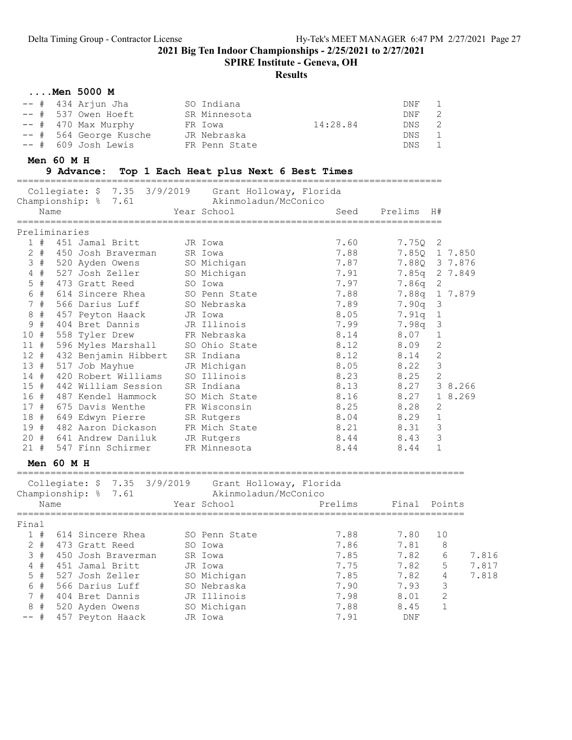## ....Men 5000 M

| Place | Name | Year | School | Seed | Finals | H# |
|---|---|---|---|---|---|---|
| -- # | 434 Arjun Jha | SO | Indiana | | DNF | 1 |
| -- # | 537 Owen Hoeft | SR | Minnesota | | DNF | 2 |
| -- # | 470 Max Murphy | FR | Iowa | 14:28.84 | DNS | 2 |
| -- # | 564 George Kusche | JR | Nebraska | | DNS | 1 |
| -- # | 609 Josh Lewis | FR | Penn State | | DNS | 1 |

## Men 60 M H

**9 Advance: Top 1 Each Heat plus Next 6 Best Times**

Collegiate: $ 7.35 3/9/2019 Grant Holloway, Florida
Championship: % 7.61 Akinmoladun/McConico

### Preliminaries

| Place | Name | Year | School | Seed | Prelims | H# | |
|---|---|---|---|---|---|---|---|
| 1 # | 451 Jamal Britt | JR | Iowa | 7.60 | 7.75Q | 2 | |
| 2 # | 450 Josh Braverman | SR | Iowa | 7.88 | 7.85Q | 1 | 7.850 |
| 3 # | 520 Ayden Owens | SO | Michigan | 7.87 | 7.88Q | 3 | 7.876 |
| 4 # | 527 Josh Zeller | SO | Michigan | 7.91 | 7.85q | 2 | 7.849 |
| 5 # | 473 Gratt Reed | SO | Iowa | 7.97 | 7.86q | 2 | |
| 6 # | 614 Sincere Rhea | SO | Penn State | 7.88 | 7.88q | 1 | 7.879 |
| 7 # | 566 Darius Luff | SO | Nebraska | 7.89 | 7.90q | 3 | |
| 8 # | 457 Peyton Haack | JR | Iowa | 8.05 | 7.91q | 1 | |
| 9 # | 404 Bret Dannis | JR | Illinois | 7.99 | 7.98q | 3 | |
| 10 # | 558 Tyler Drew | FR | Nebraska | 8.14 | 8.07 | 1 | |
| 11 # | 596 Myles Marshall | SO | Ohio State | 8.12 | 8.09 | 2 | |
| 12 # | 432 Benjamin Hibbert | SR | Indiana | 8.12 | 8.14 | 2 | |
| 13 # | 517 Job Mayhue | JR | Michigan | 8.05 | 8.22 | 3 | |
| 14 # | 420 Robert Williams | SO | Illinois | 8.23 | 8.25 | 2 | |
| 15 # | 442 William Session | SR | Indiana | 8.13 | 8.27 | 3 | 8.266 |
| 16 # | 487 Kendel Hammock | SO | Mich State | 8.16 | 8.27 | 1 | 8.269 |
| 17 # | 675 Davis Wenthe | FR | Wisconsin | 8.25 | 8.28 | 2 | |
| 18 # | 649 Edwyn Pierre | SR | Rutgers | 8.04 | 8.29 | 1 | |
| 19 # | 482 Aaron Dickason | FR | Mich State | 8.21 | 8.31 | 3 | |
| 20 # | 641 Andrew Daniluk | JR | Rutgers | 8.44 | 8.43 | 3 | |
| 21 # | 547 Finn Schirmer | FR | Minnesota | 8.44 | 8.44 | 1 | |

## Men 60 M H

Collegiate: $ 7.35 3/9/2019 Grant Holloway, Florida
Championship: % 7.61 Akinmoladun/McConico

### Final

| Place | Name | Year | School | Prelims | Final | Points | |
|---|---|---|---|---|---|---|---|
| 1 # | 614 Sincere Rhea | SO | Penn State | 7.88 | 7.80 | 10 | |
| 2 # | 473 Gratt Reed | SO | Iowa | 7.86 | 7.81 | 8 | |
| 3 # | 450 Josh Braverman | SR | Iowa | 7.85 | 7.82 | 6 | 7.816 |
| 4 # | 451 Jamal Britt | JR | Iowa | 7.75 | 7.82 | 5 | 7.817 |
| 5 # | 527 Josh Zeller | SO | Michigan | 7.85 | 7.82 | 4 | 7.818 |
| 6 # | 566 Darius Luff | SO | Nebraska | 7.90 | 7.93 | 3 | |
| 7 # | 404 Bret Dannis | JR | Illinois | 7.98 | 8.01 | 2 | |
| 8 # | 520 Ayden Owens | SO | Michigan | 7.88 | 8.45 | 1 | |
| -- # | 457 Peyton Haack | JR | Iowa | 7.91 | DNF | | |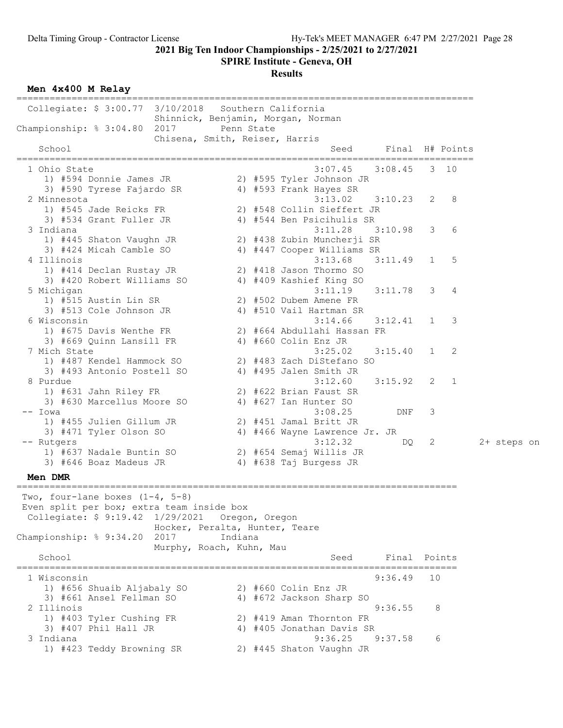**2021 Big Ten Indoor Championships - 2/25/2021 to 2/27/2021**

**SPIRE Institute - Geneva, OH**

**Results**

### Men 4x400 M Relay

Collegiate: $ 3:00.77 3/10/2018 Southern California
Shinnick, Benjamin, Morgan, Norman

Championship: % 3:04.80 2017 Penn State
Chisena, Smith, Reiser, Harris

| | School | Seed | Final | H# | Points | |
|---|---|---|---|---|---|---|
| 1 | Ohio State | 3:07.45 | 3:08.45 | 3 | 10 | |
| | 1) #594 Donnie James JR; 2) #595 Tyler Johnson JR; 3) #590 Tyrese Fajardo SR; 4) #593 Frank Hayes SR | | | | | |
| 2 | Minnesota | 3:13.02 | 3:10.23 | 2 | 8 | |
| | 1) #545 Jade Reicks FR; 2) #548 Collin Sieffert JR; 3) #534 Grant Fuller JR; 4) #544 Ben Psicihulis SR | | | | | |
| 3 | Indiana | 3:11.28 | 3:10.98 | 3 | 6 | |
| | 1) #445 Shaton Vaughn JR; 2) #438 Zubin Muncherji SR; 3) #424 Micah Camble SO; 4) #447 Cooper Williams SR | | | | | |
| 4 | Illinois | 3:13.68 | 3:11.49 | 1 | 5 | |
| | 1) #414 Declan Rustay JR; 2) #418 Jason Thormo SO; 3) #420 Robert Williams SO; 4) #409 Kashief King SO | | | | | |
| 5 | Michigan | 3:11.19 | 3:11.78 | 3 | 4 | |
| | 1) #515 Austin Lin SR; 2) #502 Dubem Amene FR; 3) #513 Cole Johnson JR; 4) #510 Vail Hartman SR | | | | | |
| 6 | Wisconsin | 3:14.66 | 3:12.41 | 1 | 3 | |
| | 1) #675 Davis Wenthe FR; 2) #664 Abdullahi Hassan FR; 3) #669 Quinn Lansill FR; 4) #660 Colin Enz JR | | | | | |
| 7 | Mich State | 3:25.02 | 3:15.40 | 1 | 2 | |
| | 1) #487 Kendel Hammock SO; 2) #483 Zach DiStefano SO; 3) #493 Antonio Postell SO; 4) #495 Jalen Smith JR | | | | | |
| 8 | Purdue | 3:12.60 | 3:15.92 | 2 | 1 | |
| | 1) #631 Jahn Riley FR; 2) #622 Brian Faust SR; 3) #630 Marcellus Moore SO; 4) #627 Ian Hunter SO | | | | | |
| -- | Iowa | 3:08.25 | DNF | 3 | | |
| | 1) #455 Julien Gillum JR; 2) #451 Jamal Britt JR; 3) #471 Tyler Olson SO; 4) #466 Wayne Lawrence Jr. JR | | | | | |
| -- | Rutgers | 3:12.32 | DQ | 2 | | 2+ steps on |
| | 1) #637 Nadale Buntin SO; 2) #654 Semaj Willis JR; 3) #646 Boaz Madeus JR; 4) #638 Taj Burgess JR | | | | | |

### Men DMR

Two, four-lane boxes (1-4, 5-8)
Even split per box; extra team inside box

Collegiate: $ 9:19.42 1/29/2021 Oregon, Oregon
Hocker, Peralta, Hunter, Teare

Championship: % 9:34.20 2017 Indiana
Murphy, Roach, Kuhn, Mau

| | School | Seed | Final | Points |
|---|---|---|---|---|
| 1 | Wisconsin | | 9:36.49 | 10 |
| | 1) #656 Shuaib Aljabaly SO; 2) #660 Colin Enz JR; 3) #661 Ansel Fellman SO; 4) #672 Jackson Sharp SO | | | |
| 2 | Illinois | | 9:36.55 | 8 |
| | 1) #403 Tyler Cushing FR; 2) #419 Aman Thornton FR; 3) #407 Phil Hall JR; 4) #405 Jonathan Davis SR | | | |
| 3 | Indiana | 9:36.25 | 9:37.58 | 6 |
| | 1) #423 Teddy Browning SR; 2) #445 Shaton Vaughn JR | | | |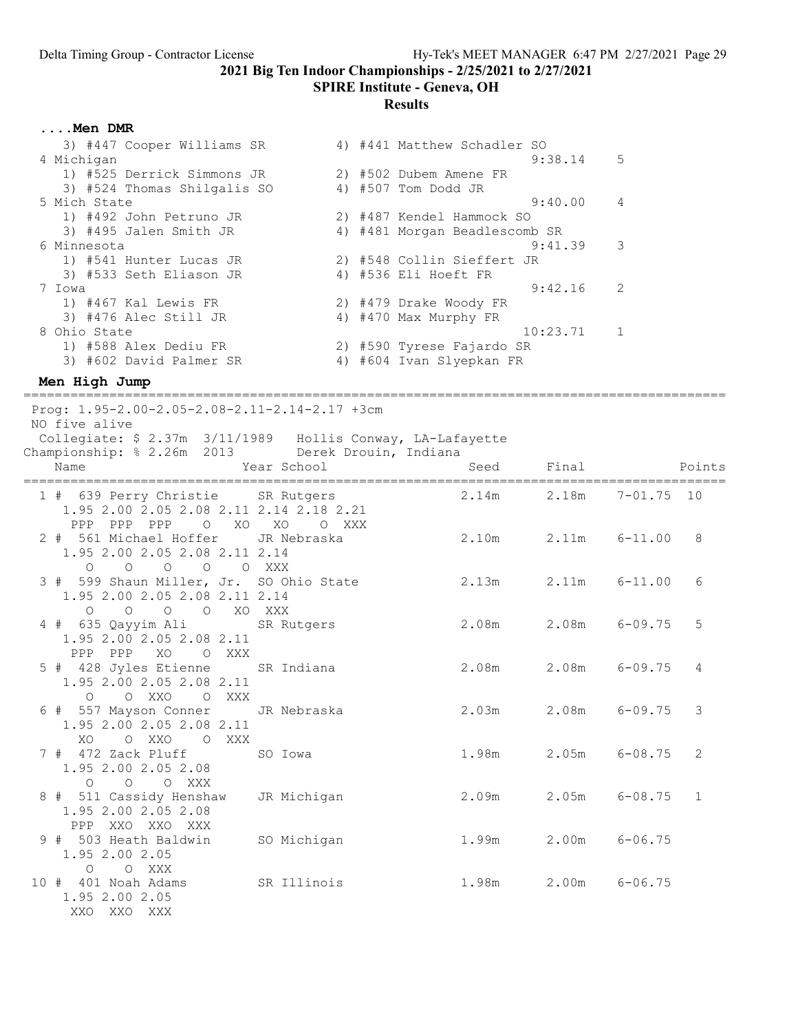2021 Big Ten Indoor Championships - 2/25/2021 to 2/27/2021

SPIRE Institute - Geneva, OH

**Results**

### ....Men DMR

```
   3) #447 Cooper Williams SR          4) #441 Matthew Schadler SO
 4 Michigan                                                9:38.14     5
   1) #525 Derrick Simmons JR          2) #502 Dubem Amene FR
   3) #524 Thomas Shilgalis SO         4) #507 Tom Dodd JR
 5 Mich State                                              9:40.00     4
   1) #492 John Petruno JR             2) #487 Kendel Hammock SO
   3) #495 Jalen Smith JR              4) #481 Morgan Beadlescomb SR
 6 Minnesota                                               9:41.39     3
   1) #541 Hunter Lucas JR             2) #548 Collin Sieffert JR
   3) #533 Seth Eliason JR             4) #536 Eli Hoeft FR
 7 Iowa                                                    9:42.16     2
   1) #467 Kal Lewis FR                2) #479 Drake Woody FR
   3) #476 Alec Still JR               4) #470 Max Murphy FR
 8 Ohio State                                             10:23.71     1
   1) #588 Alex Dediu FR               2) #590 Tyrese Fajardo SR
   3) #602 David Palmer SR             4) #604 Ivan Slyepkan FR
```

### Men High Jump

```
==========================================================================================
 Prog: 1.95-2.00-2.05-2.08-2.11-2.14-2.17 +3cm
 NO five alive
  Collegiate: $ 2.37m  3/11/1989   Hollis Conway, LA-Lafayette
Championship: % 2.26m  2013        Derek Drouin, Indiana
    Name                    Year School                  Seed     Final              Points
==========================================================================================
  1 #  639 Perry Christie     SR Rutgers               2.14m      2.18m    7-01.75  10
     1.95 2.00 2.05 2.08 2.11 2.14 2.18 2.21
      PPP  PPP  PPP    O   XO   XO    O  XXX
  2 #  561 Michael Hoffer     JR Nebraska              2.10m      2.11m    6-11.00   8
     1.95 2.00 2.05 2.08 2.11 2.14
        O    O    O    O    O  XXX
  3 #  599 Shaun Miller, Jr.  SO Ohio State            2.13m      2.11m    6-11.00   6
     1.95 2.00 2.05 2.08 2.11 2.14
        O    O    O    O   XO  XXX
  4 #  635 Qayyim Ali         SR Rutgers               2.08m      2.08m    6-09.75   5
     1.95 2.00 2.05 2.08 2.11
      PPP  PPP   XO    O  XXX
  5 #  428 Jyles Etienne      SR Indiana               2.08m      2.08m    6-09.75   4
     1.95 2.00 2.05 2.08 2.11
        O    O  XXO    O  XXX
  6 #  557 Mayson Conner      JR Nebraska              2.03m      2.08m    6-09.75   3
     1.95 2.00 2.05 2.08 2.11
       XO    O  XXO    O  XXX
  7 #  472 Zack Pluff         SO Iowa                  1.98m      2.05m    6-08.75   2
     1.95 2.00 2.05 2.08
        O    O    O  XXX
  8 #  511 Cassidy Henshaw    JR Michigan              2.09m      2.05m    6-08.75   1
     1.95 2.00 2.05 2.08
      PPP  XXO  XXO  XXX
  9 #  503 Heath Baldwin      SO Michigan              1.99m      2.00m    6-06.75
     1.95 2.00 2.05
        O    O  XXX
 10 #  401 Noah Adams         SR Illinois              1.98m      2.00m    6-06.75
     1.95 2.00 2.05
      XXO  XXO  XXX
```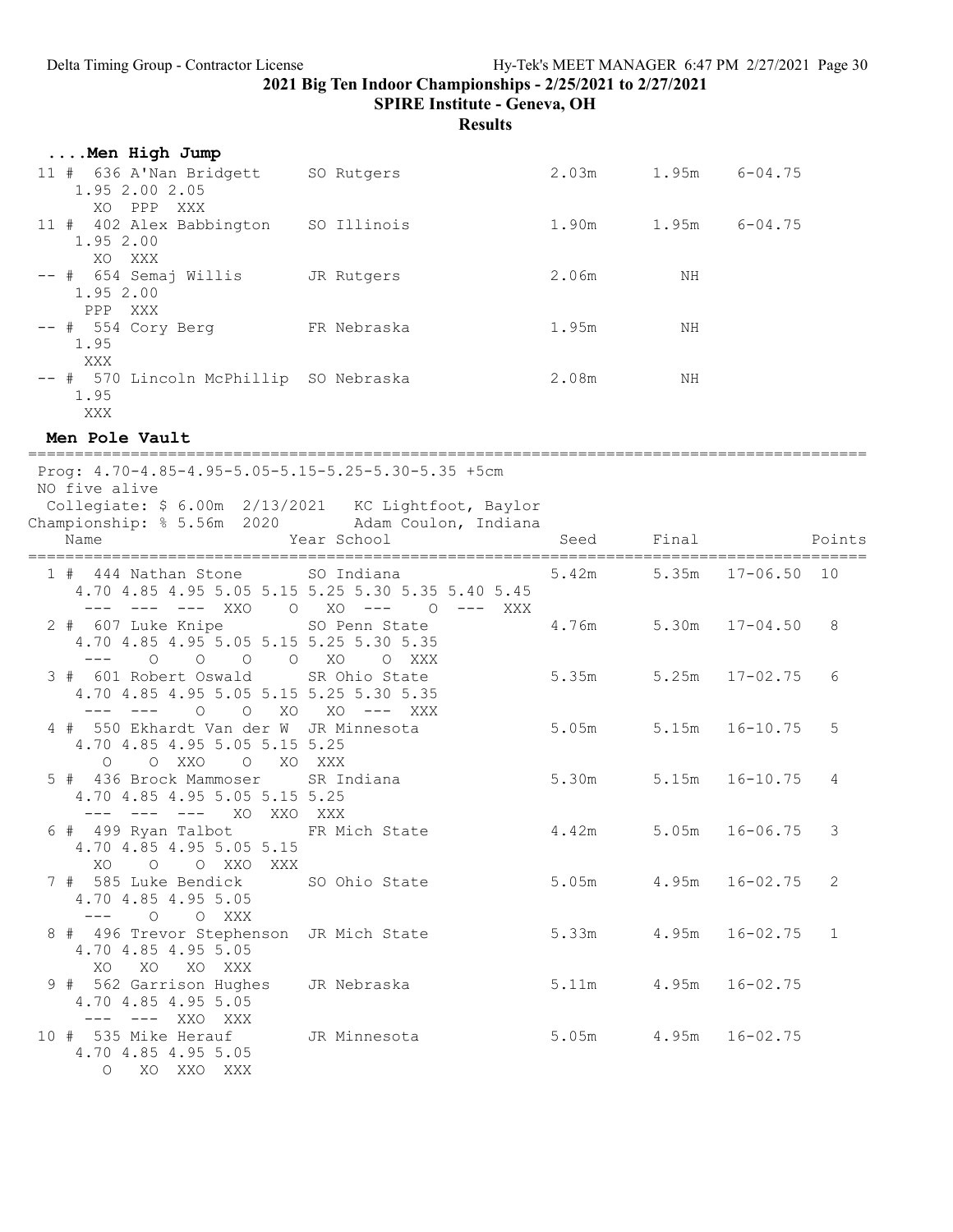### ....Men High Jump

```
 11 #  636 A'Nan Bridgett     SO Rutgers                 2.03m      1.95m    6-04.75
     1.95 2.00 2.05
       XO  PPP  XXX
 11 #  402 Alex Babbington    SO Illinois                1.90m      1.95m    6-04.75
     1.95 2.00
       XO  XXX
 -- #  654 Semaj Willis       JR Rutgers                 2.06m         NH
     1.95 2.00
      PPP  XXX
 -- #  554 Cory Berg          FR Nebraska                1.95m         NH
     1.95
      XXX
 -- #  570 Lincoln McPhillip  SO Nebraska                2.08m         NH
     1.95
      XXX
```

### Men Pole Vault

```
=========================================================================================
 Prog: 4.70-4.85-4.95-5.05-5.15-5.25-5.30-5.35 +5cm
 NO five alive
  Collegiate: $ 6.00m  2/13/2021   KC Lightfoot, Baylor
Championship: % 5.56m  2020        Adam Coulon, Indiana
    Name                    Year School                  Seed     Final            Points
=========================================================================================
  1 #  444 Nathan Stone       SO Indiana                 5.42m      5.35m   17-06.50  10
     4.70 4.85 4.95 5.05 5.15 5.25 5.30 5.35 5.40 5.45
      ---  ---  ---  XXO    O   XO  ---    O  ---  XXX
  2 #  607 Luke Knipe         SO Penn State              4.76m      5.30m   17-04.50   8
     4.70 4.85 4.95 5.05 5.15 5.25 5.30 5.35
      ---    O    O    O    O   XO    O  XXX
  3 #  601 Robert Oswald      SR Ohio State              5.35m      5.25m   17-02.75   6
     4.70 4.85 4.95 5.05 5.15 5.25 5.30 5.35
      ---  ---    O    O   XO   XO  ---  XXX
  4 #  550 Ekhardt Van der W  JR Minnesota               5.05m      5.15m   16-10.75   5
     4.70 4.85 4.95 5.05 5.15 5.25
        O    O  XXO    O   XO  XXX
  5 #  436 Brock Mammoser     SR Indiana                 5.30m      5.15m   16-10.75   4
     4.70 4.85 4.95 5.05 5.15 5.25
      ---  ---  ---   XO  XXO  XXX
  6 #  499 Ryan Talbot        FR Mich State              4.42m      5.05m   16-06.75   3
     4.70 4.85 4.95 5.05 5.15
       XO    O    O  XXO  XXX
  7 #  585 Luke Bendick       SO Ohio State              5.05m      4.95m   16-02.75   2
     4.70 4.85 4.95 5.05
      ---    O    O  XXX
  8 #  496 Trevor Stephenson  JR Mich State              5.33m      4.95m   16-02.75   1
     4.70 4.85 4.95 5.05
       XO   XO   XO  XXX
  9 #  562 Garrison Hughes    JR Nebraska                5.11m      4.95m   16-02.75
     4.70 4.85 4.95 5.05
      ---  ---  XXO  XXX
 10 #  535 Mike Herauf        JR Minnesota               5.05m      4.95m   16-02.75
     4.70 4.85 4.95 5.05
        O   XO  XXO  XXX
```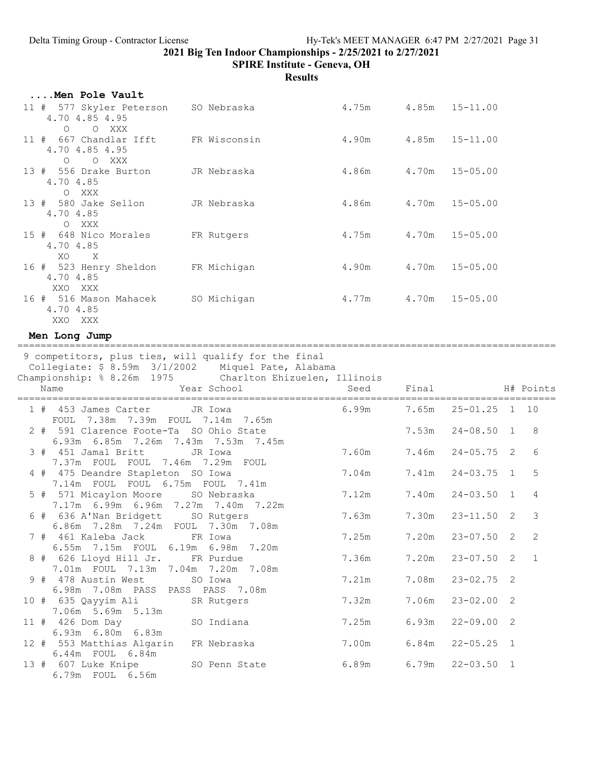## 2021 Big Ten Indoor Championships - 2/25/2021 to 2/27/2021

**SPIRE Institute - Geneva, OH**

**Results**

### ....Men Pole Vault

| Place | Comp# | Name | Year School | Seed | Final | | Attempts |
|---|---|---|---|---|---|---|---|
| 11 # | 577 | Skyler Peterson | SO Nebraska | 4.75m | 4.85m | 15-11.00 | 4.70 4.85 4.95 / O O XXX |
| 11 # | 667 | Chandlar Ifft | FR Wisconsin | 4.90m | 4.85m | 15-11.00 | 4.70 4.85 4.95 / O O XXX |
| 13 # | 556 | Drake Burton | JR Nebraska | 4.86m | 4.70m | 15-05.00 | 4.70 4.85 / O XXX |
| 13 # | 580 | Jake Sellon | JR Nebraska | 4.86m | 4.70m | 15-05.00 | 4.70 4.85 / O XXX |
| 15 # | 648 | Nico Morales | FR Rutgers | 4.75m | 4.70m | 15-05.00 | 4.70 4.85 / XO X |
| 16 # | 523 | Henry Sheldon | FR Michigan | 4.90m | 4.70m | 15-05.00 | 4.70 4.85 / XXO XXX |
| 16 # | 516 | Mason Mahacek | SO Michigan | 4.77m | 4.70m | 15-05.00 | 4.70 4.85 / XXO XXX |

### Men Long Jump

9 competitors, plus ties, will qualify for the final

Collegiate: $ 8.59m 3/1/2002 Miquel Pate, Alabama

Championship: % 8.26m 1975 Charlton Ehizuelen, Illinois

| Place | Comp# | Name | Year School | Seed | Final | | H# | Points |
|---|---|---|---|---|---|---|---|---|
| 1 # | 453 | James Carter | JR Iowa | 6.99m | 7.65m | 25-01.25 | 1 | 10 |
| | | FOUL 7.38m 7.39m FOUL 7.14m 7.65m | | | | | | |
| 2 # | 591 | Clarence Foote-Ta | SO Ohio State | | 7.53m | 24-08.50 | 1 | 8 |
| | | 6.93m 6.85m 7.26m 7.43m 7.53m 7.45m | | | | | | |
| 3 # | 451 | Jamal Britt | JR Iowa | 7.60m | 7.46m | 24-05.75 | 2 | 6 |
| | | 7.37m FOUL FOUL 7.46m 7.29m FOUL | | | | | | |
| 4 # | 475 | Deandre Stapleton | SO Iowa | 7.04m | 7.41m | 24-03.75 | 1 | 5 |
| | | 7.14m FOUL FOUL 6.75m FOUL 7.41m | | | | | | |
| 5 # | 571 | Micaylon Moore | SO Nebraska | 7.12m | 7.40m | 24-03.50 | 1 | 4 |
| | | 7.17m 6.99m 6.96m 7.27m 7.40m 7.22m | | | | | | |
| 6 # | 636 | A'Nan Bridgett | SO Rutgers | 7.63m | 7.30m | 23-11.50 | 2 | 3 |
| | | 6.86m 7.28m 7.24m FOUL 7.30m 7.08m | | | | | | |
| 7 # | 461 | Kaleba Jack | FR Iowa | 7.25m | 7.20m | 23-07.50 | 2 | 2 |
| | | 6.55m 7.15m FOUL 6.19m 6.98m 7.20m | | | | | | |
| 8 # | 626 | Lloyd Hill Jr. | FR Purdue | 7.36m | 7.20m | 23-07.50 | 2 | 1 |
| | | 7.01m FOUL 7.13m 7.04m 7.20m 7.08m | | | | | | |
| 9 # | 478 | Austin West | SO Iowa | 7.21m | 7.08m | 23-02.75 | 2 | |
| | | 6.98m 7.08m PASS PASS PASS 7.08m | | | | | | |
| 10 # | 635 | Qayyim Ali | SR Rutgers | 7.32m | 7.06m | 23-02.00 | 2 | |
| | | 7.06m 5.69m 5.13m | | | | | | |
| 11 # | 426 | Dom Day | SO Indiana | 7.25m | 6.93m | 22-09.00 | 2 | |
| | | 6.93m 6.80m 6.83m | | | | | | |
| 12 # | 553 | Matthias Algarin | FR Nebraska | 7.00m | 6.84m | 22-05.25 | 1 | |
| | | 6.44m FOUL 6.84m | | | | | | |
| 13 # | 607 | Luke Knipe | SO Penn State | 6.89m | 6.79m | 22-03.50 | 1 | |
| | | 6.79m FOUL 6.56m | | | | | | |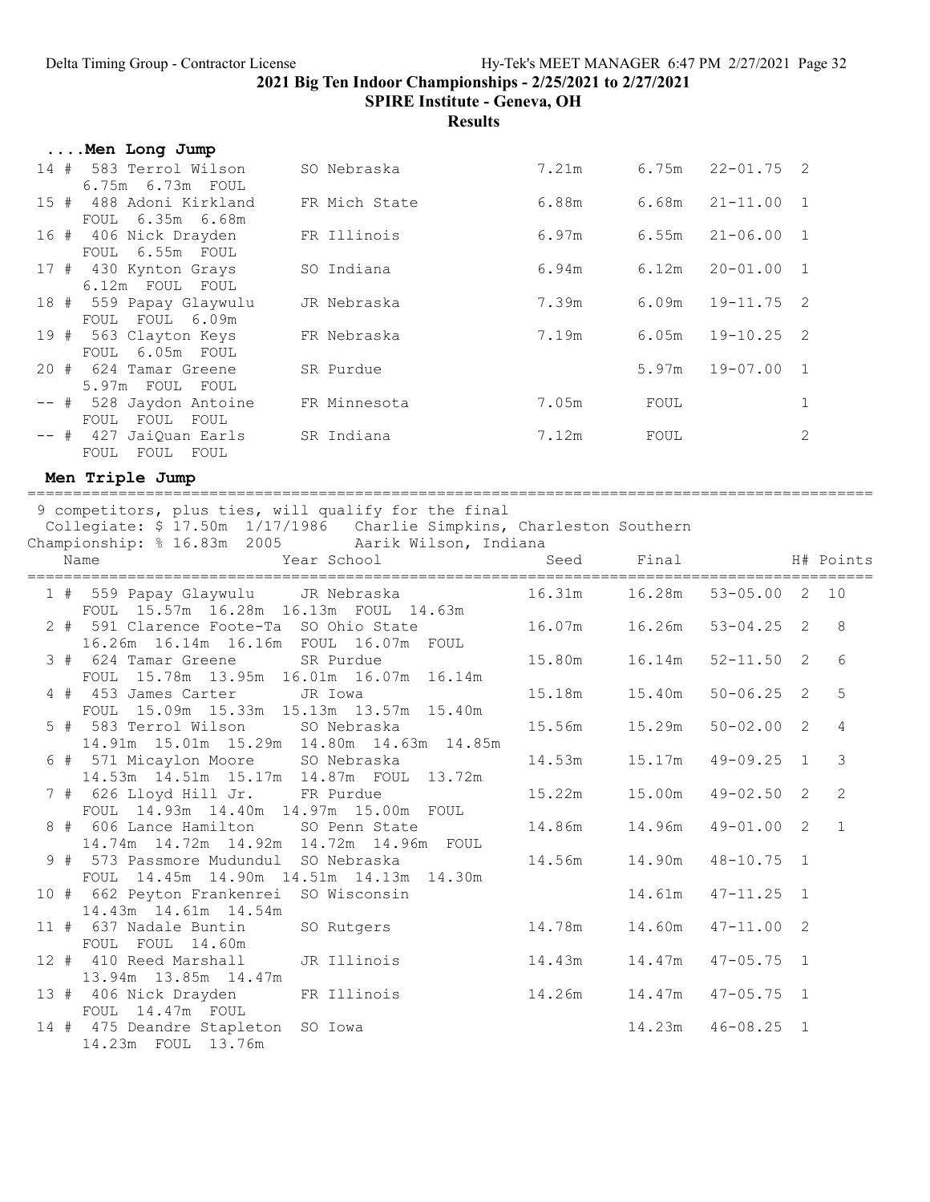2021 Big Ten Indoor Championships - 2/25/2021 to 2/27/2021

SPIRE Institute - Geneva, OH

Results

### ....Men Long Jump

| Place | Name | Year School | Seed | Final | | H# |
|---|---|---|---|---|---|---|
| 14 # | 583 Terrol Wilson | SO Nebraska | 7.21m | 6.75m | 22-01.75 | 2 |
| | 6.75m 6.73m FOUL | | | | | |
| 15 # | 488 Adoni Kirkland | FR Mich State | 6.88m | 6.68m | 21-11.00 | 1 |
| | FOUL 6.35m 6.68m | | | | | |
| 16 # | 406 Nick Drayden | FR Illinois | 6.97m | 6.55m | 21-06.00 | 1 |
| | FOUL 6.55m FOUL | | | | | |
| 17 # | 430 Kynton Grays | SO Indiana | 6.94m | 6.12m | 20-01.00 | 1 |
| | 6.12m FOUL FOUL | | | | | |
| 18 # | 559 Papay Glaywulu | JR Nebraska | 7.39m | 6.09m | 19-11.75 | 2 |
| | FOUL FOUL 6.09m | | | | | |
| 19 # | 563 Clayton Keys | FR Nebraska | 7.19m | 6.05m | 19-10.25 | 2 |
| | FOUL 6.05m FOUL | | | | | |
| 20 # | 624 Tamar Greene | SR Purdue | | 5.97m | 19-07.00 | 1 |
| | 5.97m FOUL FOUL | | | | | |
| -- # | 528 Jaydon Antoine | FR Minnesota | 7.05m | FOUL | | 1 |
| | FOUL FOUL FOUL | | | | | |
| -- # | 427 JaiQuan Earls | SR Indiana | 7.12m | FOUL | | 2 |
| | FOUL FOUL FOUL | | | | | |

### Men Triple Jump

9 competitors, plus ties, will qualify for the final

Collegiate: $ 17.50m 1/17/1986 Charlie Simpkins, Charleston Southern

Championship: % 16.83m 2005 Aarik Wilson, Indiana

| Place | Name | Year School | Seed | Final | | H# | Points |
|---|---|---|---|---|---|---|---|
| 1 # | 559 Papay Glaywulu | JR Nebraska | 16.31m | 16.28m | 53-05.00 | 2 | 10 |
| | FOUL 15.57m 16.28m 16.13m FOUL 14.63m | | | | | | |
| 2 # | 591 Clarence Foote-Ta | SO Ohio State | 16.07m | 16.26m | 53-04.25 | 2 | 8 |
| | 16.26m 16.14m 16.16m FOUL 16.07m FOUL | | | | | | |
| 3 # | 624 Tamar Greene | SR Purdue | 15.80m | 16.14m | 52-11.50 | 2 | 6 |
| | FOUL 15.78m 13.95m 16.01m 16.07m 16.14m | | | | | | |
| 4 # | 453 James Carter | JR Iowa | 15.18m | 15.40m | 50-06.25 | 2 | 5 |
| | FOUL 15.09m 15.33m 15.13m 13.57m 15.40m | | | | | | |
| 5 # | 583 Terrol Wilson | SO Nebraska | 15.56m | 15.29m | 50-02.00 | 2 | 4 |
| | 14.91m 15.01m 15.29m 14.80m 14.63m 14.85m | | | | | | |
| 6 # | 571 Micaylon Moore | SO Nebraska | 14.53m | 15.17m | 49-09.25 | 1 | 3 |
| | 14.53m 14.51m 15.17m 14.87m FOUL 13.72m | | | | | | |
| 7 # | 626 Lloyd Hill Jr. | FR Purdue | 15.22m | 15.00m | 49-02.50 | 2 | 2 |
| | FOUL 14.93m 14.40m 14.97m 15.00m FOUL | | | | | | |
| 8 # | 606 Lance Hamilton | SO Penn State | 14.86m | 14.96m | 49-01.00 | 2 | 1 |
| | 14.74m 14.72m 14.92m 14.72m 14.96m FOUL | | | | | | |
| 9 # | 573 Passmore Mudundul | SO Nebraska | 14.56m | 14.90m | 48-10.75 | 1 | |
| | FOUL 14.45m 14.90m 14.51m 14.13m 14.30m | | | | | | |
| 10 # | 662 Peyton Frankenrei | SO Wisconsin | | 14.61m | 47-11.25 | 1 | |
| | 14.43m 14.61m 14.54m | | | | | | |
| 11 # | 637 Nadale Buntin | SO Rutgers | 14.78m | 14.60m | 47-11.00 | 2 | |
| | FOUL FOUL 14.60m | | | | | | |
| 12 # | 410 Reed Marshall | JR Illinois | 14.43m | 14.47m | 47-05.75 | 1 | |
| | 13.94m 13.85m 14.47m | | | | | | |
| 13 # | 406 Nick Drayden | FR Illinois | 14.26m | 14.47m | 47-05.75 | 1 | |
| | FOUL 14.47m FOUL | | | | | | |
| 14 # | 475 Deandre Stapleton | SO Iowa | | 14.23m | 46-08.25 | 1 | |
| | 14.23m FOUL 13.76m | | | | | | |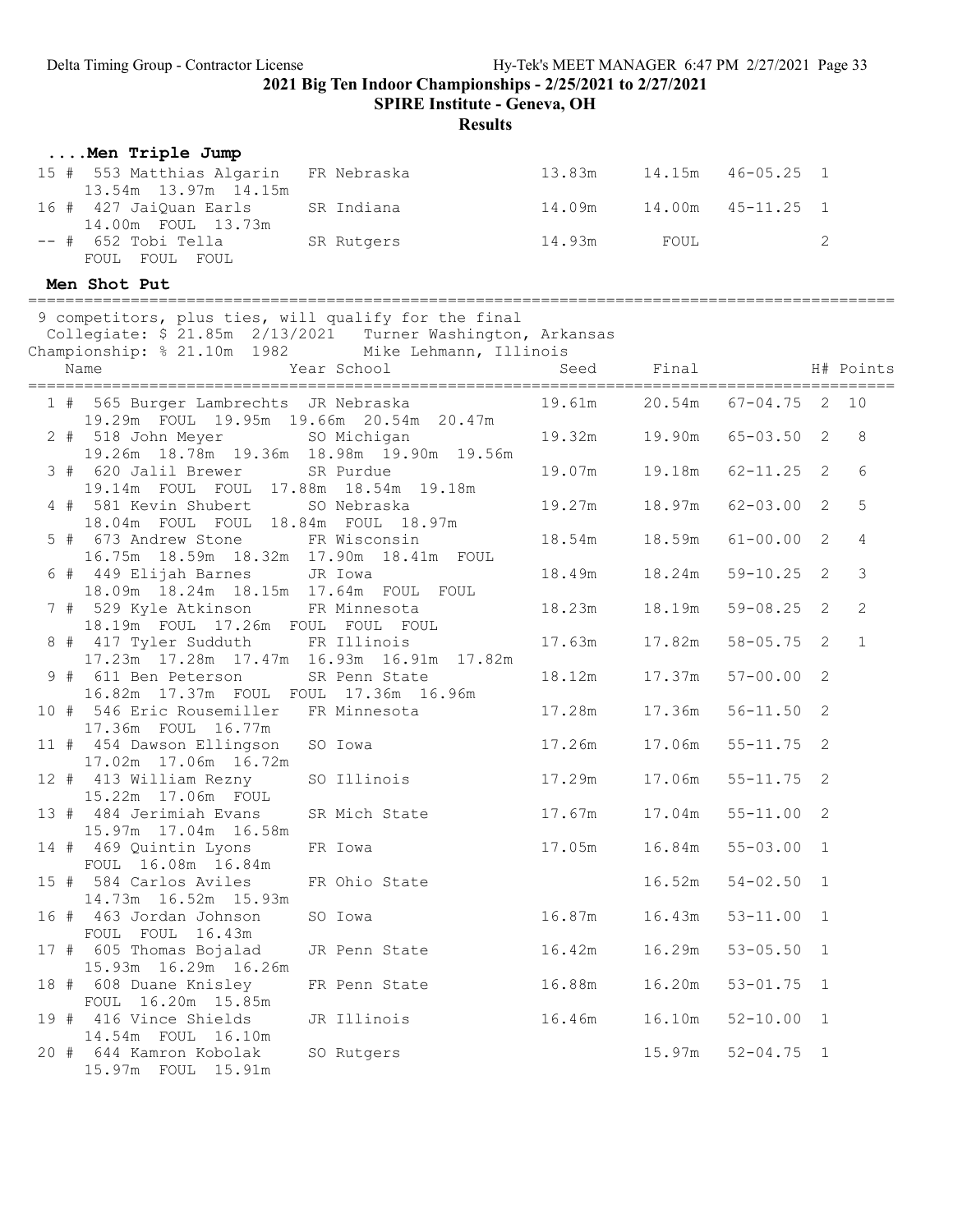## 2021 Big Ten Indoor Championships - 2/25/2021 to 2/27/2021

**SPIRE Institute - Geneva, OH**

**Results**

### ....Men Triple Jump

| Place | Name | Year | School | Seed | Final | | H# | Points |
|---|---|---|---|---|---|---|---|---|
| 15 # | 553 Matthias Algarin | FR | Nebraska | 13.83m | 14.15m | 46-05.25 | 1 | |
| | 13.54m 13.97m 14.15m | | | | | | | |
| 16 # | 427 JaiQuan Earls | SR | Indiana | 14.09m | 14.00m | 45-11.25 | 1 | |
| | 14.00m FOUL 13.73m | | | | | | | |
| -- # | 652 Tobi Tella | SR | Rutgers | 14.93m | FOUL | | 2 | |
| | FOUL FOUL FOUL | | | | | | | |

### Men Shot Put

9 competitors, plus ties, will qualify for the final
Collegiate: $ 21.85m 2/13/2021 Turner Washington, Arkansas
Championship: % 21.10m 1982 Mike Lehmann, Illinois

| Place | Name | Year | School | Seed | Final | | H# | Points |
|---|---|---|---|---|---|---|---|---|
| 1 # | 565 Burger Lambrechts | JR | Nebraska | 19.61m | 20.54m | 67-04.75 | 2 | 10 |
| | 19.29m FOUL 19.95m 19.66m 20.54m 20.47m | | | | | | | |
| 2 # | 518 John Meyer | SO | Michigan | 19.32m | 19.90m | 65-03.50 | 2 | 8 |
| | 19.26m 18.78m 19.36m 18.98m 19.90m 19.56m | | | | | | | |
| 3 # | 620 Jalil Brewer | SR | Purdue | 19.07m | 19.18m | 62-11.25 | 2 | 6 |
| | 19.14m FOUL FOUL 17.88m 18.54m 19.18m | | | | | | | |
| 4 # | 581 Kevin Shubert | SO | Nebraska | 19.27m | 18.97m | 62-03.00 | 2 | 5 |
| | 18.04m FOUL FOUL 18.84m FOUL 18.97m | | | | | | | |
| 5 # | 673 Andrew Stone | FR | Wisconsin | 18.54m | 18.59m | 61-00.00 | 2 | 4 |
| | 16.75m 18.59m 18.32m 17.90m 18.41m FOUL | | | | | | | |
| 6 # | 449 Elijah Barnes | JR | Iowa | 18.49m | 18.24m | 59-10.25 | 2 | 3 |
| | 18.09m 18.24m 18.15m 17.64m FOUL FOUL | | | | | | | |
| 7 # | 529 Kyle Atkinson | FR | Minnesota | 18.23m | 18.19m | 59-08.25 | 2 | 2 |
| | 18.19m FOUL 17.26m FOUL FOUL FOUL | | | | | | | |
| 8 # | 417 Tyler Sudduth | FR | Illinois | 17.63m | 17.82m | 58-05.75 | 2 | 1 |
| | 17.23m 17.28m 17.47m 16.93m 16.91m 17.82m | | | | | | | |
| 9 # | 611 Ben Peterson | SR | Penn State | 18.12m | 17.37m | 57-00.00 | 2 | |
| | 16.82m 17.37m FOUL FOUL 17.36m 16.96m | | | | | | | |
| 10 # | 546 Eric Rousemiller | FR | Minnesota | 17.28m | 17.36m | 56-11.50 | 2 | |
| | 17.36m FOUL 16.77m | | | | | | | |
| 11 # | 454 Dawson Ellingson | SO | Iowa | 17.26m | 17.06m | 55-11.75 | 2 | |
| | 17.02m 17.06m 16.72m | | | | | | | |
| 12 # | 413 William Rezny | SO | Illinois | 17.29m | 17.06m | 55-11.75 | 2 | |
| | 15.22m 17.06m FOUL | | | | | | | |
| 13 # | 484 Jerimiah Evans | SR | Mich State | 17.67m | 17.04m | 55-11.00 | 2 | |
| | 15.97m 17.04m 16.58m | | | | | | | |
| 14 # | 469 Quintin Lyons | FR | Iowa | 17.05m | 16.84m | 55-03.00 | 1 | |
| | FOUL 16.08m 16.84m | | | | | | | |
| 15 # | 584 Carlos Aviles | FR | Ohio State | | 16.52m | 54-02.50 | 1 | |
| | 14.73m 16.52m 15.93m | | | | | | | |
| 16 # | 463 Jordan Johnson | SO | Iowa | 16.87m | 16.43m | 53-11.00 | 1 | |
| | FOUL FOUL 16.43m | | | | | | | |
| 17 # | 605 Thomas Bojalad | JR | Penn State | 16.42m | 16.29m | 53-05.50 | 1 | |
| | 15.93m 16.29m 16.26m | | | | | | | |
| 18 # | 608 Duane Knisley | FR | Penn State | 16.88m | 16.20m | 53-01.75 | 1 | |
| | FOUL 16.20m 15.85m | | | | | | | |
| 19 # | 416 Vince Shields | JR | Illinois | 16.46m | 16.10m | 52-10.00 | 1 | |
| | 14.54m FOUL 16.10m | | | | | | | |
| 20 # | 644 Kamron Kobolak | SO | Rutgers | | 15.97m | 52-04.75 | 1 | |
| | 15.97m FOUL 15.91m | | | | | | | |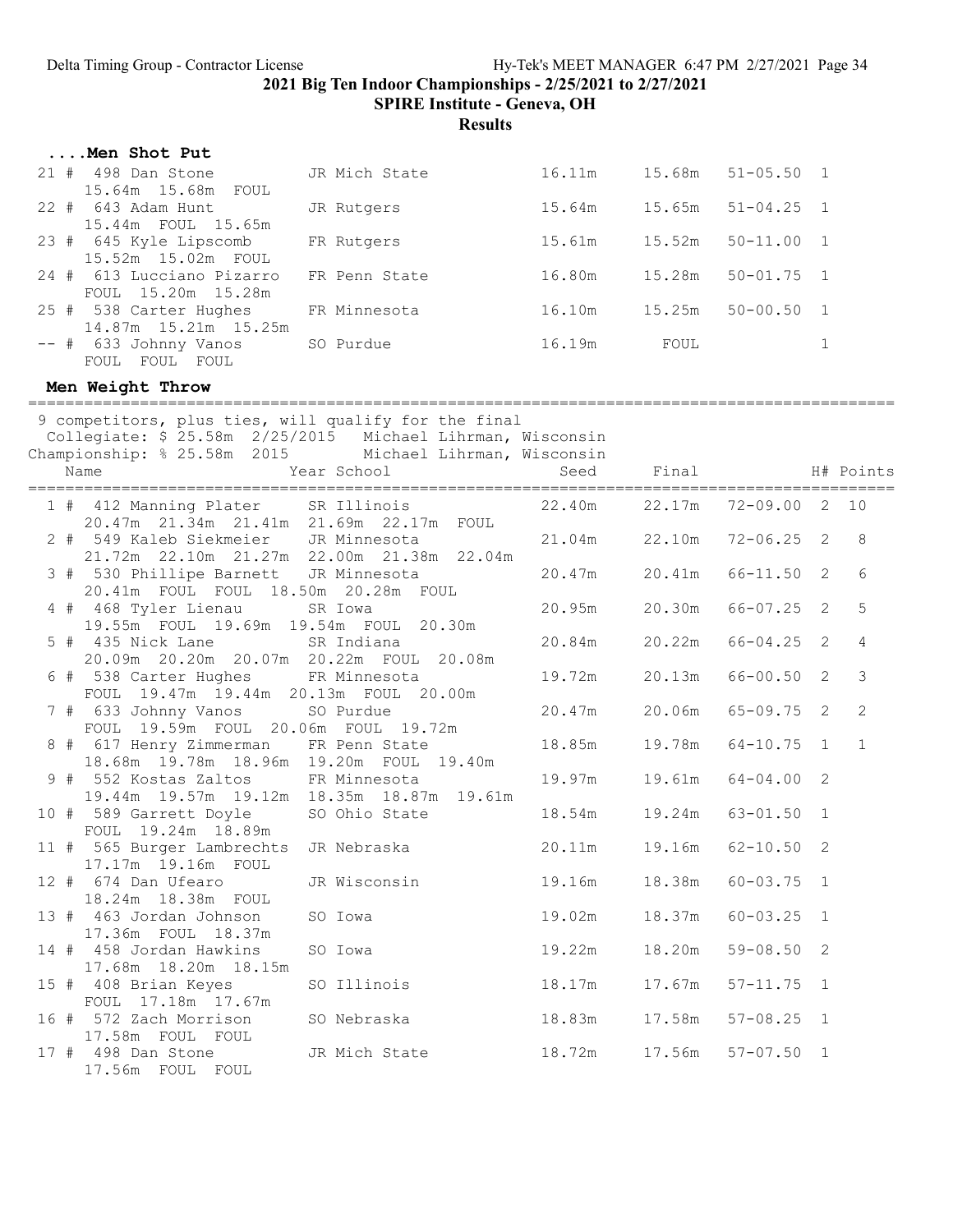## ....Men Shot Put

| Place | Name | Year | School | Seed | Final | | H# |
|---|---|---|---|---|---|---|---|
| 21 # | 498 Dan Stone | JR | Mich State | 16.11m | 15.68m | 51-05.50 | 1 |
| | 15.64m 15.68m FOUL | | | | | | |
| 22 # | 643 Adam Hunt | JR | Rutgers | 15.64m | 15.65m | 51-04.25 | 1 |
| | 15.44m FOUL 15.65m | | | | | | |
| 23 # | 645 Kyle Lipscomb | FR | Rutgers | 15.61m | 15.52m | 50-11.00 | 1 |
| | 15.52m 15.02m FOUL | | | | | | |
| 24 # | 613 Lucciano Pizarro | FR | Penn State | 16.80m | 15.28m | 50-01.75 | 1 |
| | FOUL 15.20m 15.28m | | | | | | |
| 25 # | 538 Carter Hughes | FR | Minnesota | 16.10m | 15.25m | 50-00.50 | 1 |
| | 14.87m 15.21m 15.25m | | | | | | |
| -- # | 633 Johnny Vanos | SO | Purdue | 16.19m | FOUL | | 1 |
| | FOUL FOUL FOUL | | | | | | |

## Men Weight Throw

9 competitors, plus ties, will qualify for the final
Collegiate: $ 25.58m 2/25/2015 Michael Lihrman, Wisconsin
Championship: % 25.58m 2015 Michael Lihrman, Wisconsin

| Place | Name | Year | School | Seed | Final | | H# | Points |
|---|---|---|---|---|---|---|---|---|
| 1 # | 412 Manning Plater | SR | Illinois | 22.40m | 22.17m | 72-09.00 | 2 | 10 |
| | 20.47m 21.34m 21.41m 21.69m 22.17m FOUL | | | | | | | |
| 2 # | 549 Kaleb Siekmeier | JR | Minnesota | 21.04m | 22.10m | 72-06.25 | 2 | 8 |
| | 21.72m 22.10m 21.27m 22.00m 21.38m 22.04m | | | | | | | |
| 3 # | 530 Phillipe Barnett | JR | Minnesota | 20.47m | 20.41m | 66-11.50 | 2 | 6 |
| | 20.41m FOUL FOUL 18.50m 20.28m FOUL | | | | | | | |
| 4 # | 468 Tyler Lienau | SR | Iowa | 20.95m | 20.30m | 66-07.25 | 2 | 5 |
| | 19.55m FOUL 19.69m 19.54m FOUL 20.30m | | | | | | | |
| 5 # | 435 Nick Lane | SR | Indiana | 20.84m | 20.22m | 66-04.25 | 2 | 4 |
| | 20.09m 20.20m 20.07m 20.22m FOUL 20.08m | | | | | | | |
| 6 # | 538 Carter Hughes | FR | Minnesota | 19.72m | 20.13m | 66-00.50 | 2 | 3 |
| | FOUL 19.47m 19.44m 20.13m FOUL 20.00m | | | | | | | |
| 7 # | 633 Johnny Vanos | SO | Purdue | 20.47m | 20.06m | 65-09.75 | 2 | 2 |
| | FOUL 19.59m FOUL 20.06m FOUL 19.72m | | | | | | | |
| 8 # | 617 Henry Zimmerman | FR | Penn State | 18.85m | 19.78m | 64-10.75 | 1 | 1 |
| | 18.68m 19.78m 18.96m 19.20m FOUL 19.40m | | | | | | | |
| 9 # | 552 Kostas Zaltos | FR | Minnesota | 19.97m | 19.61m | 64-04.00 | 2 | |
| | 19.44m 19.57m 19.12m 18.35m 18.87m 19.61m | | | | | | | |
| 10 # | 589 Garrett Doyle | SO | Ohio State | 18.54m | 19.24m | 63-01.50 | 1 | |
| | FOUL 19.24m 18.89m | | | | | | | |
| 11 # | 565 Burger Lambrechts | JR | Nebraska | 20.11m | 19.16m | 62-10.50 | 2 | |
| | 17.17m 19.16m FOUL | | | | | | | |
| 12 # | 674 Dan Ufearo | JR | Wisconsin | 19.16m | 18.38m | 60-03.75 | 1 | |
| | 18.24m 18.38m FOUL | | | | | | | |
| 13 # | 463 Jordan Johnson | SO | Iowa | 19.02m | 18.37m | 60-03.25 | 1 | |
| | 17.36m FOUL 18.37m | | | | | | | |
| 14 # | 458 Jordan Hawkins | SO | Iowa | 19.22m | 18.20m | 59-08.50 | 2 | |
| | 17.68m 18.20m 18.15m | | | | | | | |
| 15 # | 408 Brian Keyes | SO | Illinois | 18.17m | 17.67m | 57-11.75 | 1 | |
| | FOUL 17.18m 17.67m | | | | | | | |
| 16 # | 572 Zach Morrison | SO | Nebraska | 18.83m | 17.58m | 57-08.25 | 1 | |
| | 17.58m FOUL FOUL | | | | | | | |
| 17 # | 498 Dan Stone | JR | Mich State | 18.72m | 17.56m | 57-07.50 | 1 | |
| | 17.56m FOUL FOUL | | | | | | | |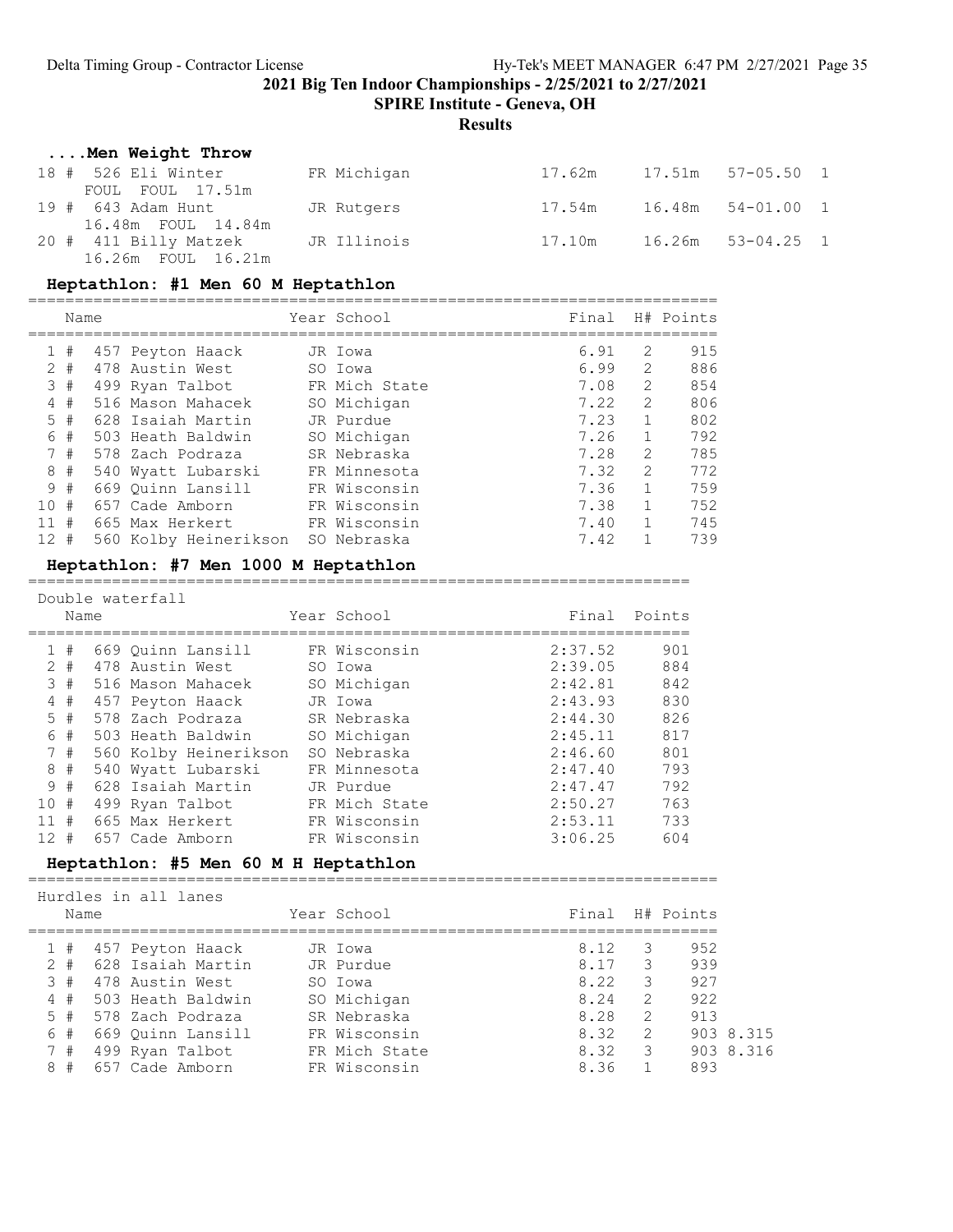2021 Big Ten Indoor Championships - 2/25/2021 to 2/27/2021

SPIRE Institute - Geneva, OH

Results

### ....Men Weight Throw

| Place | Name | Year School | Seed | Final | | H# |
|---|---|---|---|---|---|---|
| 18 # | 526 Eli Winter | FR Michigan | 17.62m | 17.51m | 57-05.50 | 1 |
| | FOUL FOUL 17.51m | | | | | |
| 19 # | 643 Adam Hunt | JR Rutgers | 17.54m | 16.48m | 54-01.00 | 1 |
| | 16.48m FOUL 14.84m | | | | | |
| 20 # | 411 Billy Matzek | JR Illinois | 17.10m | 16.26m | 53-04.25 | 1 |
| | 16.26m FOUL 16.21m | | | | | |

### Heptathlon: #1 Men 60 M Heptathlon

| Place | Name | Year School | Final | H# | Points |
|---|---|---|---|---|---|
| 1 # | 457 Peyton Haack | JR Iowa | 6.91 | 2 | 915 |
| 2 # | 478 Austin West | SO Iowa | 6.99 | 2 | 886 |
| 3 # | 499 Ryan Talbot | FR Mich State | 7.08 | 2 | 854 |
| 4 # | 516 Mason Mahacek | SO Michigan | 7.22 | 2 | 806 |
| 5 # | 628 Isaiah Martin | JR Purdue | 7.23 | 1 | 802 |
| 6 # | 503 Heath Baldwin | SO Michigan | 7.26 | 1 | 792 |
| 7 # | 578 Zach Podraza | SR Nebraska | 7.28 | 2 | 785 |
| 8 # | 540 Wyatt Lubarski | FR Minnesota | 7.32 | 2 | 772 |
| 9 # | 669 Quinn Lansill | FR Wisconsin | 7.36 | 1 | 759 |
| 10 # | 657 Cade Amborn | FR Wisconsin | 7.38 | 1 | 752 |
| 11 # | 665 Max Herkert | FR Wisconsin | 7.40 | 1 | 745 |
| 12 # | 560 Kolby Heinerikson | SO Nebraska | 7.42 | 1 | 739 |

### Heptathlon: #7 Men 1000 M Heptathlon

Double waterfall

| Place | Name | Year School | Final | Points |
|---|---|---|---|---|
| 1 # | 669 Quinn Lansill | FR Wisconsin | 2:37.52 | 901 |
| 2 # | 478 Austin West | SO Iowa | 2:39.05 | 884 |
| 3 # | 516 Mason Mahacek | SO Michigan | 2:42.81 | 842 |
| 4 # | 457 Peyton Haack | JR Iowa | 2:43.93 | 830 |
| 5 # | 578 Zach Podraza | SR Nebraska | 2:44.30 | 826 |
| 6 # | 503 Heath Baldwin | SO Michigan | 2:45.11 | 817 |
| 7 # | 560 Kolby Heinerikson | SO Nebraska | 2:46.60 | 801 |
| 8 # | 540 Wyatt Lubarski | FR Minnesota | 2:47.40 | 793 |
| 9 # | 628 Isaiah Martin | JR Purdue | 2:47.47 | 792 |
| 10 # | 499 Ryan Talbot | FR Mich State | 2:50.27 | 763 |
| 11 # | 665 Max Herkert | FR Wisconsin | 2:53.11 | 733 |
| 12 # | 657 Cade Amborn | FR Wisconsin | 3:06.25 | 604 |

### Heptathlon: #5 Men 60 M H Heptathlon

Hurdles in all lanes

| Place | Name | Year School | Final | H# | Points | |
|---|---|---|---|---|---|---|
| 1 # | 457 Peyton Haack | JR Iowa | 8.12 | 3 | 952 | |
| 2 # | 628 Isaiah Martin | JR Purdue | 8.17 | 3 | 939 | |
| 3 # | 478 Austin West | SO Iowa | 8.22 | 3 | 927 | |
| 4 # | 503 Heath Baldwin | SO Michigan | 8.24 | 2 | 922 | |
| 5 # | 578 Zach Podraza | SR Nebraska | 8.28 | 2 | 913 | |
| 6 # | 669 Quinn Lansill | FR Wisconsin | 8.32 | 2 | 903 | 8.315 |
| 7 # | 499 Ryan Talbot | FR Mich State | 8.32 | 3 | 903 | 8.316 |
| 8 # | 657 Cade Amborn | FR Wisconsin | 8.36 | 1 | 893 | |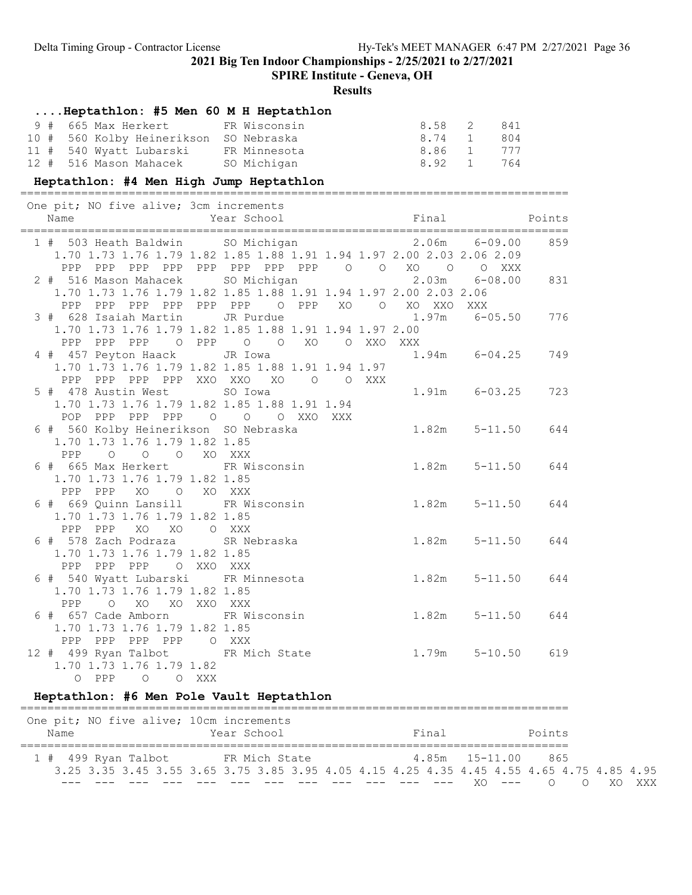2021 Big Ten Indoor Championships - 2/25/2021 to 2/27/2021

SPIRE Institute - Geneva, OH

Results

### ....Heptathlon: #5 Men 60 M H Heptathlon

```
 9 #  665 Max Herkert          FR Wisconsin                     8.58   2     841
10 #  560 Kolby Heinerikson    SO Nebraska                      8.74   1     804
11 #  540 Wyatt Lubarski       FR Minnesota                     8.86   1     777
12 #  516 Mason Mahacek        SO Michigan                      8.92   1     764
```

### Heptathlon: #4 Men High Jump Heptathlon

```
=================================================================================
   One pit; NO five alive; 3cm increments
    Name                    Year School                 Final              Points
=================================================================================
  1 #  503 Heath Baldwin      SO Michigan                  2.06m    6-09.00     859
      1.70 1.73 1.76 1.79 1.82 1.85 1.88 1.91 1.94 1.97 2.00 2.03 2.06 2.09
       PPP  PPP  PPP  PPP  PPP  PPP  PPP  PPP    O    O   XO    O    O  XXX
  2 #  516 Mason Mahacek      SO Michigan                  2.03m    6-08.00     831
      1.70 1.73 1.76 1.79 1.82 1.85 1.88 1.91 1.94 1.97 2.00 2.03 2.06
       PPP  PPP  PPP  PPP  PPP  PPP    O  PPP   XO    O   XO  XXO  XXX
  3 #  628 Isaiah Martin      JR Purdue                    1.97m    6-05.50     776
      1.70 1.73 1.76 1.79 1.82 1.85 1.88 1.91 1.94 1.97 2.00
       PPP  PPP  PPP    O  PPP    O    O   XO    O  XXO  XXX
  4 #  457 Peyton Haack       JR Iowa                      1.94m    6-04.25     749
      1.70 1.73 1.76 1.79 1.82 1.85 1.88 1.91 1.94 1.97
       PPP  PPP  PPP  PPP  XXO  XXO   XO    O    O  XXX
  5 #  478 Austin West        SO Iowa                      1.91m    6-03.25     723
      1.70 1.73 1.76 1.79 1.82 1.85 1.88 1.91 1.94
       POP  PPP  PPP  PPP    O    O    O  XXO  XXX
  6 #  560 Kolby Heinerikson  SO Nebraska                  1.82m    5-11.50     644
      1.70 1.73 1.76 1.79 1.82 1.85
       PPP    O    O    O   XO  XXX
  6 #  665 Max Herkert        FR Wisconsin                 1.82m    5-11.50     644
      1.70 1.73 1.76 1.79 1.82 1.85
       PPP  PPP   XO    O   XO  XXX
  6 #  669 Quinn Lansill      FR Wisconsin                 1.82m    5-11.50     644
      1.70 1.73 1.76 1.79 1.82 1.85
       PPP  PPP   XO   XO    O  XXX
  6 #  578 Zach Podraza       SR Nebraska                  1.82m    5-11.50     644
      1.70 1.73 1.76 1.79 1.82 1.85
       PPP  PPP  PPP    O  XXO  XXX
  6 #  540 Wyatt Lubarski     FR Minnesota                 1.82m    5-11.50     644
      1.70 1.73 1.76 1.79 1.82 1.85
       PPP    O   XO   XO  XXO  XXX
  6 #  657 Cade Amborn        FR Wisconsin                 1.82m    5-11.50     644
      1.70 1.73 1.76 1.79 1.82 1.85
       PPP  PPP  PPP  PPP    O  XXX
 12 #  499 Ryan Talbot        FR Mich State                1.79m    5-10.50     619
      1.70 1.73 1.76 1.79 1.82
         O  PPP    O    O  XXX
```

### Heptathlon: #6 Men Pole Vault Heptathlon

```
=================================================================================
   One pit; NO five alive; 10cm increments
    Name                    Year School                 Final              Points
=================================================================================
  1 #  499 Ryan Talbot        FR Mich State                4.85m   15-11.00     865
      3.25 3.35 3.45 3.55 3.65 3.75 3.85 3.95 4.05 4.15 4.25 4.35 4.45 4.55 4.65 4.75 4.85 4.95
       ---  ---  ---  ---  ---  ---  ---  ---  ---  ---  ---  ---   XO  ---    O    O   XO  XXX
```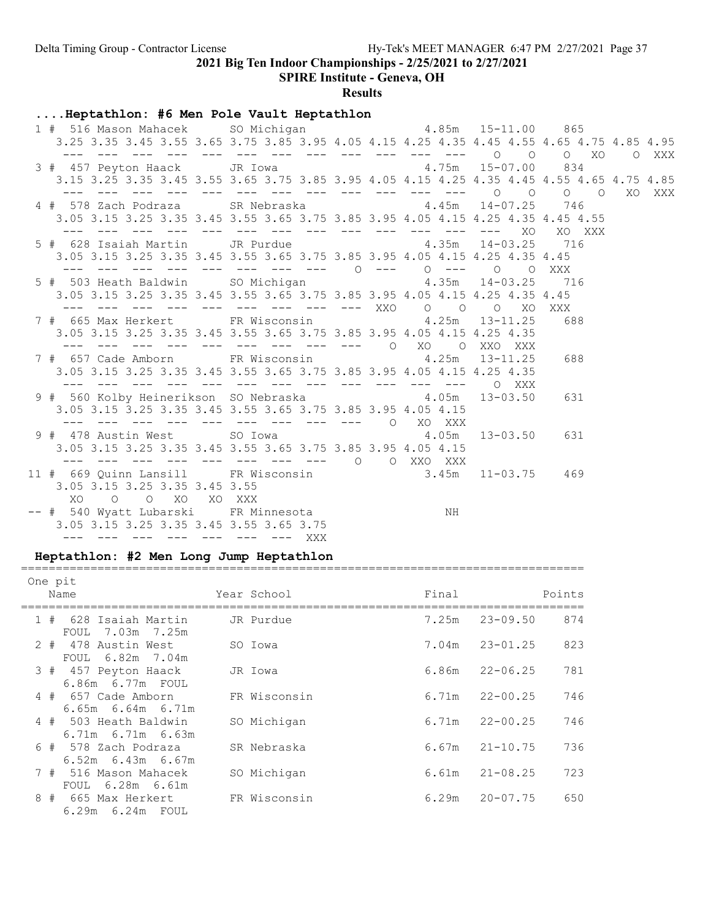## 2021 Big Ten Indoor Championships - 2/25/2021 to 2/27/2021

### SPIRE Institute - Geneva, OH

### Results

#### ....Heptathlon: #6 Men Pole Vault Heptathlon

```
  1 #  516 Mason Mahacek       SO Michigan                   4.85m    15-11.00    865
    3.25 3.35 3.45 3.55 3.65 3.75 3.85 3.95 4.05 4.15 4.25 4.35 4.45 4.55 4.65 4.75 4.85 4.95
     ---  ---  ---  ---  ---  ---  ---  ---  ---  ---  ---  ---    O    O    O   XO    O  XXX
  3 #  457 Peyton Haack        JR Iowa                       4.75m    15-07.00    834
    3.15 3.25 3.35 3.45 3.55 3.65 3.75 3.85 3.95 4.05 4.15 4.25 4.35 4.45 4.55 4.65 4.75 4.85
     ---  ---  ---  ---  ---  ---  ---  ---  ---  ---  ---  ---    O    O    O    O   XO  XXX
  4 #  578 Zach Podraza        SR Nebraska                   4.45m    14-07.25    746
    3.05 3.15 3.25 3.35 3.45 3.55 3.65 3.75 3.85 3.95 4.05 4.15 4.25 4.35 4.45 4.55
     ---  ---  ---  ---  ---  ---  ---  ---  ---  ---  ---  ---  ---   XO   XO  XXX
  5 #  628 Isaiah Martin       JR Purdue                     4.35m    14-03.25    716
    3.05 3.15 3.25 3.35 3.45 3.55 3.65 3.75 3.85 3.95 4.05 4.15 4.25 4.35 4.45
     ---  ---  ---  ---  ---  ---  ---  ---    O  ---    O  ---    O    O  XXX
  5 #  503 Heath Baldwin       SO Michigan                   4.35m    14-03.25    716
    3.05 3.15 3.25 3.35 3.45 3.55 3.65 3.75 3.85 3.95 4.05 4.15 4.25 4.35 4.45
     ---  ---  ---  ---  ---  ---  ---  ---  ---  XXO    O    O    O   XO  XXX
  7 #  665 Max Herkert         FR Wisconsin                  4.25m    13-11.25    688
    3.05 3.15 3.25 3.35 3.45 3.55 3.65 3.75 3.85 3.95 4.05 4.15 4.25 4.35
     ---  ---  ---  ---  ---  ---  ---  ---  ---    O   XO    O  XXO  XXX
  7 #  657 Cade Amborn         FR Wisconsin                  4.25m    13-11.25    688
    3.05 3.15 3.25 3.35 3.45 3.55 3.65 3.75 3.85 3.95 4.05 4.15 4.25 4.35
     ---  ---  ---  ---  ---  ---  ---  ---  ---  ---  ---  ---    O  XXX
  9 #  560 Kolby Heinerikson   SO Nebraska                   4.05m    13-03.50    631
    3.05 3.15 3.25 3.35 3.45 3.55 3.65 3.75 3.85 3.95 4.05 4.15
     ---  ---  ---  ---  ---  ---  ---  ---  ---    O   XO  XXX
  9 #  478 Austin West         SO Iowa                       4.05m    13-03.50    631
    3.05 3.15 3.25 3.35 3.45 3.55 3.65 3.75 3.85 3.95 4.05 4.15
     ---  ---  ---  ---  ---  ---  ---  ---    O    O  XXO  XXX
 11 #  669 Quinn Lansill       FR Wisconsin                  3.45m    11-03.75    469
    3.05 3.15 3.25 3.35 3.45 3.55
      XO    O    O   XO   XO  XXX
 -- #  540 Wyatt Lubarski      FR Minnesota                     NH
    3.05 3.15 3.25 3.35 3.45 3.55 3.65 3.75
     ---  ---  ---  ---  ---  ---  ---  XXX
```

#### Heptathlon: #2 Men Long Jump Heptathlon

One pit

| Place | Name | Year School | Final | | Points |
|---|---|---|---|---|---|
| 1 # | 628 Isaiah Martin<br>FOUL 7.03m 7.25m | JR Purdue | 7.25m | 23-09.50 | 874 |
| 2 # | 478 Austin West<br>FOUL 6.82m 7.04m | SO Iowa | 7.04m | 23-01.25 | 823 |
| 3 # | 457 Peyton Haack<br>6.86m 6.77m FOUL | JR Iowa | 6.86m | 22-06.25 | 781 |
| 4 # | 657 Cade Amborn<br>6.65m 6.64m 6.71m | FR Wisconsin | 6.71m | 22-00.25 | 746 |
| 4 # | 503 Heath Baldwin<br>6.71m 6.71m 6.63m | SO Michigan | 6.71m | 22-00.25 | 746 |
| 6 # | 578 Zach Podraza<br>6.52m 6.43m 6.67m | SR Nebraska | 6.67m | 21-10.75 | 736 |
| 7 # | 516 Mason Mahacek<br>FOUL 6.28m 6.61m | SO Michigan | 6.61m | 21-08.25 | 723 |
| 8 # | 665 Max Herkert<br>6.29m 6.24m FOUL | FR Wisconsin | 6.29m | 20-07.75 | 650 |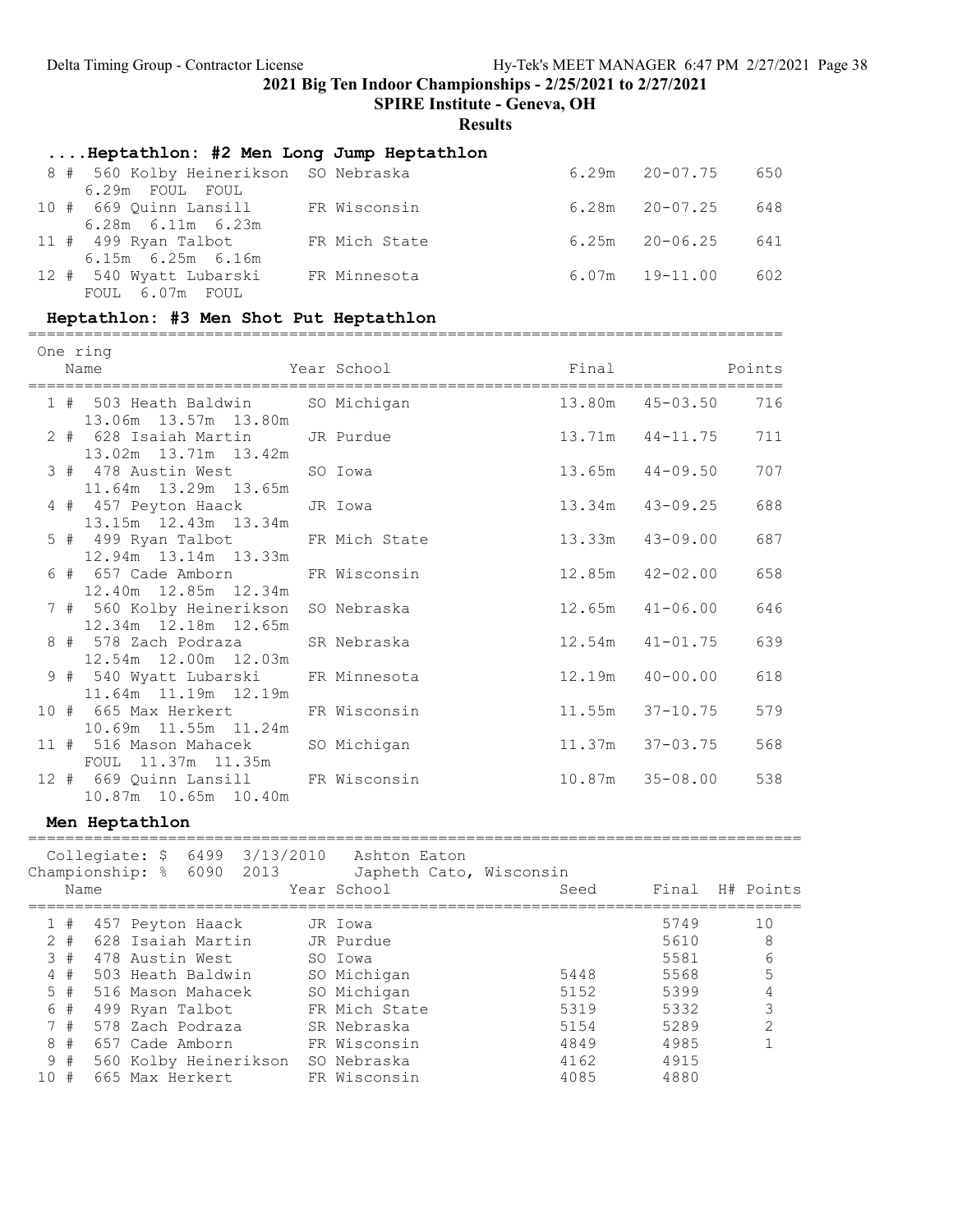2021 Big Ten Indoor Championships - 2/25/2021 to 2/27/2021

SPIRE Institute - Geneva, OH

**Results**

### ....Heptathlon: #2 Men Long Jump Heptathlon

| Place | Name | Year | School | Final | | Points |
|---|---|---|---|---|---|---|
| 8 # | 560 Kolby Heinerikson | SO | Nebraska | 6.29m | 20-07.75 | 650 |
| | 6.29m FOUL FOUL | | | | | |
| 10 # | 669 Quinn Lansill | FR | Wisconsin | 6.28m | 20-07.25 | 648 |
| | 6.28m 6.11m 6.23m | | | | | |
| 11 # | 499 Ryan Talbot | FR | Mich State | 6.25m | 20-06.25 | 641 |
| | 6.15m 6.25m 6.16m | | | | | |
| 12 # | 540 Wyatt Lubarski | FR | Minnesota | 6.07m | 19-11.00 | 602 |
| | FOUL 6.07m FOUL | | | | | |

### Heptathlon: #3 Men Shot Put Heptathlon

One ring

| Place | Name | Year | School | Final | | Points |
|---|---|---|---|---|---|---|
| 1 # | 503 Heath Baldwin | SO | Michigan | 13.80m | 45-03.50 | 716 |
| | 13.06m 13.57m 13.80m | | | | | |
| 2 # | 628 Isaiah Martin | JR | Purdue | 13.71m | 44-11.75 | 711 |
| | 13.02m 13.71m 13.42m | | | | | |
| 3 # | 478 Austin West | SO | Iowa | 13.65m | 44-09.50 | 707 |
| | 11.64m 13.29m 13.65m | | | | | |
| 4 # | 457 Peyton Haack | JR | Iowa | 13.34m | 43-09.25 | 688 |
| | 13.15m 12.43m 13.34m | | | | | |
| 5 # | 499 Ryan Talbot | FR | Mich State | 13.33m | 43-09.00 | 687 |
| | 12.94m 13.14m 13.33m | | | | | |
| 6 # | 657 Cade Amborn | FR | Wisconsin | 12.85m | 42-02.00 | 658 |
| | 12.40m 12.85m 12.34m | | | | | |
| 7 # | 560 Kolby Heinerikson | SO | Nebraska | 12.65m | 41-06.00 | 646 |
| | 12.34m 12.18m 12.65m | | | | | |
| 8 # | 578 Zach Podraza | SR | Nebraska | 12.54m | 41-01.75 | 639 |
| | 12.54m 12.00m 12.03m | | | | | |
| 9 # | 540 Wyatt Lubarski | FR | Minnesota | 12.19m | 40-00.00 | 618 |
| | 11.64m 11.19m 12.19m | | | | | |
| 10 # | 665 Max Herkert | FR | Wisconsin | 11.55m | 37-10.75 | 579 |
| | 10.69m 11.55m 11.24m | | | | | |
| 11 # | 516 Mason Mahacek | SO | Michigan | 11.37m | 37-03.75 | 568 |
| | FOUL 11.37m 11.35m | | | | | |
| 12 # | 669 Quinn Lansill | FR | Wisconsin | 10.87m | 35-08.00 | 538 |
| | 10.87m 10.65m 10.40m | | | | | |

### Men Heptathlon

Collegiate: $ 6499 3/13/2010 Ashton Eaton
Championship: % 6090 2013 Japheth Cato, Wisconsin

| Place | Name | Year | School | Seed | Final | H# | Points |
|---|---|---|---|---|---|---|---|
| 1 # | 457 Peyton Haack | JR | Iowa | | 5749 | | 10 |
| 2 # | 628 Isaiah Martin | JR | Purdue | | 5610 | | 8 |
| 3 # | 478 Austin West | SO | Iowa | | 5581 | | 6 |
| 4 # | 503 Heath Baldwin | SO | Michigan | 5448 | 5568 | | 5 |
| 5 # | 516 Mason Mahacek | SO | Michigan | 5152 | 5399 | | 4 |
| 6 # | 499 Ryan Talbot | FR | Mich State | 5319 | 5332 | | 3 |
| 7 # | 578 Zach Podraza | SR | Nebraska | 5154 | 5289 | | 2 |
| 8 # | 657 Cade Amborn | FR | Wisconsin | 4849 | 4985 | | 1 |
| 9 # | 560 Kolby Heinerikson | SO | Nebraska | 4162 | 4915 | | |
| 10 # | 665 Max Herkert | FR | Wisconsin | 4085 | 4880 | | |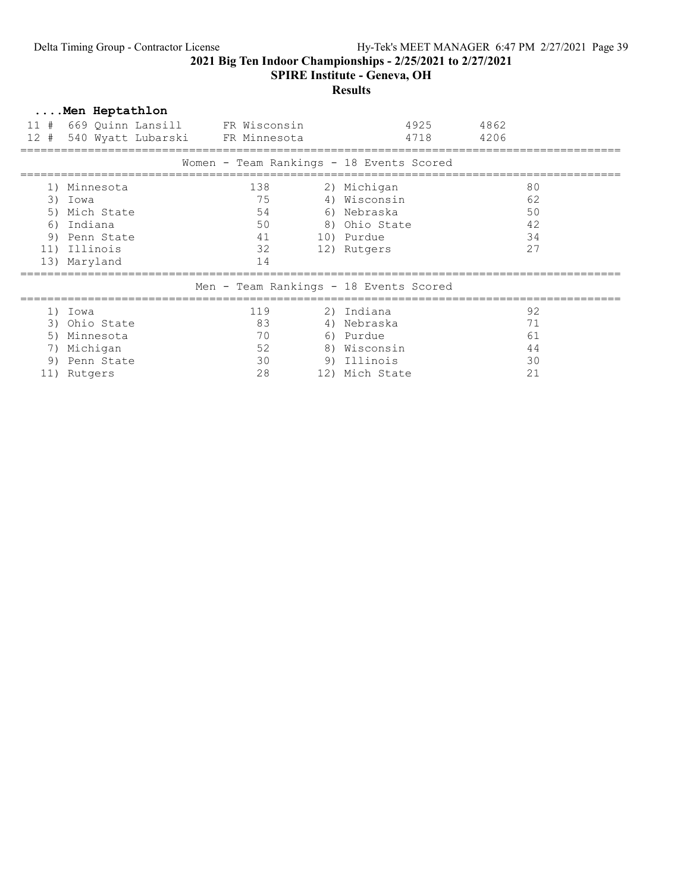### ....Men Heptathlon

| | | | | | |
|---|---|---|---|---|---|
| 11 # | 669 Quinn Lansill | FR Wisconsin | | 4925 | 4862 |
| 12 # | 540 Wyatt Lubarski | FR Minnesota | | 4718 | 4206 |

### Women - Team Rankings - 18 Events Scored

| | | | | | |
|---|---|---|---|---|---|
| 1) | Minnesota | 138 | 2) | Michigan | 80 |
| 3) | Iowa | 75 | 4) | Wisconsin | 62 |
| 5) | Mich State | 54 | 6) | Nebraska | 50 |
| 6) | Indiana | 50 | 8) | Ohio State | 42 |
| 9) | Penn State | 41 | 10) | Purdue | 34 |
| 11) | Illinois | 32 | 12) | Rutgers | 27 |
| 13) | Maryland | 14 | | | |

### Men - Team Rankings - 18 Events Scored

| | | | | | |
|---|---|---|---|---|---|
| 1) | Iowa | 119 | 2) | Indiana | 92 |
| 3) | Ohio State | 83 | 4) | Nebraska | 71 |
| 5) | Minnesota | 70 | 6) | Purdue | 61 |
| 7) | Michigan | 52 | 8) | Wisconsin | 44 |
| 9) | Penn State | 30 | 9) | Illinois | 30 |
| 11) | Rutgers | 28 | 12) | Mich State | 21 |